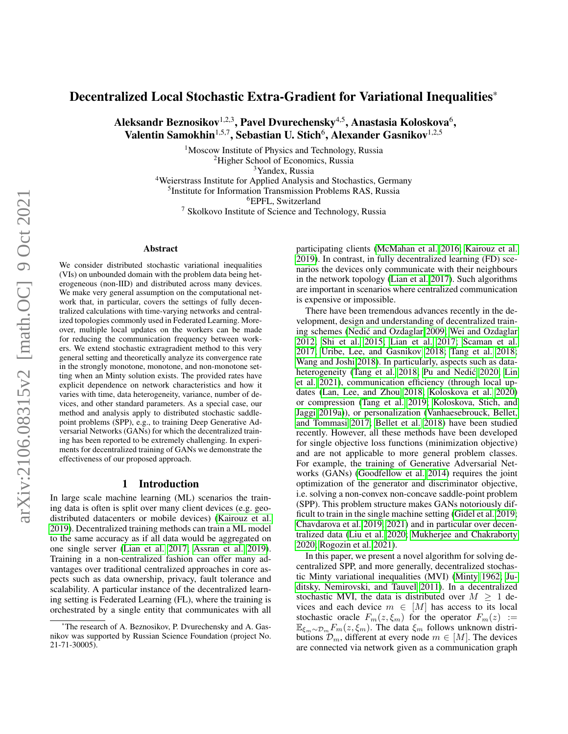# Decentralized Local Stochastic Extra-Gradient for Variational Inequalities*

**Aleksandr Beznosikov[1,2,3], Pavel Dvurechensky[4,5], Anastasia Koloskova[6], Valentin Samokhin[1,5,7], Sebastian U. Stich[6], Alexander Gasnikov[1,2,5]**

[1]Moscow Institute of Physics and Technology, Russia
[2]Higher School of Economics, Russia
[3]Yandex, Russia
[4]Weierstrass Institute for Applied Analysis and Stochastics, Germany
[5]Institute for Information Transmission Problems RAS, Russia
[6]EPFL, Switzerland
[7] Skolkovo Institute of Science and Technology, Russia

## Abstract

We consider distributed stochastic variational inequalities (VIs) on unbounded domain with the problem data being heterogeneous (non-IID) and distributed across many devices. We make very general assumption on the computational network that, in particular, covers the settings of fully decentralized calculations with time-varying networks and centralized topologies commonly used in Federated Learning. Moreover, multiple local updates on the workers can be made for reducing the communication frequency between workers. We extend stochastic extragradient method to this very general setting and theoretically analyze its convergence rate in the strongly monotone, monotone, and non-monotone setting when an Minty solution exists. The provided rates have explicit dependence on network characteristics and how it varies with time, data heterogeneity, variance, number of devices, and other standard parameters. As a special case, our method and analysis apply to distributed stochastic saddle-point problems (SPP), e.g., to training Deep Generative Adversarial Networks (GANs) for which the decentralized training has been reported to be extremely challenging. In experiments for decentralized training of GANs we demonstrate the effectiveness of our proposed approach.

## 1 Introduction

In large scale machine learning (ML) scenarios the training data is often is split over many client devices (e.g. geo-distributed datacenters or mobile devices) (Kairouz et al. 2019). Decentralized training methods can train a ML model to the same accuracy as if all data would be aggregated on one single server (Lian et al. 2017; Assran et al. 2019). Training in a non-centralized fashion can offer many advantages over traditional centralized approaches in core aspects such as data ownership, privacy, fault tolerance and scalability. A particular instance of the decentralized learning setting is Federated Learning (FL), where the training is orchestrated by a single entity that communicates with all participating clients (McMahan et al. 2016; Kairouz et al. 2019). In contrast, in fully decentralized learning (FD) scenarios the devices only communicate with their neighbours in the network topology (Lian et al. 2017). Such algorithms are important in scenarios where centralized communication is expensive or impossible.

There have been tremendous advances recently in the development, design and understanding of decentralized training schemes (Nedić and Ozdaglar 2009; Wei and Ozdaglar 2012; Shi et al. 2015; Lian et al. 2017; Scaman et al. 2017; Uribe, Lee, and Gasnikov 2018; Tang et al. 2018; Wang and Joshi 2018). In particularly, aspects such as data-heterogeneity (Tang et al. 2018; Pu and Nedić 2020; Lin et al. 2021), communication efficiency (through local updates (Lan, Lee, and Zhou 2018; Koloskova et al. 2020) or compression (Tang et al. 2019; Koloskova, Stich, and Jaggi 2019a)), or personalization (Vanhaesebrouck, Bellet, and Tommasi 2017; Bellet et al. 2018) have been studied recently. However, all these methods have been developed for single objective loss functions (minimization objective) and are not applicable to more general problem classes. For example, the training of Generative Adversarial Networks (GANs) (Goodfellow et al. 2014) requires the joint optimization of the generator and discriminator objective, i.e. solving a non-convex non-concave saddle-point problem (SPP). This problem structure makes GANs notoriously difficult to train in the single machine setting (Gidel et al. 2019; Chavdarova et al. 2019, 2021) and in particular over decentralized data (Liu et al. 2020; Mukherjee and Chakraborty 2020; Rogozin et al. 2021).

In this paper, we present a novel algorithm for solving decentralized SPP, and more generally, decentralized stochastic Minty variational inequalities (MVI) (Minty 1962; Juditsky, Nemirovski, and Tauvel 2011). In a decentralized stochastic MVI, the data is distributed over $M \geq 1$ devices and each device $m \in [M]$ has access to its local stochastic oracle $F_m(z, \xi_m)$ for the operator $F_m(z) := \mathbb{E}_{\xi_m \sim \mathcal{D}_m} F_m(z, \xi_m)$. The data $\xi_m$ follows unknown distributions $\mathcal{D}_m$, different at every node $m \in [M]$. The devices are connected via network given as a communication graph

*The research of A. Beznosikov, P. Dvurechensky and A. Gasnikov was supported by Russian Science Foundation (project No. 21-71-30005).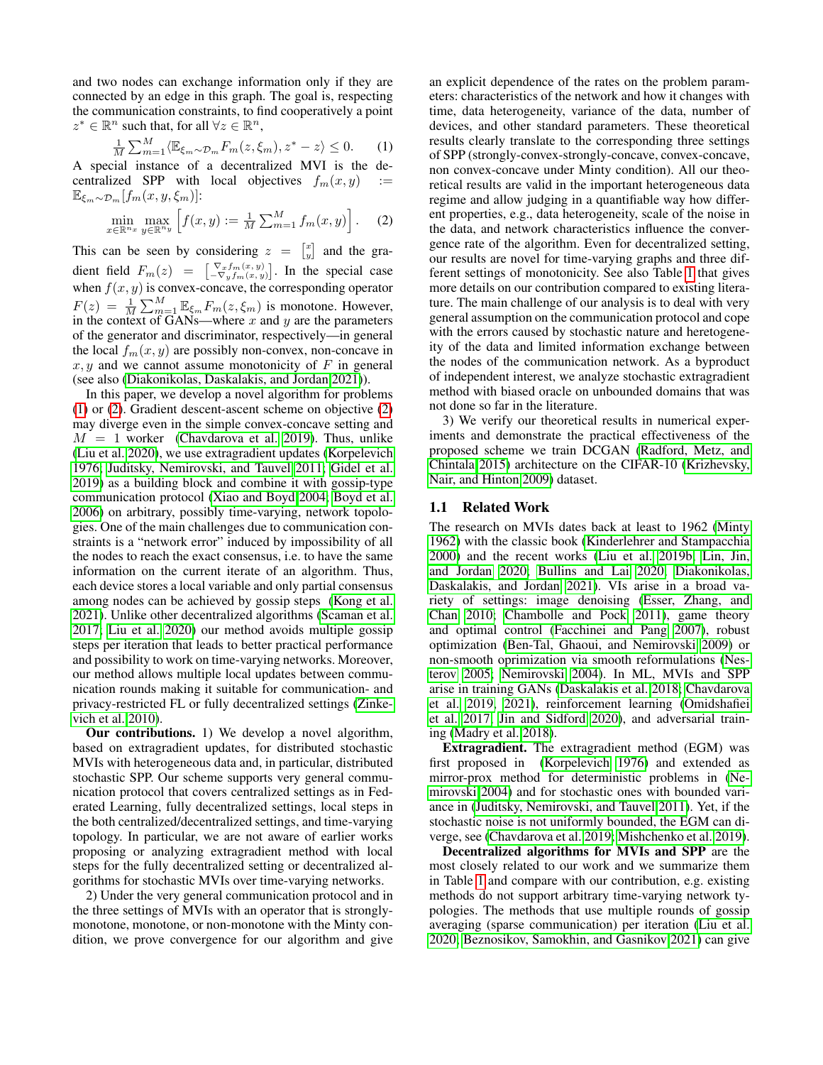and two nodes can exchange information only if they are connected by an edge in this graph. The goal is, respecting the communication constraints, to find cooperatively a point $z^* \in \mathbb{R}^n$ such that, for all $\forall z \in \mathbb{R}^n$,

$$\frac{1}{M}\sum_{m=1}^{M}\langle \mathbb{E}_{\xi_m \sim \mathcal{D}_m} F_m(z, \xi_m), z^* - z\rangle \leq 0. \quad (1)$$

A special instance of a decentralized MVI is the decentralized SPP with local objectives $f_m(x, y) := \mathbb{E}_{\xi_m \sim \mathcal{D}_m}[f_m(x, y, \xi_m)]$:

$$\min_{x \in \mathbb{R}^{n_x}} \max_{y \in \mathbb{R}^{n_y}} \left[ f(x, y) := \frac{1}{M}\sum_{m=1}^{M} f_m(x, y)\right]. \quad (2)$$

This can be seen by considering $z = \begin{bmatrix} x \\ y \end{bmatrix}$ and the gradient field $F_m(z) = \begin{bmatrix} \nabla_x f_m(x,y) \\ -\nabla_y f_m(x,y) \end{bmatrix}$. In the special case when $f(x, y)$ is convex-concave, the corresponding operator $F(z) = \frac{1}{M}\sum_{m=1}^{M} \mathbb{E}_{\xi_m} F_m(z, \xi_m)$ is monotone. However, in the context of GANs—where $x$ and $y$ are the parameters of the generator and discriminator, respectively—in general the local $f_m(x, y)$ are possibly non-convex, non-concave in $x, y$ and we cannot assume monotonicity of $F$ in general (see also (Diakonikolas, Daskalakis, and Jordan 2021)).

In this paper, we develop a novel algorithm for problems (1) or (2). Gradient descent-ascent scheme on objective (2) may diverge even in the simple convex-concave setting and $M = 1$ worker (Chavdarova et al. 2019). Thus, unlike (Liu et al. 2020), we use extragradient updates (Korpelevich 1976; Juditsky, Nemirovski, and Tauvel 2011; Gidel et al. 2019) as a building block and combine it with gossip-type communication protocol (Xiao and Boyd 2004; Boyd et al. 2006) on arbitrary, possibly time-varying, network topologies. One of the main challenges due to communication constraints is a "network error" induced by impossibility of all the nodes to reach the exact consensus, i.e. to have the same information on the current iterate of an algorithm. Thus, each device stores a local variable and only partial consensus among nodes can be achieved by gossip steps (Kong et al. 2021). Unlike other decentralized algorithms (Scaman et al. 2017; Liu et al. 2020) our method avoids multiple gossip steps per iteration that leads to better practical performance and possibility to work on time-varying networks. Moreover, our method allows multiple local updates between communication rounds making it suitable for communication- and privacy-restricted FL or fully decentralized settings (Zinkevich et al. 2010).

**Our contributions.** 1) We develop a novel algorithm, based on extragradient updates, for distributed stochastic MVIs with heterogeneous data and, in particular, distributed stochastic SPP. Our scheme supports very general communication protocol that covers centralized settings as in Federated Learning, fully decentralized settings, local steps in the both centralized/decentralized settings, and time-varying topology. In particular, we are not aware of earlier works proposing or analyzing extragradient method with local steps for the fully decentralized setting or decentralized algorithms for stochastic MVIs over time-varying networks.

2) Under the very general communication protocol and in the three settings of MVIs with an operator that is strongly-monotone, monotone, or non-monotone with the Minty condition, we prove convergence for our algorithm and give an explicit dependence of the rates on the problem parameters: characteristics of the network and how it changes with time, data heterogeneity, variance of the data, number of devices, and other standard parameters. These theoretical results clearly translate to the corresponding three settings of SPP (strongly-convex-strongly-concave, convex-concave, non convex-concave under Minty condition). All our theoretical results are valid in the important heterogeneous data regime and allow judging in a quantifiable way how different properties, e.g., data heterogeneity, scale of the noise in the data, and network characteristics influence the convergence rate of the algorithm. Even for decentralized setting, our results are novel for time-varying graphs and three different settings of monotonicity. See also Table 1 that gives more details on our contribution compared to existing literature. The main challenge of our analysis is to deal with very general assumption on the communication protocol and cope with the errors caused by stochastic nature and heretogeneity of the data and limited information exchange between the nodes of the communication network. As a byproduct of independent interest, we analyze stochastic extragradient method with biased oracle on unbounded domains that was not done so far in the literature.

3) We verify our theoretical results in numerical experiments and demonstrate the practical effectiveness of the proposed scheme we train DCGAN (Radford, Metz, and Chintala 2015) architecture on the CIFAR-10 (Krizhevsky, Nair, and Hinton 2009) dataset.

### 1.1 Related Work

The research on MVIs dates back at least to 1962 (Minty 1962) with the classic book (Kinderlehrer and Stampacchia 2000) and the recent works (Liu et al. 2019b; Lin, Jin, and Jordan 2020; Bullins and Lai 2020; Diakonikolas, Daskalakis, and Jordan 2021). VIs arise in a broad variety of settings: image denoising (Esser, Zhang, and Chan 2010; Chambolle and Pock 2011), game theory and optimal control (Facchinei and Pang 2007), robust optimization (Ben-Tal, Ghaoui, and Nemirovski 2009) or non-smooth oprimization via smooth reformulations (Nesterov 2005; Nemirovski 2004). In ML, MVIs and SPP arise in training GANs (Daskalakis et al. 2018; Chavdarova et al. 2019, 2021), reinforcement learning (Omidshafiei et al. 2017; Jin and Sidford 2020), and adversarial training (Madry et al. 2018).

**Extragradient.** The extragradient method (EGM) was first proposed in (Korpelevich 1976) and extended as mirror-prox method for deterministic problems in (Nemirovski 2004) and for stochastic ones with bounded variance in (Juditsky, Nemirovski, and Tauvel 2011). Yet, if the stochastic noise is not uniformly bounded, the EGM can diverge, see (Chavdarova et al. 2019; Mishchenko et al. 2019).

**Decentralized algorithms for MVIs and SPP** are the most closely related to our work and we summarize them in Table 1 and compare with our contribution, e.g. existing methods do not support arbitrary time-varying network typologies. The methods that use multiple rounds of gossip averaging (sparse communication) per iteration (Liu et al. 2020; Beznosikov, Samokhin, and Gasnikov 2021) can give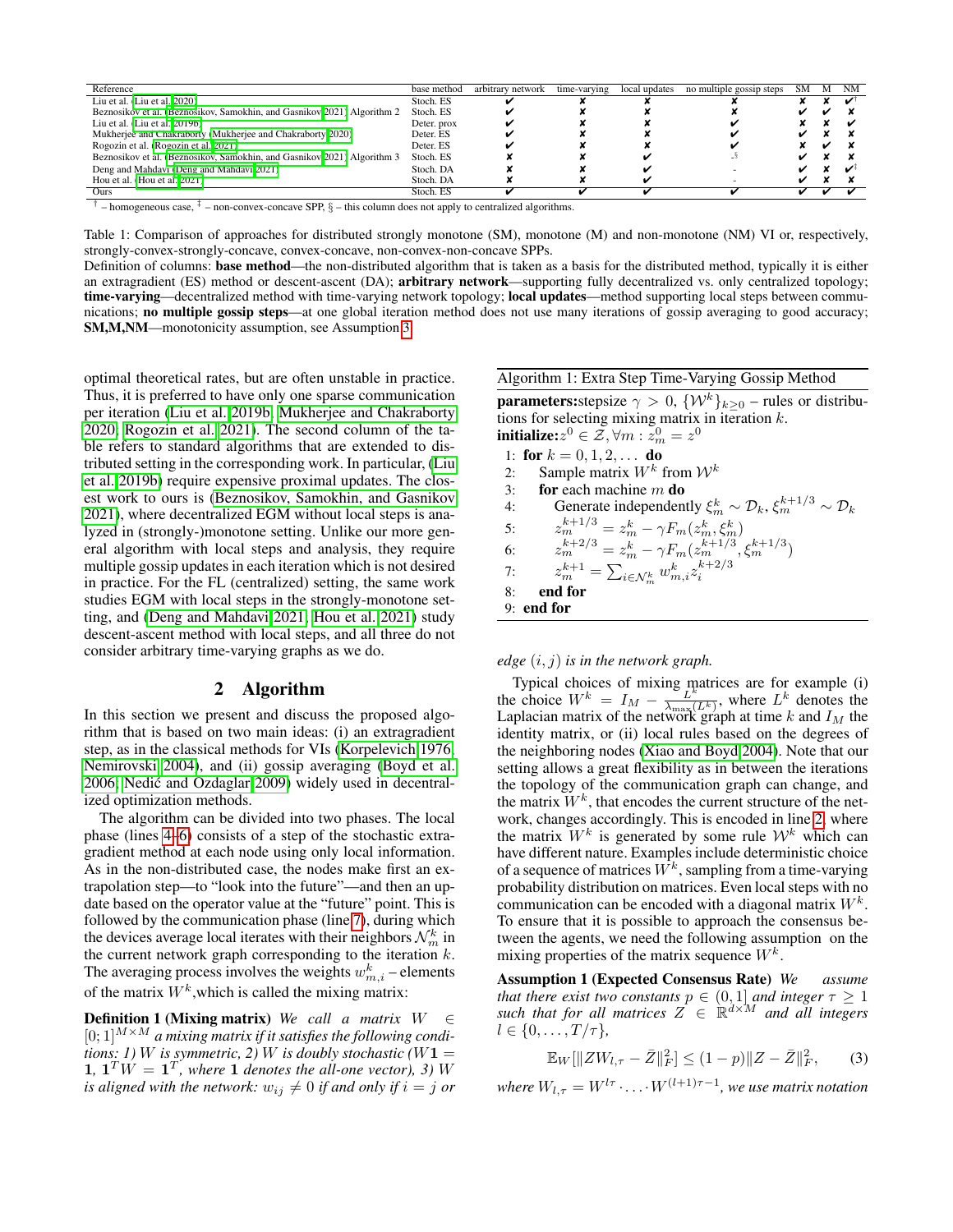| Reference | base method | arbitrary network | time-varying | local updates | no multiple gossip steps | SM | M | NM |
|---|---|---|---|---|---|---|---|---|
| Liu et al. (Liu et al. 2020) | Stoch. ES | ✔ | ✘ | ✘ | ✘ | ✘ | ✘ | ✔[†] |
| Beznosikov et al. (Beznosikov, Samokhin, and Gasnikov 2021) Algorithm 2 | Stoch. ES | ✔ | ✘ | ✘ | ✘ | ✔ | ✔ | ✘ |
| Liu et al. (Liu et al. 2019b) | Deter. prox | ✔ | ✘ | ✘ | ✔ | ✘ | ✘ | ✔ |
| Mukherjee and Chakraborty (Mukherjee and Chakraborty 2020) | Deter. ES | ✔ | ✘ | ✘ | ✔ | ✔ | ✘ | ✘ |
| Rogozin et al. (Rogozin et al. 2021) | Deter. ES | ✔ | ✘ | ✘ | ✔ | ✘ | ✔ | ✘ |
| Beznosikov et al. (Beznosikov, Samokhin, and Gasnikov 2021) Algorithm 3 | Stoch. ES | ✘ | ✘ | ✔ | -[§] | ✔ | ✘ | ✘ |
| Deng and Mahdavi (Deng and Mahdavi 2021) | Stoch. DA | ✘ | ✘ | ✔ | - | ✔ | ✘ | ✔[‡] |
| Hou et al. (Hou et al. 2021) | Stoch. DA | ✘ | ✘ | ✔ | - | ✔ | ✘ | ✘ |
| Ours | Stoch. ES | ✔ | ✔ | ✔ | ✔ | ✔ | ✔ | ✔ |

[†] – homogeneous case, [‡] – non-convex-concave SPP, § – this column does not apply to centralized algorithms.

Table 1: Comparison of approaches for distributed strongly monotone (SM), monotone (M) and non-monotone (NM) VI or, respectively, strongly-convex-strongly-concave, convex-concave, non-convex-non-concave SPPs.
Definition of columns: **base method**—the non-distributed algorithm that is taken as a basis for the distributed method, typically it is either an extragradient (ES) method or descent-ascent (DA); **arbitrary network**—supporting fully decentralized vs. only centralized topology; **time-varying**—decentralized method with time-varying network topology; **local updates**—method supporting local steps between communications; **no multiple gossip steps**—at one global iteration method does not use many iterations of gossip averaging to good accuracy; **SM,M,NM**—monotonicity assumption, see Assumption 3.

optimal theoretical rates, but are often unstable in practice. Thus, it is preferred to have only one sparse communication per iteration (Liu et al. 2019b; Mukherjee and Chakraborty 2020; Rogozin et al. 2021). The second column of the table refers to standard algorithms that are extended to distributed setting in the corresponding work. In particular, (Liu et al. 2019b) require expensive proximal updates. The closest work to ours is (Beznosikov, Samokhin, and Gasnikov 2021), where decentralized EGM without local steps is analyzed in (strongly-)monotone setting. Unlike our more general algorithm with local steps and analysis, they require multiple gossip updates in each iteration which is not desired in practice. For the FL (centralized) setting, the same work studies EGM with local steps in the strongly-monotone setting, and (Deng and Mahdavi 2021; Hou et al. 2021) study descent-ascent method with local steps, and all three do not consider arbitrary time-varying graphs as we do.

## 2 Algorithm

In this section we present and discuss the proposed algorithm that is based on two main ideas: (i) an extragradient step, as in the classical methods for VIs (Korpelevich 1976; Nemirovski 2004), and (ii) gossip averaging (Boyd et al. 2006; Nedić and Ozdaglar 2009) widely used in decentralized optimization methods.

The algorithm can be divided into two phases. The local phase (lines 4–6) consists of a step of the stochastic extragradient method at each node using only local information. As in the non-distributed case, the nodes make first an extrapolation step—to "look into the future"—and then an update based on the operator value at the "future" point. This is followed by the communication phase (line 7), during which the devices average local iterates with their neighbors $\mathcal{N}_m^k$ in the current network graph corresponding to the iteration $k$. The averaging process involves the weights $w_{m,i}^k$ – elements of the matrix $W^k$, which is called the mixing matrix:

**Definition 1 (Mixing matrix)** *We call a matrix $W \in [0;1]^{M\times M}$ a mixing matrix if it satisfies the following conditions: 1) $W$ is symmetric, 2) $W$ is doubly stochastic ($W\mathbf{1} = \mathbf{1}$, $\mathbf{1}^T W = \mathbf{1}^T$, where $\mathbf{1}$ denotes the all-one vector), 3) $W$ is aligned with the network: $w_{ij} \neq 0$ if and only if $i = j$ or edge $(i, j)$ is in the network graph.*

---

**Algorithm 1:** Extra Step Time-Varying Gossip Method

**parameters:** stepsize $\gamma > 0$, $\{\mathcal{W}^k\}_{k\geq 0}$ – rules or distributions for selecting mixing matrix in iteration $k$.
**initialize:** $z^0 \in \mathcal{Z}, \forall m : z_m^0 = z^0$

1: **for** $k = 0, 1, 2, \ldots$ **do**
2: Sample matrix $W^k$ from $\mathcal{W}^k$
3: **for** each machine $m$ **do**
4: Generate independently $\xi_m^k \sim \mathcal{D}_k$, $\xi_m^{k+1/3} \sim \mathcal{D}_k$
5: $z_m^{k+1/3} = z_m^k - \gamma F_m(z_m^k, \xi_m^k)$
6: $z_m^{k+2/3} = z_m^k - \gamma F_m(z_m^{k+1/3}, \xi_m^{k+1/3})$
7: $z_m^{k+1} = \sum_{i\in\mathcal{N}_m^k} w_{m,i}^k z_i^{k+2/3}$
8: **end for**
9: **end for**

---

Typical choices of mixing matrices are for example (i) the choice $W^k = I_M - \frac{L^k}{\lambda_{\max}(L^k)}$, where $L^k$ denotes the Laplacian matrix of the network graph at time $k$ and $I_M$ the identity matrix, or (ii) local rules based on the degrees of the neighboring nodes (Xiao and Boyd 2004). Note that our setting allows a great flexibility as in between the iterations the topology of the communication graph can change, and the matrix $W^k$, that encodes the current structure of the network, changes accordingly. This is encoded in line 2, where the matrix $W^k$ is generated by some rule $\mathcal{W}^k$ which can have different nature. Examples include deterministic choice of a sequence of matrices $W^k$, sampling from a time-varying probability distribution on matrices. Even local steps with no communication can be encoded with a diagonal matrix $W^k$. To ensure that it is possible to approach the consensus between the agents, we need the following assumption on the mixing properties of the matrix sequence $W^k$.

**Assumption 1 (Expected Consensus Rate)** *We assume that there exist two constants $p \in (0, 1]$ and integer $\tau \geq 1$ such that for all matrices $Z \in \mathbb{R}^{d\times M}$ and all integers $l \in \{0, \ldots, T/\tau\}$,*

$$\mathbb{E}_W[\|ZW_{l,\tau} - \bar{Z}\|_F^2] \leq (1-p)\|Z - \bar{Z}\|_F^2, \qquad (3)$$

*where $W_{l,\tau} = W^{l\tau} \cdot \ldots \cdot W^{(l+1)\tau - 1}$, we use matrix notation*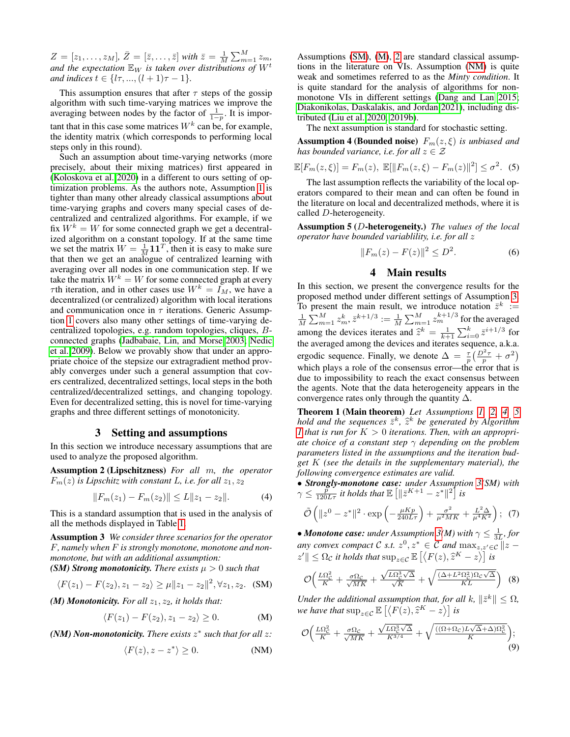$Z = [z_1, \ldots, z_M]$, $\bar{Z} = [\bar{z}, \ldots, \bar{z}]$ *with* $\bar{z} = \frac{1}{M}\sum_{m=1}^{M} z_m$, *and the expectation* $\mathbb{E}_W$ *is taken over distributions of* $W^t$ *and indices* $t \in \{l\tau, ..., (l+1)\tau - 1\}$.

This assumption ensures that after $\tau$ steps of the gossip algorithm with such time-varying matrices we improve the averaging between nodes by the factor of $\frac{1}{1-p}$. It is important that in this case some matrices $W^k$ can be, for example, the identity matrix (which corresponds to performing local steps only in this round).

Such an assumption about time-varying networks (more precisely, about their mixing matrices) first appeared in (Koloskova et al. 2020) in a different to ours setting of optimization problems. As the authors note, Assumption 1 is tighter than many other already classical assumptions about time-varying graphs and covers many special cases of decentralized and centralized algorithms. For example, if we fix $W^k = W$ for some connected graph we get a decentralized algorithm on a constant topology. If at the same time we set the matrix $W = \frac{1}{M}\mathbf{1}\mathbf{1}^T$, then it is easy to make sure that then we get an analogue of centralized learning with averaging over all nodes in one communication step. If we take the matrix $W^k = W$ for some connected graph at every $\tau$th iteration, and in other cases use $W^k = I_M$, we have a decentralized (or centralized) algorithm with local iterations and communication once in $\tau$ iterations. Generic Assumption 1 covers also many other settings of time-varying decentralized topologies, e.g. random topologies, cliques, $B$-connected graphs (Jadbabaie, Lin, and Morse 2003; Nedic et al. 2009). Below we provably show that under an appropriate choice of the stepsize our extragradient method provably converges under such a general assumption that covers centralized, decentralized settings, local steps in the both centralized/decentralized settings, and changing topology. Even for decentralized setting, this is novel for time-varying graphs and three different settings of monotonicity.

## 3 Setting and assumptions

In this section we introduce necessary assumptions that are used to analyze the proposed algorithm.

**Assumption 2 (Lipschitzness)** *For all* $m$, *the operator* $F_m(z)$ *is Lipschitz with constant* $L$, *i.e. for all* $z_1, z_2$

$$\|F_m(z_1) - F_m(z_2)\| \leq L\|z_1 - z_2\|. \quad (4)$$

This is a standard assumption that is used in the analysis of all the methods displayed in Table 1.

**Assumption 3** *We consider three scenarios for the operator* $F$, *namely when* $F$ *is strongly monotone, monotone and non-monotone, but with an additional assumption:*

***(SM) Strong monotonicity.*** *There exists* $\mu > 0$ *such that*

$$\langle F(z_1) - F(z_2), z_1 - z_2\rangle \geq \mu\|z_1 - z_2\|^2, \forall z_1, z_2. \quad \text{(SM)}$$

***(M) Monotonicity.*** *For all* $z_1, z_2$, *it holds that:*

$$\langle F(z_1) - F(z_2), z_1 - z_2\rangle \geq 0. \quad \text{(M)}$$

***(NM) Non-monotonicity.*** *There exists* $z^*$ *such that for all* $z$:

$$\langle F(z), z - z^*\rangle \geq 0. \quad \text{(NM)}$$

Assumptions (SM), (M), 2 are standard classical assumptions in the literature on VIs. Assumption (NM) is quite weak and sometimes referred to as the *Minty condition*. It is quite standard for the analysis of algorithms for non-monotone VIs in different settings (Dang and Lan 2015; Diakonikolas, Daskalakis, and Jordan 2021), including distributed (Liu et al. 2020, 2019b).

The next assumption is standard for stochastic setting.

**Assumption 4 (Bounded noise)** $F_m(z, \xi)$ *is unbiased and has bounded variance, i.e. for all* $z \in \mathcal{Z}$

$$\mathbb{E}[F_m(z,\xi)] = F_m(z),\ \mathbb{E}[\|F_m(z,\xi) - F_m(z)\|^2] \leq \sigma^2. \quad (5)$$

The last assumption reflects the variability of the local operators compared to their mean and can often be found in the literature on local and decentralized methods, where it is called $D$-heterogeneity.

**Assumption 5 ($D$-heterogeneity.)** *The values of the local operator have bounded variablility, i.e. for all* $z$

$$\|F_m(z) - F(z)\|^2 \leq D^2. \quad (6)$$

## 4 Main results

In this section, we present the convergence results for the proposed method under different settings of Assumption 3. To present the main result, we introduce notation $\bar{z}^k := \frac{1}{M}\sum_{m=1}^{M} z_m^k$, $\bar{z}^{k+1/3} := \frac{1}{M}\sum_{m=1}^{M} z_m^{k+1/3}$ for the averaged among the devices iterates and $\widehat{z}^k = \frac{1}{k+1}\sum_{i=0}^{k}\bar{z}^{i+1/3}$ for the averaged among the devices and iterates sequence, a.k.a. ergodic sequence. Finally, we denote $\Delta = \frac{\tau}{p}\left(\frac{D^2\tau}{p} + \sigma^2\right)$ which plays a role of the consensus error—the error that is due to impossibility to reach the exact consensus between the agents. Note that the data heterogeneity appears in the convergence rates only through the quantity $\Delta$.

**Theorem 1 (Main theorem)** *Let Assumptions 1, 2, 4, 5 hold and the sequences* $\bar{z}^k$, $\widehat{z}^k$ *be generated by Algorithm 1 that is run for* $K > 0$ *iterations. Then, with an appropriate choice of a constant step* $\gamma$ *depending on the problem parameters listed in the assumptions and the iteration budget* $K$ *(see the details in the supplementary material), the following convergence estimates are valid.*

- ***Strongly-monotone case:*** *under Assumption 3(SM) with* $\gamma \leq \frac{p}{120L\tau}$ *it holds that* $\mathbb{E}\left[\|\bar{z}^{K+1} - z^*\|^2\right]$ *is*

$$\tilde{\mathcal{O}}\left(\|z^0 - z^*\|^2 \cdot \exp\left(-\frac{\mu K p}{240L\tau}\right) + \frac{\sigma^2}{\mu^2 MK} + \frac{L^2\Delta}{\mu^4 K^2}\right); \quad (7)$$

- ***Monotone case:*** *under Assumption 3(M) with* $\gamma \leq \frac{1}{3L}$, *for any convex compact* $\mathcal{C}$ *s.t.* $z^0, z^* \in \mathcal{C}$ *and* $\max_{z,z'\in\mathcal{C}}\|z - z'\| \leq \Omega_{\mathcal{C}}$ *it holds that* $\sup_{z\in\mathcal{C}}\mathbb{E}\left[\langle F(z), \widehat{z}^K - z\rangle\right]$ *is*

$$\mathcal{O}\left(\frac{L\Omega_{\mathcal{C}}^2}{K} + \frac{\sigma\Omega_{\mathcal{C}}}{\sqrt{MK}} + \frac{\sqrt{L\Omega_{\mathcal{C}}^3\sqrt{\Delta}}}{\sqrt{K}} + \sqrt{\frac{(\Delta + L^2\Omega_{\mathcal{C}}^2)\Omega_{\mathcal{C}}\sqrt{\Delta}}{KL}}\right) \quad (8)$$

*Under the additional assumption that, for all* $k$, $\|\bar{z}^k\| \leq \Omega$, *we have that* $\sup_{z\in\mathcal{C}}\mathbb{E}\left[\langle F(z), \widehat{z}^K - z\rangle\right]$ *is*

$$\mathcal{O}\left(\frac{L\Omega_{\mathcal{C}}^2}{K} + \frac{\sigma\Omega_{\mathcal{C}}}{\sqrt{MK}} + \frac{\sqrt{L\Omega_{\mathcal{C}}^3\sqrt{\Delta}}}{K^{3/4}} + \sqrt{\frac{((\Omega+\Omega_{\mathcal{C}})L\sqrt{\Delta}+\Delta)\Omega_{\mathcal{C}}^2}{K}}\right); \quad (9)$$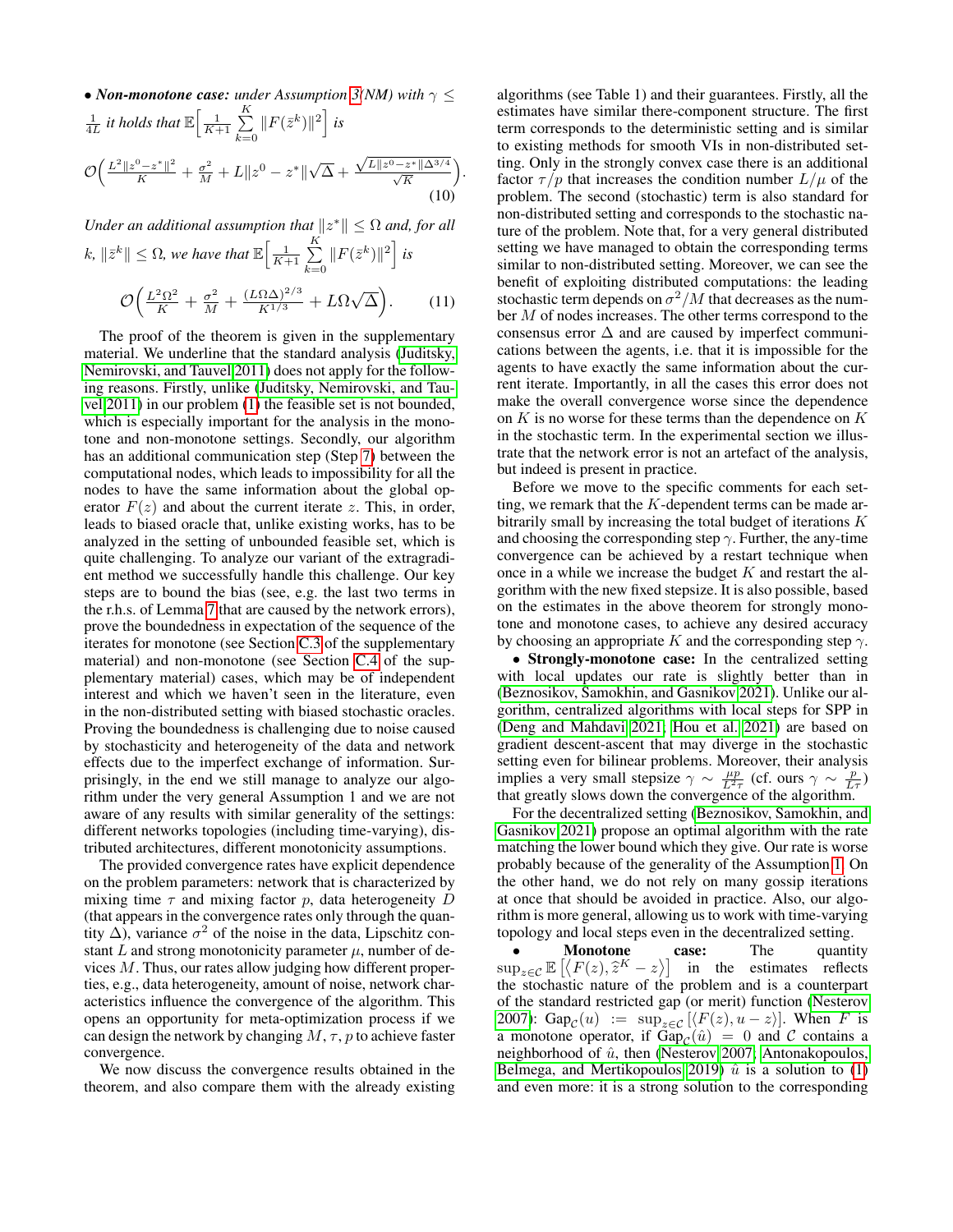• ***Non-monotone case:*** *under Assumption 3(NM) with $\gamma \leq \frac{1}{4L}$ it holds that $\mathbb{E}\Big[\frac{1}{K+1}\sum_{k=0}^{K}\|F(\bar{z}^k)\|^2\Big]$ is*

$$\mathcal{O}\Big(\frac{L^2\|z^0-z^*\|^2}{K} + \frac{\sigma^2}{M} + L\|z^0-z^*\|\sqrt{\Delta} + \frac{\sqrt{L\|z^0-z^*\|\Delta^{3/4}}}{\sqrt{K}}\Big). \tag{10}$$

*Under an additional assumption that $\|z^*\| \leq \Omega$ and, for all $k$, $\|\bar{z}^k\| \leq \Omega$, we have that $\mathbb{E}\Big[\frac{1}{K+1}\sum_{k=0}^{K}\|F(\bar{z}^k)\|^2\Big]$ is*

$$\mathcal{O}\Big(\frac{L^2\Omega^2}{K} + \frac{\sigma^2}{M} + \frac{(L\Omega\Delta)^{2/3}}{K^{1/3}} + L\Omega\sqrt{\Delta}\Big). \tag{11}$$

The proof of the theorem is given in the supplementary material. We underline that the standard analysis (Juditsky, Nemirovski, and Tauvel 2011) does not apply for the following reasons. Firstly, unlike (Juditsky, Nemirovski, and Tauvel 2011) in our problem (1) the feasible set is not bounded, which is especially important for the analysis in the monotone and non-monotone settings. Secondly, our algorithm has an additional communication step (Step 7) between the computational nodes, which leads to impossibility for all the nodes to have the same information about the global operator $F(z)$ and about the current iterate $z$. This, in order, leads to biased oracle that, unlike existing works, has to be analyzed in the setting of unbounded feasible set, which is quite challenging. To analyze our variant of the extragradient method we successfully handle this challenge. Our key steps are to bound the bias (see, e.g. the last two terms in the r.h.s. of Lemma 7 that are caused by the network errors), prove the boundedness in expectation of the sequence of the iterates for monotone (see Section C.3 of the supplementary material) and non-monotone (see Section C.4 of the supplementary material) cases, which may be of independent interest and which we haven't seen in the literature, even in the non-distributed setting with biased stochastic oracles. Proving the boundedness is challenging due to noise caused by stochasticity and heterogeneity of the data and network effects due to the imperfect exchange of information. Surprisingly, in the end we still manage to analyze our algorithm under the very general Assumption 1 and we are not aware of any results with similar generality of the settings: different networks topologies (including time-varying), distributed architectures, different monotonicity assumptions.

The provided convergence rates have explicit dependence on the problem parameters: network that is characterized by mixing time $\tau$ and mixing factor $p$, data heterogeneity $D$ (that appears in the convergence rates only through the quantity $\Delta$), variance $\sigma^2$ of the noise in the data, Lipschitz constant $L$ and strong monotonicity parameter $\mu$, number of devices $M$. Thus, our rates allow judging how different properties, e.g., data heterogeneity, amount of noise, network characteristics influence the convergence of the algorithm. This opens an opportunity for meta-optimization process if we can design the network by changing $M, \tau, p$ to achieve faster convergence.

We now discuss the convergence results obtained in the theorem, and also compare them with the already existing algorithms (see Table 1) and their guarantees. Firstly, all the estimates have similar there-component structure. The first term corresponds to the deterministic setting and is similar to existing methods for smooth VIs in non-distributed setting. Only in the strongly convex case there is an additional factor $\tau/p$ that increases the condition number $L/\mu$ of the problem. The second (stochastic) term is also standard for non-distributed setting and corresponds to the stochastic nature of the problem. Note that, for a very general distributed setting we have managed to obtain the corresponding terms similar to non-distributed setting. Moreover, we can see the benefit of exploiting distributed computations: the leading stochastic term depends on $\sigma^2/M$ that decreases as the number $M$ of nodes increases. The other terms correspond to the consensus error $\Delta$ and are caused by imperfect communications between the agents, i.e. that it is impossible for the agents to have exactly the same information about the current iterate. Importantly, in all the cases this error does not make the overall convergence worse since the dependence on $K$ is no worse for these terms than the dependence on $K$ in the stochastic term. In the experimental section we illustrate that the network error is not an artefact of the analysis, but indeed is present in practice.

Before we move to the specific comments for each setting, we remark that the $K$-dependent terms can be made arbitrarily small by increasing the total budget of iterations $K$ and choosing the corresponding step $\gamma$. Further, the any-time convergence can be achieved by a restart technique when once in a while we increase the budget $K$ and restart the algorithm with the new fixed stepsize. It is also possible, based on the estimates in the above theorem for strongly monotone and monotone cases, to achieve any desired accuracy by choosing an appropriate $K$ and the corresponding step $\gamma$.

• **Strongly-monotone case:** In the centralized setting with local updates our rate is slightly better than in (Beznosikov, Samokhin, and Gasnikov 2021). Unlike our algorithm, centralized algorithms with local steps for SPP in (Deng and Mahdavi 2021; Hou et al. 2021) are based on gradient descent-ascent that may diverge in the stochastic setting even for bilinear problems. Moreover, their analysis implies a very small stepsize $\gamma \sim \frac{\mu p}{L^2\tau}$ (cf. ours $\gamma \sim \frac{p}{L\tau}$) that greatly slows down the convergence of the algorithm.

For the decentralized setting (Beznosikov, Samokhin, and Gasnikov 2021) propose an optimal algorithm with the rate matching the lower bound which they give. Our rate is worse probably because of the generality of the Assumption 1. On the other hand, we do not rely on many gossip iterations at once that should be avoided in practice. Also, our algorithm is more general, allowing us to work with time-varying topology and local steps even in the decentralized setting.

• **Monotone case:** The quantity $\sup_{z\in\mathcal{C}}\mathbb{E}\left[\langle F(z), \widehat{z}^K - z\rangle\right]$ in the estimates reflects the stochastic nature of the problem and is a counterpart of the standard restricted gap (or merit) function (Nesterov 2007): $\text{Gap}_{\mathcal{C}}(u) := \sup_{z\in\mathcal{C}}\left[\langle F(z), u - z\rangle\right]$. When $F$ is a monotone operator, if $\text{Gap}_{\mathcal{C}}(\hat{u}) = 0$ and $\mathcal{C}$ contains a neighborhood of $\hat{u}$, then (Nesterov 2007; Antonakopoulos, Belmega, and Mertikopoulos 2019) $\hat{u}$ is a solution to (1) and even more: it is a strong solution to the corresponding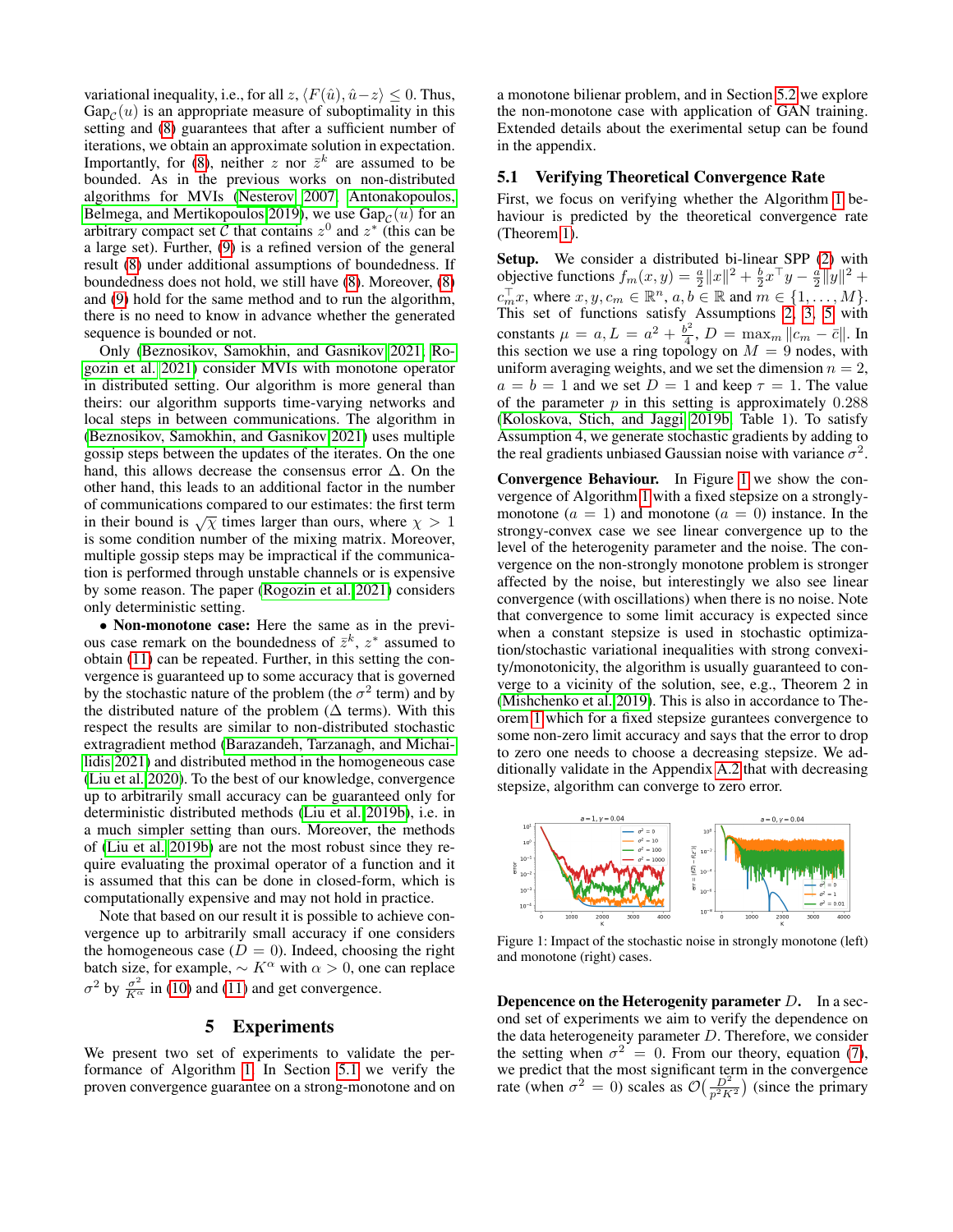variational inequality, i.e., for all $z$, $\langle F(\hat{u}), \hat{u} - z\rangle \leq 0$. Thus, $\text{Gap}_{\mathcal{C}}(u)$ is an appropriate measure of suboptimality in this setting and (8) guarantees that after a sufficient number of iterations, we obtain an approximate solution in expectation. Importantly, for (8), neither $z$ nor $\bar{z}^k$ are assumed to be bounded. As in the previous works on non-distributed algorithms for MVIs (Nesterov 2007; Antonakopoulos, Belmega, and Mertikopoulos 2019), we use $\text{Gap}_{\mathcal{C}}(u)$ for an arbitrary compact set $\mathcal{C}$ that contains $z^0$ and $z^*$ (this can be a large set). Further, (9) is a refined version of the general result (8) under additional assumptions of boundedness. If boundedness does not hold, we still have (8). Moreover, (8) and (9) hold for the same method and to run the algorithm, there is no need to know in advance whether the generated sequence is bounded or not.

Only (Beznosikov, Samokhin, and Gasnikov 2021; Rogozin et al. 2021) consider MVIs with monotone operator in distributed setting. Our algorithm is more general than theirs: our algorithm supports time-varying networks and local steps in between communications. The algorithm in (Beznosikov, Samokhin, and Gasnikov 2021) uses multiple gossip steps between the updates of the iterates. On the one hand, this allows decrease the consensus error $\Delta$. On the other hand, this leads to an additional factor in the number of communications compared to our estimates: the first term in their bound is $\sqrt{\chi}$ times larger than ours, where $\chi > 1$ is some condition number of the mixing matrix. Moreover, multiple gossip steps may be impractical if the communication is performed through unstable channels or is expensive by some reason. The paper (Rogozin et al. 2021) considers only deterministic setting.

- **Non-monotone case:** Here the same as in the previous case remark on the boundedness of $\bar{z}^k$, $z^*$ assumed to obtain (11) can be repeated. Further, in this setting the convergence is guaranteed up to some accuracy that is governed by the stochastic nature of the problem (the $\sigma^2$ term) and by the distributed nature of the problem ($\Delta$ terms). With this respect the results are similar to non-distributed stochastic extragradient method (Barazandeh, Tarzanagh, and Michailidis 2021) and distributed method in the homogeneous case (Liu et al. 2020). To the best of our knowledge, convergence up to arbitrarily small accuracy can be guaranteed only for deterministic distributed methods (Liu et al. 2019b), i.e. in a much simpler setting than ours. Moreover, the methods of (Liu et al. 2019b) are not the most robust since they require evaluating the proximal operator of a function and it is assumed that this can be done in closed-form, which is computationally expensive and may not hold in practice.

Note that based on our result it is possible to achieve convergence up to arbitrarily small accuracy if one considers the homogeneous case ($D = 0$). Indeed, choosing the right batch size, for example, $\sim K^\alpha$ with $\alpha > 0$, one can replace $\sigma^2$ by $\frac{\sigma^2}{K^\alpha}$ in (10) and (11) and get convergence.

## 5 Experiments

We present two set of experiments to validate the performance of Algorithm 1. In Section 5.1 we verify the proven convergence guarantee on a strong-monotone and on a monotone bilenar problem, and in Section 5.2 we explore the non-monotone case with application of GAN training. Extended details about the experimental setup can be found in the appendix.

### 5.1 Verifying Theoretical Convergence Rate

First, we focus on verifying whether the Algorithm 1 behaviour is predicted by the theoretical convergence rate (Theorem 1).

**Setup.** We consider a distributed bi-linear SPP (2) with objective functions $f_m(x, y) = \frac{a}{2}\|x\|^2 + \frac{b}{2}x^\top y - \frac{a}{2}\|y\|^2 + c_m^\top x$, where $x, y, c_m \in \mathbb{R}^n$, $a, b \in \mathbb{R}$ and $m \in \{1, \dots, M\}$. This set of functions satisfy Assumptions 2, 3, 5 with constants $\mu = a, L = a^2 + \frac{b^2}{4}$, $D = \max_m \|c_m - \bar{c}\|$. In this section we use a ring topology on $M = 9$ nodes, with uniform averaging weights, and we set the dimension $n = 2$, $a = b = 1$ and we set $D = 1$ and keep $\tau = 1$. The value of the parameter $p$ in this setting is approximately $0.288$ (Koloskova, Stich, and Jaggi 2019b, Table 1). To satisfy Assumption 4, we generate stochastic gradients by adding to the real gradients unbiased Gaussian noise with variance $\sigma^2$.

**Convergence Behaviour.** In Figure 1 we show the convergence of Algorithm 1 with a fixed stepsize on a strongly-monotone ($a = 1$) and monotone ($a = 0$) instance. In the strongy-convex case we see linear convergence up to the level of the heterogenity parameter and the noise. The convergence on the non-strongly monotone problem is stronger affected by the noise, but interestingly we also see linear convergence (with oscillations) when there is no noise. Note that convergence to some limit accuracy is expected since when a constant stepsize is used in stochastic optimization/stochastic variational inequalities with strong convexity/monotonicity, the algorithm is usually guaranteed to converge to a vicinity of the solution, see, e.g., Theorem 2 in (Mishchenko et al. 2019). This is also in accordance to Theorem 1 which for a fixed stepsize gurantees convergence to some non-zero limit accuracy and says that the error to drop to zero one needs to choose a decreasing stepsize. We additionally validate in the Appendix A.2 that with decreasing stepsize, algorithm can converge to zero error.

Figure 1: Impact of the stochastic noise in strongly monotone (left) and monotone (right) cases.

**Depencence on the Heterogenity parameter $D$.** In a second set of experiments we aim to verify the dependence on the data heterogeneity parameter $D$. Therefore, we consider the setting when $\sigma^2 = 0$. From our theory, equation (7), we predict that the most significant term in the convergence rate (when $\sigma^2 = 0$) scales as $\mathcal{O}\left(\frac{D^2}{p^2 K^2}\right)$ (since the primary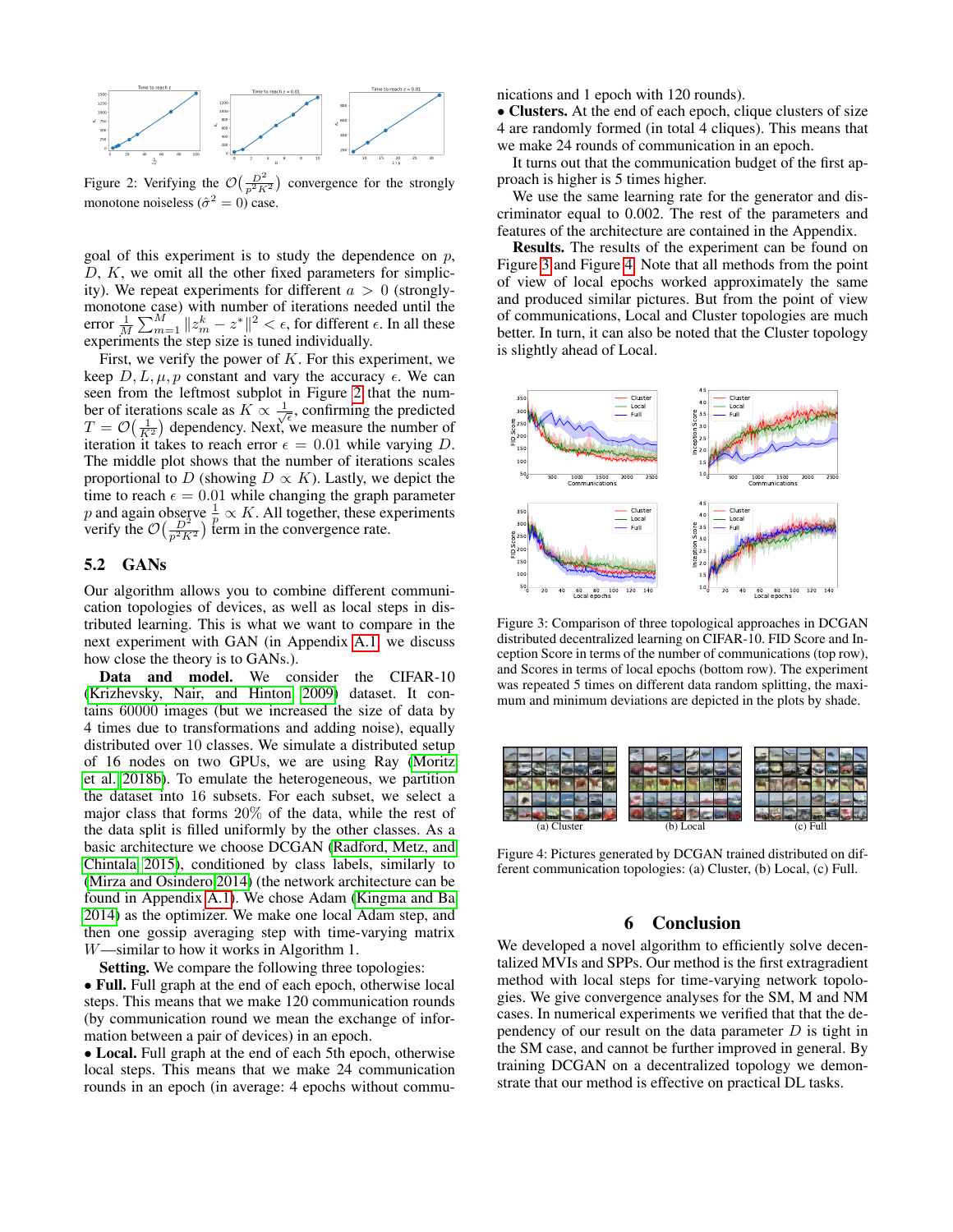Figure 2: Verifying the $\mathcal{O}(\frac{D^2}{p^2K^2})$ convergence for the strongly monotone noiseless ($\hat{\sigma}^2 = 0$) case.

goal of this experiment is to study the dependence on $p$, $D$, $K$, we omit all the other fixed parameters for simplicity). We repeat experiments for different $a > 0$ (strongly-monotone case) with number of iterations needed until the error $\frac{1}{M}\sum_{m=1}^{M}\|z_m^k - z^*\|^2 < \epsilon$, for different $\epsilon$. In all these experiments the step size is tuned individually.

First, we verify the power of $K$. For this experiment, we keep $D, L, \mu, p$ constant and vary the accuracy $\epsilon$. We can seen from the leftmost subplot in Figure 2 that the number of iterations scale as $K \propto \frac{1}{\sqrt{\epsilon}}$, confirming the predicted $T = \mathcal{O}(\frac{1}{K^2})$ dependency. Next, we measure the number of iteration it takes to reach error $\epsilon = 0.01$ while varying $D$. The middle plot shows that the number of iterations scales proportional to $D$ (showing $D \propto K$). Lastly, we depict the time to reach $\epsilon = 0.01$ while changing the graph parameter $p$ and again observe $\frac{1}{p} \propto K$. All together, these experiments verify the $\mathcal{O}(\frac{D^2}{p^2K^2})$ term in the convergence rate.

## 5.2 GANs

Our algorithm allows you to combine different communication topologies of devices, as well as local steps in distributed learning. This is what we want to compare in the next experiment with GAN (in Appendix A.1 we discuss how close the theory is to GANs.).

**Data and model.** We consider the CIFAR-10 (Krizhevsky, Nair, and Hinton 2009) dataset. It contains 60000 images (but we increased the size of data by 4 times due to transformations and adding noise), equally distributed over 10 classes. We simulate a distributed setup of 16 nodes on two GPUs, we are using Ray (Moritz et al. 2018b). To emulate the heterogeneous, we partition the dataset into 16 subsets. For each subset, we select a major class that forms 20% of the data, while the rest of the data split is filled uniformly by the other classes. As a basic architecture we choose DCGAN (Radford, Metz, and Chintala 2015), conditioned by class labels, similarly to (Mirza and Osindero 2014) (the network architecture can be found in Appendix A.1). We chose Adam (Kingma and Ba 2014) as the optimizer. We make one local Adam step, and then one gossip averaging step with time-varying matrix $W$—similar to how it works in Algorithm 1.

**Setting.** We compare the following three topologies:

- **Full.** Full graph at the end of each epoch, otherwise local steps. This means that we make 120 communication rounds (by communication round we mean the exchange of information between a pair of devices) in an epoch.
- **Local.** Full graph at the end of each 5th epoch, otherwise local steps. This means that we make 24 communication rounds in an epoch (in average: 4 epochs without communications and 1 epoch with 120 rounds).
- **Clusters.** At the end of each epoch, clique clusters of size 4 are randomly formed (in total 4 cliques). This means that we make 24 rounds of communication in an epoch.

It turns out that the communication budget of the first approach is higher is 5 times higher.

We use the same learning rate for the generator and discriminator equal to 0.002. The rest of the parameters and features of the architecture are contained in the Appendix.

**Results.** The results of the experiment can be found on Figure 3 and Figure 4. Note that all methods from the point of view of local epochs worked approximately the same and produced similar pictures. But from the point of view of communications, Local and Cluster topologies are much better. In turn, it can also be noted that the Cluster topology is slightly ahead of Local.

Figure 3: Comparison of three topological approaches in DCGAN distributed decentralized learning on CIFAR-10. FID Score and Inception Score in terms of the number of communications (top row), and Scores in terms of local epochs (bottom row). The experiment was repeated 5 times on different data random splitting, the maximum and minimum deviations are depicted in the plots by shade.

(a) Cluster (b) Local (c) Full

Figure 4: Pictures generated by DCGAN trained distributed on different communication topologies: (a) Cluster, (b) Local, (c) Full.

# 6 Conclusion

We developed a novel algorithm to efficiently solve decentralized MVIs and SPPs. Our method is the first extragradient method with local steps for time-varying network topologies. We give convergence analyses for the SM, M and NM cases. In numerical experiments we verified that that the dependency of our result on the data parameter $D$ is tight in the SM case, and cannot be further improved in general. By training DCGAN on a decentralized topology we demonstrate that our method is effective on practical DL tasks.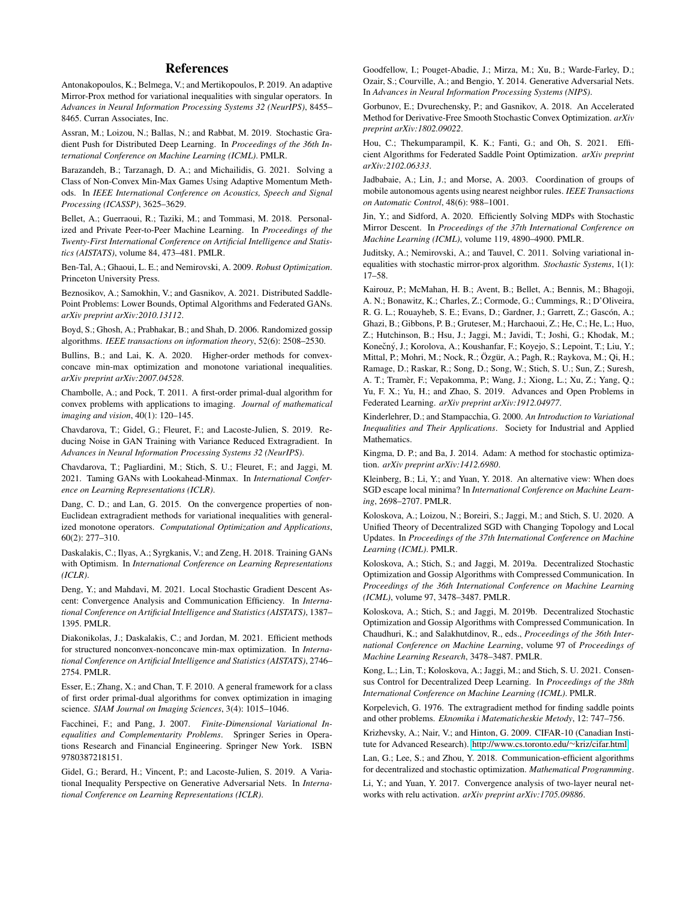# References

Antonakopoulos, K.; Belmega, V.; and Mertikopoulos, P. 2019. An adaptive Mirror-Prox method for variational inequalities with singular operators. In *Advances in Neural Information Processing Systems 32 (NeurIPS)*, 8455–8465. Curran Associates, Inc.

Assran, M.; Loizou, N.; Ballas, N.; and Rabbat, M. 2019. Stochastic Gradient Push for Distributed Deep Learning. In *Proceedings of the 36th International Conference on Machine Learning (ICML)*. PMLR.

Barazandeh, B.; Tarzanagh, D. A.; and Michailidis, G. 2021. Solving a Class of Non-Convex Min-Max Games Using Adaptive Momentum Methods. In *IEEE International Conference on Acoustics, Speech and Signal Processing (ICASSP)*, 3625–3629.

Bellet, A.; Guerraoui, R.; Taziki, M.; and Tommasi, M. 2018. Personalized and Private Peer-to-Peer Machine Learning. In *Proceedings of the Twenty-First International Conference on Artificial Intelligence and Statistics (AISTATS)*, volume 84, 473–481. PMLR.

Ben-Tal, A.; Ghaoui, L. E.; and Nemirovski, A. 2009. *Robust Optimization*. Princeton University Press.

Beznosikov, A.; Samokhin, V.; and Gasnikov, A. 2021. Distributed Saddle-Point Problems: Lower Bounds, Optimal Algorithms and Federated GANs. *arXiv preprint arXiv:2010.13112*.

Boyd, S.; Ghosh, A.; Prabhakar, B.; and Shah, D. 2006. Randomized gossip algorithms. *IEEE transactions on information theory*, 52(6): 2508–2530.

Bullins, B.; and Lai, K. A. 2020. Higher-order methods for convex-concave min-max optimization and monotone variational inequalities. *arXiv preprint arXiv:2007.04528*.

Chambolle, A.; and Pock, T. 2011. A first-order primal-dual algorithm for convex problems with applications to imaging. *Journal of mathematical imaging and vision*, 40(1): 120–145.

Chavdarova, T.; Gidel, G.; Fleuret, F.; and Lacoste-Julien, S. 2019. Reducing Noise in GAN Training with Variance Reduced Extragradient. In *Advances in Neural Information Processing Systems 32 (NeurIPS)*.

Chavdarova, T.; Pagliardini, M.; Stich, S. U.; Fleuret, F.; and Jaggi, M. 2021. Taming GANs with Lookahead-Minmax. In *International Conference on Learning Representations (ICLR)*.

Dang, C. D.; and Lan, G. 2015. On the convergence properties of non-Euclidean extragradient methods for variational inequalities with generalized monotone operators. *Computational Optimization and Applications*, 60(2): 277–310.

Daskalakis, C.; Ilyas, A.; Syrgkanis, V.; and Zeng, H. 2018. Training GANs with Optimism. In *International Conference on Learning Representations (ICLR)*.

Deng, Y.; and Mahdavi, M. 2021. Local Stochastic Gradient Descent Ascent: Convergence Analysis and Communication Efficiency. In *International Conference on Artificial Intelligence and Statistics (AISTATS)*, 1387–1395. PMLR.

Diakonikolas, J.; Daskalakis, C.; and Jordan, M. 2021. Efficient methods for structured nonconvex-nonconcave min-max optimization. In *International Conference on Artificial Intelligence and Statistics (AISTATS)*, 2746–2754. PMLR.

Esser, E.; Zhang, X.; and Chan, T. F. 2010. A general framework for a class of first order primal-dual algorithms for convex optimization in imaging science. *SIAM Journal on Imaging Sciences*, 3(4): 1015–1046.

Facchinei, F.; and Pang, J. 2007. *Finite-Dimensional Variational Inequalities and Complementarity Problems*. Springer Series in Operations Research and Financial Engineering. Springer New York. ISBN 9780387218151.

Gidel, G.; Berard, H.; Vincent, P.; and Lacoste-Julien, S. 2019. A Variational Inequality Perspective on Generative Adversarial Nets. In *International Conference on Learning Representations (ICLR)*.

Goodfellow, I.; Pouget-Abadie, J.; Mirza, M.; Xu, B.; Warde-Farley, D.; Ozair, S.; Courville, A.; and Bengio, Y. 2014. Generative Adversarial Nets. In *Advances in Neural Information Processing Systems (NIPS)*.

Gorbunov, E.; Dvurechensky, P.; and Gasnikov, A. 2018. An Accelerated Method for Derivative-Free Smooth Stochastic Convex Optimization. *arXiv preprint arXiv:1802.09022*.

Hou, C.; Thekumparampil, K. K.; Fanti, G.; and Oh, S. 2021. Efficient Algorithms for Federated Saddle Point Optimization. *arXiv preprint arXiv:2102.06333*.

Jadbabaie, A.; Lin, J.; and Morse, A. 2003. Coordination of groups of mobile autonomous agents using nearest neighbor rules. *IEEE Transactions on Automatic Control*, 48(6): 988–1001.

Jin, Y.; and Sidford, A. 2020. Efficiently Solving MDPs with Stochastic Mirror Descent. In *Proceedings of the 37th International Conference on Machine Learning (ICML)*, volume 119, 4890–4900. PMLR.

Juditsky, A.; Nemirovski, A.; and Tauvel, C. 2011. Solving variational inequalities with stochastic mirror-prox algorithm. *Stochastic Systems*, 1(1): 17–58.

Kairouz, P.; McMahan, H. B.; Avent, B.; Bellet, A.; Bennis, M.; Bhagoji, A. N.; Bonawitz, K.; Charles, Z.; Cormode, G.; Cummings, R.; D'Oliveira, R. G. L.; Rouayheb, S. E.; Evans, D.; Gardner, J.; Garrett, Z.; Gascón, A.; Ghazi, B.; Gibbons, P. B.; Gruteser, M.; Harchaoui, Z.; He, C.; He, L.; Huo, Z.; Hutchinson, B.; Hsu, J.; Jaggi, M.; Javidi, T.; Joshi, G.; Khodak, M.; Konečný, J.; Korolova, A.; Koushanfar, F.; Koyejo, S.; Lepoint, T.; Liu, Y.; Mittal, P.; Mohri, M.; Nock, R.; Özgür, A.; Pagh, R.; Raykova, M.; Qi, H.; Ramage, D.; Raskar, R.; Song, D.; Song, W.; Stich, S. U.; Sun, Z.; Suresh, A. T.; Tramèr, F.; Vepakomma, P.; Wang, J.; Xiong, L.; Xu, Z.; Yang, Q.; Yu, F. X.; Yu, H.; and Zhao, S. 2019. Advances and Open Problems in Federated Learning. *arXiv preprint arXiv:1912.04977*.

Kinderlehrer, D.; and Stampacchia, G. 2000. *An Introduction to Variational Inequalities and Their Applications*. Society for Industrial and Applied Mathematics.

Kingma, D. P.; and Ba, J. 2014. Adam: A method for stochastic optimization. *arXiv preprint arXiv:1412.6980*.

Kleinberg, B.; Li, Y.; and Yuan, Y. 2018. An alternative view: When does SGD escape local minima? In *International Conference on Machine Learning*, 2698–2707. PMLR.

Koloskova, A.; Loizou, N.; Boreiri, S.; Jaggi, M.; and Stich, S. U. 2020. A Unified Theory of Decentralized SGD with Changing Topology and Local Updates. In *Proceedings of the 37th International Conference on Machine Learning (ICML)*. PMLR.

Koloskova, A.; Stich, S.; and Jaggi, M. 2019a. Decentralized Stochastic Optimization and Gossip Algorithms with Compressed Communication. In *Proceedings of the 36th International Conference on Machine Learning (ICML)*, volume 97, 3478–3487. PMLR.

Koloskova, A.; Stich, S.; and Jaggi, M. 2019b. Decentralized Stochastic Optimization and Gossip Algorithms with Compressed Communication. In Chaudhuri, K.; and Salakhutdinov, R., eds., *Proceedings of the 36th International Conference on Machine Learning*, volume 97 of *Proceedings of Machine Learning Research*, 3478–3487. PMLR.

Kong, L.; Lin, T.; Koloskova, A.; Jaggi, M.; and Stich, S. U. 2021. Consensus Control for Decentralized Deep Learning. In *Proceedings of the 38th International Conference on Machine Learning (ICML)*. PMLR.

Korpelevich, G. 1976. The extragradient method for finding saddle points and other problems. *Eknomika i Matematicheskie Metody*, 12: 747–756.

Krizhevsky, A.; Nair, V.; and Hinton, G. 2009. CIFAR-10 (Canadian Institute for Advanced Research). http://www.cs.toronto.edu/~kriz/cifar.html.

Lan, G.; Lee, S.; and Zhou, Y. 2018. Communication-efficient algorithms for decentralized and stochastic optimization. *Mathematical Programming*.

Li, Y.; and Yuan, Y. 2017. Convergence analysis of two-layer neural networks with relu activation. *arXiv preprint arXiv:1705.09886*.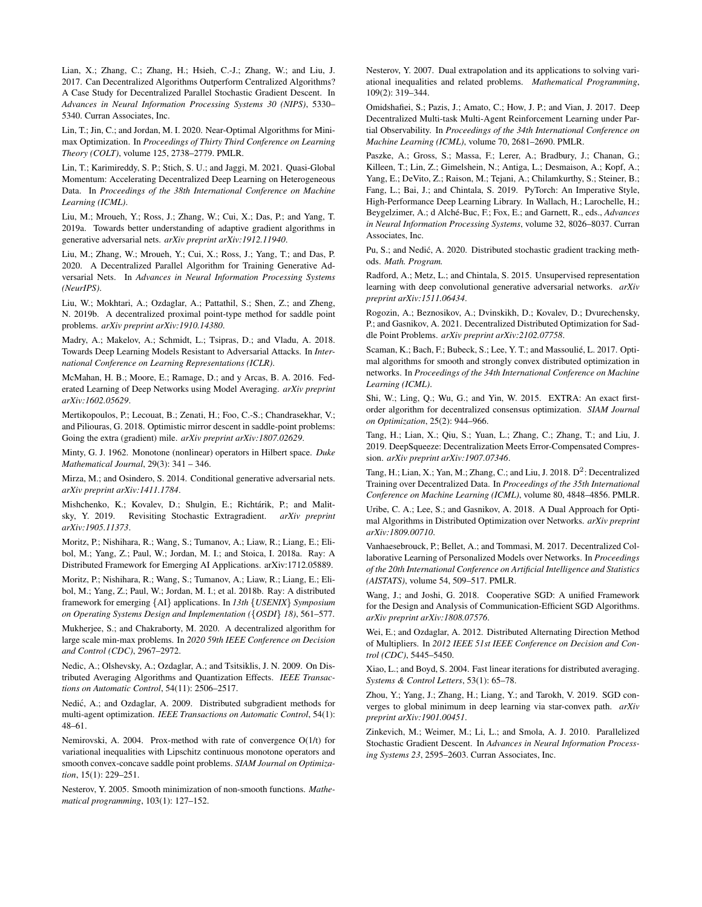Lian, X.; Zhang, C.; Zhang, H.; Hsieh, C.-J.; Zhang, W.; and Liu, J. 2017. Can Decentralized Algorithms Outperform Centralized Algorithms? A Case Study for Decentralized Parallel Stochastic Gradient Descent. In *Advances in Neural Information Processing Systems 30 (NIPS)*, 5330–5340. Curran Associates, Inc.

Lin, T.; Jin, C.; and Jordan, M. I. 2020. Near-Optimal Algorithms for Minimax Optimization. In *Proceedings of Thirty Third Conference on Learning Theory (COLT)*, volume 125, 2738–2779. PMLR.

Lin, T.; Karimireddy, S. P.; Stich, S. U.; and Jaggi, M. 2021. Quasi-Global Momentum: Accelerating Decentralized Deep Learning on Heterogeneous Data. In *Proceedings of the 38th International Conference on Machine Learning (ICML)*.

Liu, M.; Mroueh, Y.; Ross, J.; Zhang, W.; Cui, X.; Das, P.; and Yang, T. 2019a. Towards better understanding of adaptive gradient algorithms in generative adversarial nets. *arXiv preprint arXiv:1912.11940*.

Liu, M.; Zhang, W.; Mroueh, Y.; Cui, X.; Ross, J.; Yang, T.; and Das, P. 2020. A Decentralized Parallel Algorithm for Training Generative Adversarial Nets. In *Advances in Neural Information Processing Systems (NeurIPS)*.

Liu, W.; Mokhtari, A.; Ozdaglar, A.; Pattathil, S.; Shen, Z.; and Zheng, N. 2019b. A decentralized proximal point-type method for saddle point problems. *arXiv preprint arXiv:1910.14380*.

Madry, A.; Makelov, A.; Schmidt, L.; Tsipras, D.; and Vladu, A. 2018. Towards Deep Learning Models Resistant to Adversarial Attacks. In *International Conference on Learning Representations (ICLR)*.

McMahan, H. B.; Moore, E.; Ramage, D.; and y Arcas, B. A. 2016. Federated Learning of Deep Networks using Model Averaging. *arXiv preprint arXiv:1602.05629*.

Mertikopoulos, P.; Lecouat, B.; Zenati, H.; Foo, C.-S.; Chandrasekhar, V.; and Piliouras, G. 2018. Optimistic mirror descent in saddle-point problems: Going the extra (gradient) mile. *arXiv preprint arXiv:1807.02629*.

Minty, G. J. 1962. Monotone (nonlinear) operators in Hilbert space. *Duke Mathematical Journal*, 29(3): 341 – 346.

Mirza, M.; and Osindero, S. 2014. Conditional generative adversarial nets. *arXiv preprint arXiv:1411.1784*.

Mishchenko, K.; Kovalev, D.; Shulgin, E.; Richtárik, P.; and Malitsky, Y. 2019. Revisiting Stochastic Extragradient. *arXiv preprint arXiv:1905.11373*.

Moritz, P.; Nishihara, R.; Wang, S.; Tumanov, A.; Liaw, R.; Liang, E.; Elibol, M.; Yang, Z.; Paul, W.; Jordan, M. I.; and Stoica, I. 2018a. Ray: A Distributed Framework for Emerging AI Applications. arXiv:1712.05889.

Moritz, P.; Nishihara, R.; Wang, S.; Tumanov, A.; Liaw, R.; Liang, E.; Elibol, M.; Yang, Z.; Paul, W.; Jordan, M. I.; et al. 2018b. Ray: A distributed framework for emerging {AI} applications. In *13th {USENIX} Symposium on Operating Systems Design and Implementation ({OSDI} 18)*, 561–577.

Mukherjee, S.; and Chakraborty, M. 2020. A decentralized algorithm for large scale min-max problems. In *2020 59th IEEE Conference on Decision and Control (CDC)*, 2967–2972.

Nedic, A.; Olshevsky, A.; Ozdaglar, A.; and Tsitsiklis, J. N. 2009. On Distributed Averaging Algorithms and Quantization Effects. *IEEE Transactions on Automatic Control*, 54(11): 2506–2517.

Nedić, A.; and Ozdaglar, A. 2009. Distributed subgradient methods for multi-agent optimization. *IEEE Transactions on Automatic Control*, 54(1): 48–61.

Nemirovski, A. 2004. Prox-method with rate of convergence O(1/t) for variational inequalities with Lipschitz continuous monotone operators and smooth convex-concave saddle point problems. *SIAM Journal on Optimization*, 15(1): 229–251.

Nesterov, Y. 2005. Smooth minimization of non-smooth functions. *Mathematical programming*, 103(1): 127–152.

Nesterov, Y. 2007. Dual extrapolation and its applications to solving variational inequalities and related problems. *Mathematical Programming*, 109(2): 319–344.

Omidshafiei, S.; Pazis, J.; Amato, C.; How, J. P.; and Vian, J. 2017. Deep Decentralized Multi-task Multi-Agent Reinforcement Learning under Partial Observability. In *Proceedings of the 34th International Conference on Machine Learning (ICML)*, volume 70, 2681–2690. PMLR.

Paszke, A.; Gross, S.; Massa, F.; Lerer, A.; Bradbury, J.; Chanan, G.; Killeen, T.; Lin, Z.; Gimelshein, N.; Antiga, L.; Desmaison, A.; Kopf, A.; Yang, E.; DeVito, Z.; Raison, M.; Tejani, A.; Chilamkurthy, S.; Steiner, B.; Fang, L.; Bai, J.; and Chintala, S. 2019. PyTorch: An Imperative Style, High-Performance Deep Learning Library. In Wallach, H.; Larochelle, H.; Beygelzimer, A.; d Alché-Buc, F.; Fox, E.; and Garnett, R., eds., *Advances in Neural Information Processing Systems*, volume 32, 8026–8037. Curran Associates, Inc.

Pu, S.; and Nedić, A. 2020. Distributed stochastic gradient tracking methods. *Math. Program.*

Radford, A.; Metz, L.; and Chintala, S. 2015. Unsupervised representation learning with deep convolutional generative adversarial networks. *arXiv preprint arXiv:1511.06434*.

Rogozin, A.; Beznosikov, A.; Dvinskikh, D.; Kovalev, D.; Dvurechensky, P.; and Gasnikov, A. 2021. Decentralized Distributed Optimization for Saddle Point Problems. *arXiv preprint arXiv:2102.07758*.

Scaman, K.; Bach, F.; Bubeck, S.; Lee, Y. T.; and Massoulié, L. 2017. Optimal algorithms for smooth and strongly convex distributed optimization in networks. In *Proceedings of the 34th International Conference on Machine Learning (ICML)*.

Shi, W.; Ling, Q.; Wu, G.; and Yin, W. 2015. EXTRA: An exact first-order algorithm for decentralized consensus optimization. *SIAM Journal on Optimization*, 25(2): 944–966.

Tang, H.; Lian, X.; Qiu, S.; Yuan, L.; Zhang, C.; Zhang, T.; and Liu, J. 2019. DeepSqueeze: Decentralization Meets Error-Compensated Compression. *arXiv preprint arXiv:1907.07346*.

Tang, H.; Lian, X.; Yan, M.; Zhang, C.; and Liu, J. 2018. $D^2$: Decentralized Training over Decentralized Data. In *Proceedings of the 35th International Conference on Machine Learning (ICML)*, volume 80, 4848–4856. PMLR.

Uribe, C. A.; Lee, S.; and Gasnikov, A. 2018. A Dual Approach for Optimal Algorithms in Distributed Optimization over Networks. *arXiv preprint arXiv:1809.00710*.

Vanhaesebrouck, P.; Bellet, A.; and Tommasi, M. 2017. Decentralized Collaborative Learning of Personalized Models over Networks. In *Proceedings of the 20th International Conference on Artificial Intelligence and Statistics (AISTATS)*, volume 54, 509–517. PMLR.

Wang, J.; and Joshi, G. 2018. Cooperative SGD: A unified Framework for the Design and Analysis of Communication-Efficient SGD Algorithms. *arXiv preprint arXiv:1808.07576*.

Wei, E.; and Ozdaglar, A. 2012. Distributed Alternating Direction Method of Multipliers. In *2012 IEEE 51st IEEE Conference on Decision and Control (CDC)*, 5445–5450.

Xiao, L.; and Boyd, S. 2004. Fast linear iterations for distributed averaging. *Systems & Control Letters*, 53(1): 65–78.

Zhou, Y.; Yang, J.; Zhang, H.; Liang, Y.; and Tarokh, V. 2019. SGD converges to global minimum in deep learning via star-convex path. *arXiv preprint arXiv:1901.00451*.

Zinkevich, M.; Weimer, M.; Li, L.; and Smola, A. J. 2010. Parallelized Stochastic Gradient Descent. In *Advances in Neural Information Processing Systems 23*, 2595–2603. Curran Associates, Inc.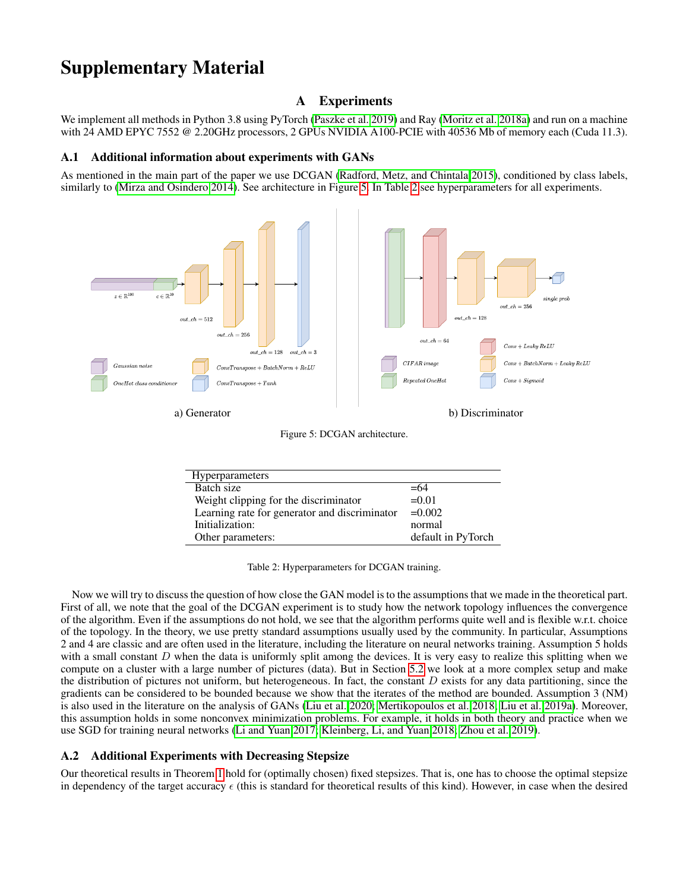# Supplementary Material

## A Experiments

We implement all methods in Python 3.8 using PyTorch (Paszke et al. 2019) and Ray (Moritz et al. 2018a) and run on a machine with 24 AMD EPYC 7552 @ 2.20GHz processors, 2 GPUs NVIDIA A100-PCIE with 40536 Mb of memory each (Cuda 11.3).

### A.1 Additional information about experiments with GANs

As mentioned in the main part of the paper we use DCGAN (Radford, Metz, and Chintala 2015), conditioned by class labels, similarly to (Mirza and Osindero 2014). See architecture in Figure 5. In Table 2 see hyperparameters for all experiments.

a) Generator

b) Discriminator

Figure 5: DCGAN architecture.

| Hyperparameters | |
|---|---|
| Batch size | =64 |
| Weight clipping for the discriminator | =0.01 |
| Learning rate for generator and discriminator | =0.002 |
| Initialization: | normal |
| Other parameters: | default in PyTorch |

Table 2: Hyperparameters for DCGAN training.

Now we will try to discuss the question of how close the GAN model is to the assumptions that we made in the theoretical part. First of all, we note that the goal of the DCGAN experiment is to study how the network topology influences the convergence of the algorithm. Even if the assumptions do not hold, we see that the algorithm performs quite well and is flexible w.r.t. choice of the topology. In the theory, we use pretty standard assumptions usually used by the community. In particular, Assumptions 2 and 4 are classic and are often used in the literature, including the literature on neural networks training. Assumption 5 holds with a small constant $D$ when the data is uniformly split among the devices. It is very easy to realize this splitting when we compute on a cluster with a large number of pictures (data). But in Section 5.2 we look at a more complex setup and make the distribution of pictures not uniform, but heterogeneous. In fact, the constant $D$ exists for any data partitioning, since the gradients can be considered to be bounded because we show that the iterates of the method are bounded. Assumption 3 (NM) is also used in the literature on the analysis of GANs (Liu et al. 2020; Mertikopoulos et al. 2018; Liu et al. 2019a). Moreover, this assumption holds in some nonconvex minimization problems. For example, it holds in both theory and practice when we use SGD for training neural networks (Li and Yuan 2017; Kleinberg, Li, and Yuan 2018; Zhou et al. 2019).

### A.2 Additional Experiments with Decreasing Stepsize

Our theoretical results in Theorem 1 hold for (optimally chosen) fixed stepsizes. That is, one has to choose the optimal stepsize in dependency of the target accuracy $\epsilon$ (this is standard for theoretical results of this kind). However, in case when the desired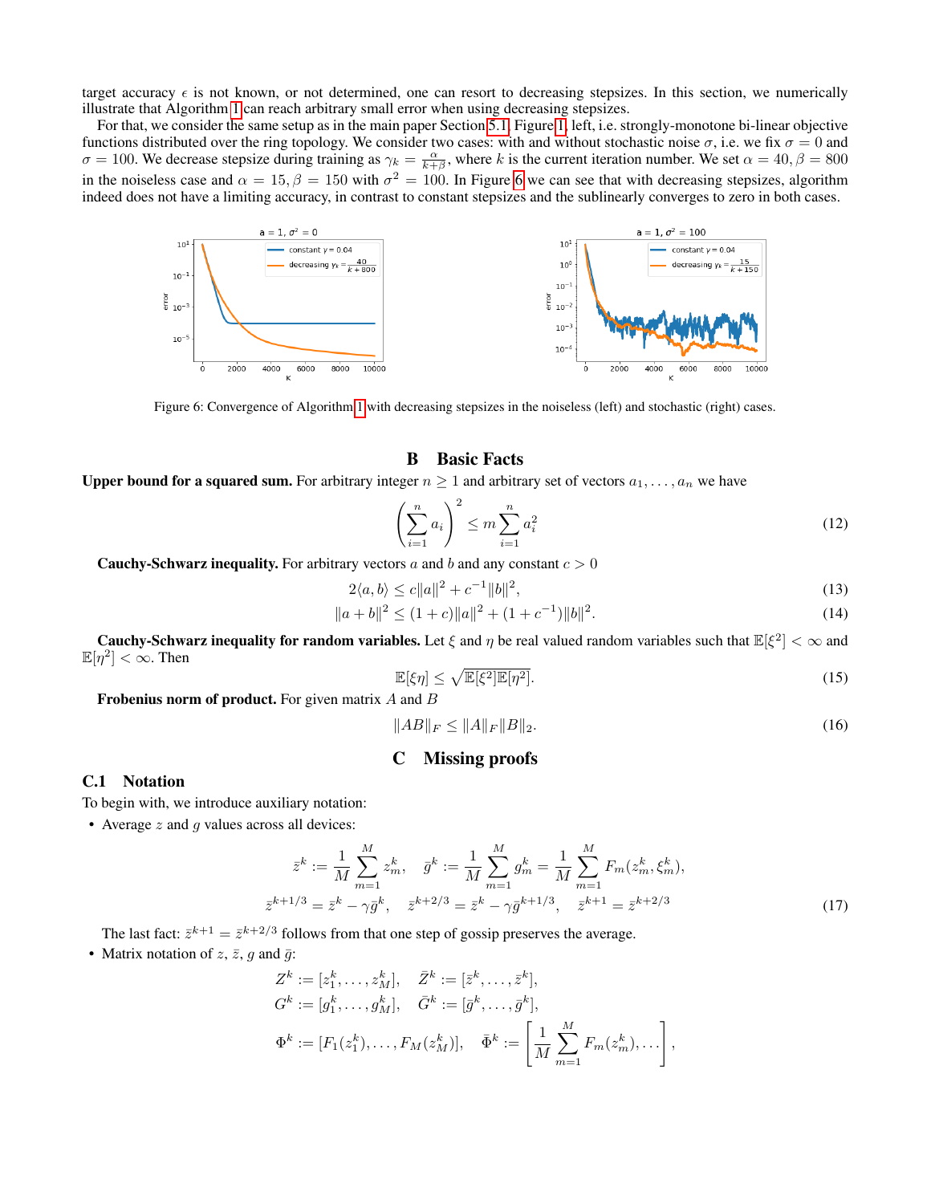target accuracy $\epsilon$ is not known, or not determined, one can resort to decreasing stepsizes. In this section, we numerically illustrate that Algorithm 1 can reach arbitrary small error when using decreasing stepsizes.

For that, we consider the same setup as in the main paper Section 5.1, Figure 1, left, i.e. strongly-monotone bi-linear objective functions distributed over the ring topology. We consider two cases: with and without stochastic noise $\sigma$, i.e. we fix $\sigma = 0$ and $\sigma = 100$. We decrease stepsize during training as $\gamma_k = \frac{\alpha}{k+\beta}$, where $k$ is the current iteration number. We set $\alpha = 40, \beta = 800$ in the noiseless case and $\alpha = 15, \beta = 150$ with $\sigma^2 = 100$. In Figure 6 we can see that with decreasing stepsizes, algorithm indeed does not have a limiting accuracy, in contrast to constant stepsizes and the sublinearly converges to zero in both cases.

Figure 6: Convergence of Algorithm 1 with decreasing stepsizes in the noiseless (left) and stochastic (right) cases.

## B Basic Facts

**Upper bound for a squared sum.** For arbitrary integer $n \geq 1$ and arbitrary set of vectors $a_1, \ldots, a_n$ we have

$$\left(\sum_{i=1}^{n} a_i\right)^2 \leq m \sum_{i=1}^{n} a_i^2 \tag{12}$$

**Cauchy-Schwarz inequality.** For arbitrary vectors $a$ and $b$ and any constant $c > 0$

$$2\langle a, b\rangle \leq c\|a\|^2 + c^{-1}\|b\|^2, \tag{13}$$

$$\|a + b\|^2 \leq (1 + c)\|a\|^2 + (1 + c^{-1})\|b\|^2. \tag{14}$$

**Cauchy-Schwarz inequality for random variables.** Let $\xi$ and $\eta$ be real valued random variables such that $\mathbb{E}[\xi^2] < \infty$ and $\mathbb{E}[\eta^2] < \infty$. Then

$$\mathbb{E}[\xi\eta] \leq \sqrt{\mathbb{E}[\xi^2]\mathbb{E}[\eta^2]}. \tag{15}$$

**Frobenius norm of product.** For given matrix $A$ and $B$

$$\|AB\|_F \leq \|A\|_F \|B\|_2. \tag{16}$$

## C Missing proofs

### C.1 Notation

To begin with, we introduce auxiliary notation:

- Average $z$ and $g$ values across all devices:

$$\bar{z}^k := \frac{1}{M}\sum_{m=1}^{M} z_m^k, \quad \bar{g}^k := \frac{1}{M}\sum_{m=1}^{M} g_m^k = \frac{1}{M}\sum_{m=1}^{M} F_m(z_m^k, \xi_m^k),$$
$$\bar{z}^{k+1/3} = \bar{z}^k - \gamma\bar{g}^k, \quad \bar{z}^{k+2/3} = \bar{z}^k - \gamma\bar{g}^{k+1/3}, \quad \bar{z}^{k+1} = \bar{z}^{k+2/3} \tag{17}$$

  The last fact: $\bar{z}^{k+1} = \bar{z}^{k+2/3}$ follows from that one step of gossip preserves the average.

- Matrix notation of $z$, $\bar{z}$, $g$ and $\bar{g}$:

$$Z^k := [z_1^k, \ldots, z_M^k], \quad \bar{Z}^k := [\bar{z}^k, \ldots, \bar{z}^k],$$
$$G^k := [g_1^k, \ldots, g_M^k], \quad \bar{G}^k := [\bar{g}^k, \ldots, \bar{g}^k],$$
$$\Phi^k := [F_1(z_1^k), \ldots, F_M(z_M^k)], \quad \bar{\Phi}^k := \left[\frac{1}{M}\sum_{m=1}^{M} F_m(z_m^k), \ldots\right],$$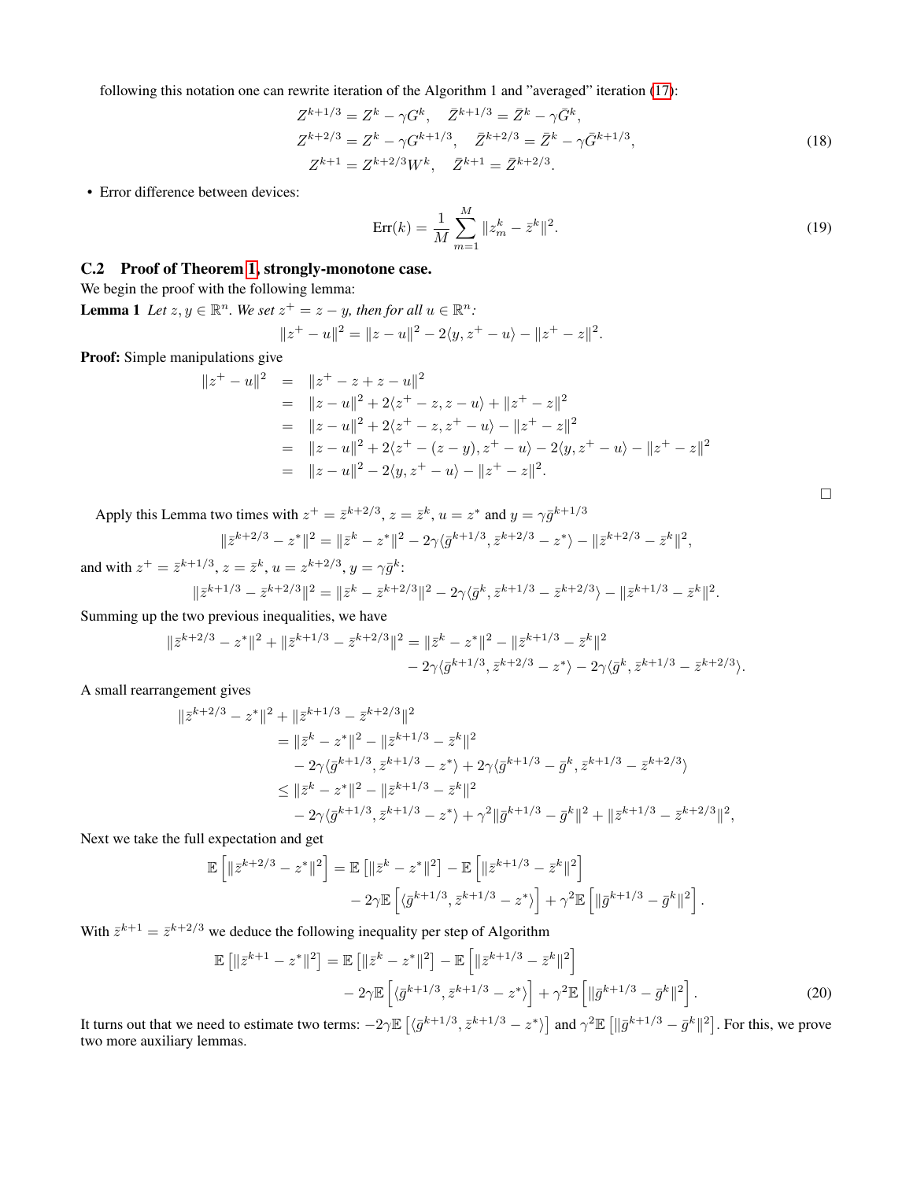following this notation one can rewrite iteration of the Algorithm 1 and "averaged" iteration (17):

$$
\begin{aligned}
Z^{k+1/3} &= Z^k - \gamma G^k, \quad \bar{Z}^{k+1/3} = \bar{Z}^k - \gamma \bar{G}^k, \\
Z^{k+2/3} &= Z^k - \gamma G^{k+1/3}, \quad \bar{Z}^{k+2/3} = \bar{Z}^k - \gamma \bar{G}^{k+1/3}, \\
Z^{k+1} &= Z^{k+2/3} W^k, \quad \bar{Z}^{k+1} = \bar{Z}^{k+2/3}.
\end{aligned} \tag{18}
$$

- Error difference between devices:

$$
\text{Err}(k) = \frac{1}{M} \sum_{m=1}^{M} \|z_m^k - \bar{z}^k\|^2. \tag{19}
$$

### C.2 Proof of Theorem 1, strongly-monotone case.

We begin the proof with the following lemma:

**Lemma 1** *Let $z, y \in \mathbb{R}^n$. We set $z^+ = z - y$, then for all $u \in \mathbb{R}^n$:*

$$
\|z^+ - u\|^2 = \|z - u\|^2 - 2\langle y, z^+ - u\rangle - \|z^+ - z\|^2.
$$

**Proof:** Simple manipulations give

$$
\begin{aligned}
\|z^+ - u\|^2 &= \|z^+ - z + z - u\|^2 \\
&= \|z - u\|^2 + 2\langle z^+ - z, z - u\rangle + \|z^+ - z\|^2 \\
&= \|z - u\|^2 + 2\langle z^+ - z, z^+ - u\rangle - \|z^+ - z\|^2 \\
&= \|z - u\|^2 + 2\langle z^+ - (z - y), z^+ - u\rangle - 2\langle y, z^+ - u\rangle - \|z^+ - z\|^2 \\
&= \|z - u\|^2 - 2\langle y, z^+ - u\rangle - \|z^+ - z\|^2.
\end{aligned}
$$

□

Apply this Lemma two times with $z^+ = \bar{z}^{k+2/3}$, $z = \bar{z}^k$, $u = z^*$ and $y = \gamma \bar{g}^{k+1/3}$

$$
\|\bar{z}^{k+2/3} - z^*\|^2 = \|\bar{z}^k - z^*\|^2 - 2\gamma\langle \bar{g}^{k+1/3}, \bar{z}^{k+2/3} - z^*\rangle - \|\bar{z}^{k+2/3} - \bar{z}^k\|^2,
$$

and with $z^+ = \bar{z}^{k+1/3}$, $z = \bar{z}^k$, $u = z^{k+2/3}$, $y = \gamma \bar{g}^k$:

$$
\|\bar{z}^{k+1/3} - \bar{z}^{k+2/3}\|^2 = \|\bar{z}^k - \bar{z}^{k+2/3}\|^2 - 2\gamma\langle \bar{g}^k, \bar{z}^{k+1/3} - \bar{z}^{k+2/3}\rangle - \|\bar{z}^{k+1/3} - \bar{z}^k\|^2.
$$

Summing up the two previous inequalities, we have

$$
\begin{aligned}
\|\bar{z}^{k+2/3} - z^*\|^2 + \|\bar{z}^{k+1/3} - \bar{z}^{k+2/3}\|^2 = \|\bar{z}^k - z^*\|^2 - \|\bar{z}^{k+1/3} - \bar{z}^k\|^2 \\
- 2\gamma\langle \bar{g}^{k+1/3}, \bar{z}^{k+2/3} - z^*\rangle - 2\gamma\langle \bar{g}^k, \bar{z}^{k+1/3} - \bar{z}^{k+2/3}\rangle.
\end{aligned}
$$

A small rearrangement gives

$$
\begin{aligned}
&\|\bar{z}^{k+2/3} - z^*\|^2 + \|\bar{z}^{k+1/3} - \bar{z}^{k+2/3}\|^2 \\
&= \|\bar{z}^k - z^*\|^2 - \|\bar{z}^{k+1/3} - \bar{z}^k\|^2 \\
&\quad - 2\gamma\langle \bar{g}^{k+1/3}, \bar{z}^{k+1/3} - z^*\rangle + 2\gamma\langle \bar{g}^{k+1/3} - \bar{g}^k, \bar{z}^{k+1/3} - \bar{z}^{k+2/3}\rangle \\
&\le \|\bar{z}^k - z^*\|^2 - \|\bar{z}^{k+1/3} - \bar{z}^k\|^2 \\
&\quad - 2\gamma\langle \bar{g}^{k+1/3}, \bar{z}^{k+1/3} - z^*\rangle + \gamma^2\|\bar{g}^{k+1/3} - \bar{g}^k\|^2 + \|\bar{z}^{k+1/3} - \bar{z}^{k+2/3}\|^2,
\end{aligned}
$$

Next we take the full expectation and get

$$
\begin{aligned}
\mathbb{E}\left[\|\bar{z}^{k+2/3} - z^*\|^2\right] = \mathbb{E}\left[\|\bar{z}^k - z^*\|^2\right] - \mathbb{E}\left[\|\bar{z}^{k+1/3} - \bar{z}^k\|^2\right] \\
- 2\gamma\mathbb{E}\left[\langle \bar{g}^{k+1/3}, \bar{z}^{k+1/3} - z^*\rangle\right] + \gamma^2\mathbb{E}\left[\|\bar{g}^{k+1/3} - \bar{g}^k\|^2\right].
\end{aligned}
$$

With $\bar{z}^{k+1} = \bar{z}^{k+2/3}$ we deduce the following inequality per step of Algorithm

$$
\begin{aligned}
\mathbb{E}\left[\|\bar{z}^{k+1} - z^*\|^2\right] = \mathbb{E}\left[\|\bar{z}^k - z^*\|^2\right] - \mathbb{E}\left[\|\bar{z}^{k+1/3} - \bar{z}^k\|^2\right] \\
- 2\gamma\mathbb{E}\left[\langle \bar{g}^{k+1/3}, \bar{z}^{k+1/3} - z^*\rangle\right] + \gamma^2\mathbb{E}\left[\|\bar{g}^{k+1/3} - \bar{g}^k\|^2\right].
\end{aligned} \tag{20}
$$

It turns out that we need to estimate two terms: $-2\gamma\mathbb{E}\left[\langle \bar{g}^{k+1/3}, \bar{z}^{k+1/3} - z^*\rangle\right]$ and $\gamma^2\mathbb{E}\left[\|\bar{g}^{k+1/3} - \bar{g}^k\|^2\right]$. For this, we prove two more auxiliary lemmas.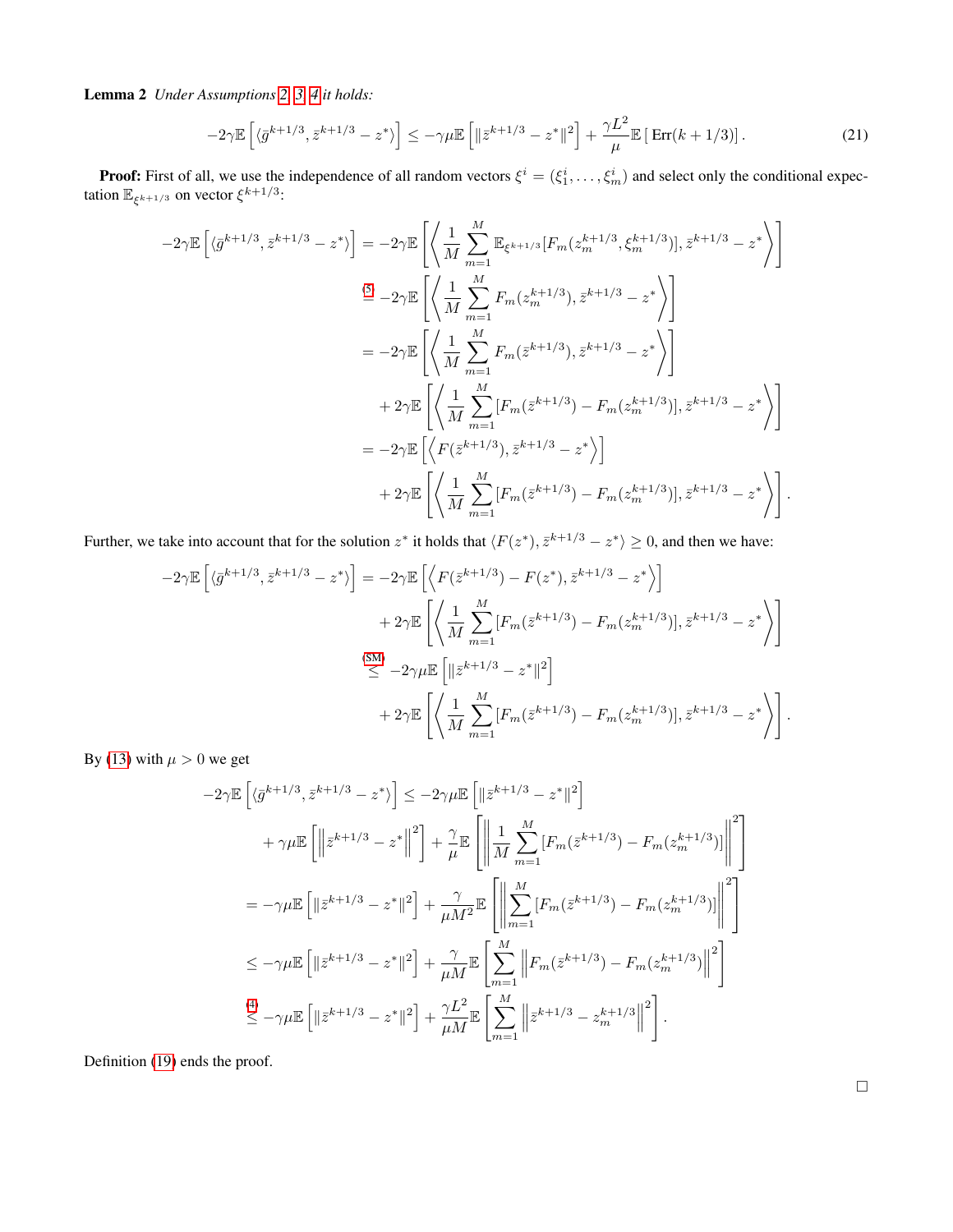**Lemma 2** *Under Assumptions 2, 3, 4 it holds:*

$$
-2\gamma\mathbb{E}\left[\langle \bar{g}^{k+1/3}, \bar{z}^{k+1/3} - z^*\rangle\right] \leq -\gamma\mu\mathbb{E}\left[\|\bar{z}^{k+1/3} - z^*\|^2\right] + \frac{\gamma L^2}{\mu}\mathbb{E}\left[\,\mathrm{Err}(k+1/3)\right]. \tag{21}
$$

**Proof:** First of all, we use the independence of all random vectors $\xi^i = (\xi^i_1, \ldots, \xi^i_m)$ and select only the conditional expectation $\mathbb{E}_{\xi^{k+1/3}}$ on vector $\xi^{k+1/3}$:

$$
\begin{aligned}
-2\gamma\mathbb{E}\left[\langle \bar{g}^{k+1/3}, \bar{z}^{k+1/3} - z^*\rangle\right] &= -2\gamma\mathbb{E}\left[\left\langle \frac{1}{M}\sum_{m=1}^{M}\mathbb{E}_{\xi^{k+1/3}}[F_m(z_m^{k+1/3}, \xi_m^{k+1/3})], \bar{z}^{k+1/3} - z^*\right\rangle\right] \\
&\overset{(5)}{=} -2\gamma\mathbb{E}\left[\left\langle \frac{1}{M}\sum_{m=1}^{M}F_m(z_m^{k+1/3}), \bar{z}^{k+1/3} - z^*\right\rangle\right] \\
&= -2\gamma\mathbb{E}\left[\left\langle \frac{1}{M}\sum_{m=1}^{M}F_m(\bar{z}^{k+1/3}), \bar{z}^{k+1/3} - z^*\right\rangle\right] \\
&\quad + 2\gamma\mathbb{E}\left[\left\langle \frac{1}{M}\sum_{m=1}^{M}[F_m(\bar{z}^{k+1/3}) - F_m(z_m^{k+1/3})], \bar{z}^{k+1/3} - z^*\right\rangle\right] \\
&= -2\gamma\mathbb{E}\left[\left\langle F(\bar{z}^{k+1/3}), \bar{z}^{k+1/3} - z^*\right\rangle\right] \\
&\quad + 2\gamma\mathbb{E}\left[\left\langle \frac{1}{M}\sum_{m=1}^{M}[F_m(\bar{z}^{k+1/3}) - F_m(z_m^{k+1/3})], \bar{z}^{k+1/3} - z^*\right\rangle\right].
\end{aligned}
$$

Further, we take into account that for the solution $z^*$ it holds that $\langle F(z^*), \bar{z}^{k+1/3} - z^*\rangle \geq 0$, and then we have:

$$
\begin{aligned}
-2\gamma\mathbb{E}\left[\langle \bar{g}^{k+1/3}, \bar{z}^{k+1/3} - z^*\rangle\right] &= -2\gamma\mathbb{E}\left[\left\langle F(\bar{z}^{k+1/3}) - F(z^*), \bar{z}^{k+1/3} - z^*\right\rangle\right] \\
&\quad + 2\gamma\mathbb{E}\left[\left\langle \frac{1}{M}\sum_{m=1}^{M}[F_m(\bar{z}^{k+1/3}) - F_m(z_m^{k+1/3})], \bar{z}^{k+1/3} - z^*\right\rangle\right] \\
&\overset{\text{(SM)}}{\leq} -2\gamma\mu\mathbb{E}\left[\|\bar{z}^{k+1/3} - z^*\|^2\right] \\
&\quad + 2\gamma\mathbb{E}\left[\left\langle \frac{1}{M}\sum_{m=1}^{M}[F_m(\bar{z}^{k+1/3}) - F_m(z_m^{k+1/3})], \bar{z}^{k+1/3} - z^*\right\rangle\right].
\end{aligned}
$$

By (13) with $\mu > 0$ we get

$$
\begin{aligned}
-2\gamma\mathbb{E}\left[\langle \bar{g}^{k+1/3}, \bar{z}^{k+1/3} - z^*\rangle\right] &\leq -2\gamma\mu\mathbb{E}\left[\|\bar{z}^{k+1/3} - z^*\|^2\right] \\
&\quad + \gamma\mu\mathbb{E}\left[\left\|\bar{z}^{k+1/3} - z^*\right\|^2\right] + \frac{\gamma}{\mu}\mathbb{E}\left[\left\|\frac{1}{M}\sum_{m=1}^{M}[F_m(\bar{z}^{k+1/3}) - F_m(z_m^{k+1/3})]\right\|^2\right] \\
&= -\gamma\mu\mathbb{E}\left[\|\bar{z}^{k+1/3} - z^*\|^2\right] + \frac{\gamma}{\mu M^2}\mathbb{E}\left[\left\|\sum_{m=1}^{M}[F_m(\bar{z}^{k+1/3}) - F_m(z_m^{k+1/3})]\right\|^2\right] \\
&\leq -\gamma\mu\mathbb{E}\left[\|\bar{z}^{k+1/3} - z^*\|^2\right] + \frac{\gamma}{\mu M}\mathbb{E}\left[\sum_{m=1}^{M}\left\|F_m(\bar{z}^{k+1/3}) - F_m(z_m^{k+1/3})\right\|^2\right] \\
&\overset{(4)}{\leq} -\gamma\mu\mathbb{E}\left[\|\bar{z}^{k+1/3} - z^*\|^2\right] + \frac{\gamma L^2}{\mu M}\mathbb{E}\left[\sum_{m=1}^{M}\left\|\bar{z}^{k+1/3} - z_m^{k+1/3}\right\|^2\right].
\end{aligned}
$$

Definition (19) ends the proof.

□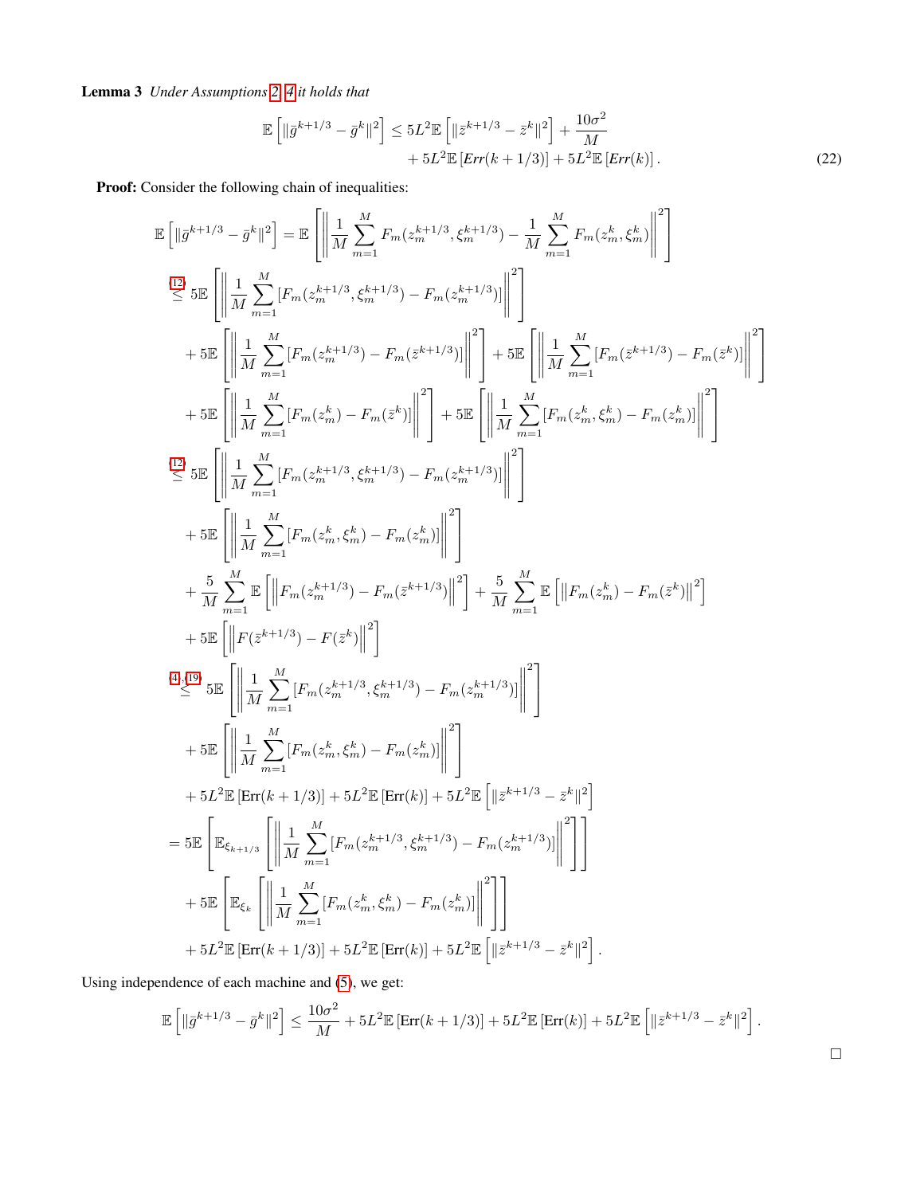**Lemma 3** *Under Assumptions 2, 4 it holds that*

$$\mathbb{E}\left[\|\bar{g}^{k+1/3} - \bar{g}^k\|^2\right] \leq 5L^2\mathbb{E}\left[\|\bar{z}^{k+1/3} - \bar{z}^k\|^2\right] + \frac{10\sigma^2}{M} + 5L^2\mathbb{E}\left[Err(k+1/3)\right] + 5L^2\mathbb{E}\left[Err(k)\right]. \tag{22}$$

**Proof:** Consider the following chain of inequalities:

$$\begin{aligned}
\mathbb{E}\left[\|\bar{g}^{k+1/3} - \bar{g}^k\|^2\right] &= \mathbb{E}\left[\left\|\frac{1}{M}\sum_{m=1}^M F_m(z_m^{k+1/3}, \xi_m^{k+1/3}) - \frac{1}{M}\sum_{m=1}^M F_m(z_m^k, \xi_m^k)\right\|^2\right] \\
&\overset{(12)}{\leq} 5\mathbb{E}\left[\left\|\frac{1}{M}\sum_{m=1}^M [F_m(z_m^{k+1/3}, \xi_m^{k+1/3}) - F_m(z_m^{k+1/3})]\right\|^2\right] \\
&\quad + 5\mathbb{E}\left[\left\|\frac{1}{M}\sum_{m=1}^M [F_m(z_m^{k+1/3}) - F_m(\bar{z}^{k+1/3})]\right\|^2\right] + 5\mathbb{E}\left[\left\|\frac{1}{M}\sum_{m=1}^M [F_m(\bar{z}^{k+1/3}) - F_m(\bar{z}^k)]\right\|^2\right] \\
&\quad + 5\mathbb{E}\left[\left\|\frac{1}{M}\sum_{m=1}^M [F_m(z_m^k) - F_m(\bar{z}^k)]\right\|^2\right] + 5\mathbb{E}\left[\left\|\frac{1}{M}\sum_{m=1}^M [F_m(z_m^k, \xi_m^k) - F_m(z_m^k)]\right\|^2\right] \\
&\overset{(12)}{\leq} 5\mathbb{E}\left[\left\|\frac{1}{M}\sum_{m=1}^M [F_m(z_m^{k+1/3}, \xi_m^{k+1/3}) - F_m(z_m^{k+1/3})]\right\|^2\right] \\
&\quad + 5\mathbb{E}\left[\left\|\frac{1}{M}\sum_{m=1}^M [F_m(z_m^k, \xi_m^k) - F_m(z_m^k)]\right\|^2\right] \\
&\quad + \frac{5}{M}\sum_{m=1}^M \mathbb{E}\left[\left\|F_m(z_m^{k+1/3}) - F_m(\bar{z}^{k+1/3})\right\|^2\right] + \frac{5}{M}\sum_{m=1}^M \mathbb{E}\left[\left\|F_m(z_m^k) - F_m(\bar{z}^k)\right\|^2\right] \\
&\quad + 5\mathbb{E}\left[\left\|F(\bar{z}^{k+1/3}) - F(\bar{z}^k)\right\|^2\right] \\
&\overset{(4),(19)}{\leq} 5\mathbb{E}\left[\left\|\frac{1}{M}\sum_{m=1}^M [F_m(z_m^{k+1/3}, \xi_m^{k+1/3}) - F_m(z_m^{k+1/3})]\right\|^2\right] \\
&\quad + 5\mathbb{E}\left[\left\|\frac{1}{M}\sum_{m=1}^M [F_m(z_m^k, \xi_m^k) - F_m(z_m^k)]\right\|^2\right] \\
&\quad + 5L^2\mathbb{E}\left[\mathrm{Err}(k+1/3)\right] + 5L^2\mathbb{E}\left[\mathrm{Err}(k)\right] + 5L^2\mathbb{E}\left[\|\bar{z}^{k+1/3} - \bar{z}^k\|^2\right] \\
&= 5\mathbb{E}\left[\mathbb{E}_{\xi_{k+1/3}}\left[\left\|\frac{1}{M}\sum_{m=1}^M [F_m(z_m^{k+1/3}, \xi_m^{k+1/3}) - F_m(z_m^{k+1/3})]\right\|^2\right]\right] \\
&\quad + 5\mathbb{E}\left[\mathbb{E}_{\xi_k}\left[\left\|\frac{1}{M}\sum_{m=1}^M [F_m(z_m^k, \xi_m^k) - F_m(z_m^k)]\right\|^2\right]\right] \\
&\quad + 5L^2\mathbb{E}\left[\mathrm{Err}(k+1/3)\right] + 5L^2\mathbb{E}\left[\mathrm{Err}(k)\right] + 5L^2\mathbb{E}\left[\|\bar{z}^{k+1/3} - \bar{z}^k\|^2\right].
\end{aligned}$$

Using independence of each machine and (5), we get:

$$\mathbb{E}\left[\|\bar{g}^{k+1/3} - \bar{g}^k\|^2\right] \leq \frac{10\sigma^2}{M} + 5L^2\mathbb{E}\left[\mathrm{Err}(k+1/3)\right] + 5L^2\mathbb{E}\left[\mathrm{Err}(k)\right] + 5L^2\mathbb{E}\left[\|\bar{z}^{k+1/3} - \bar{z}^k\|^2\right].$$

□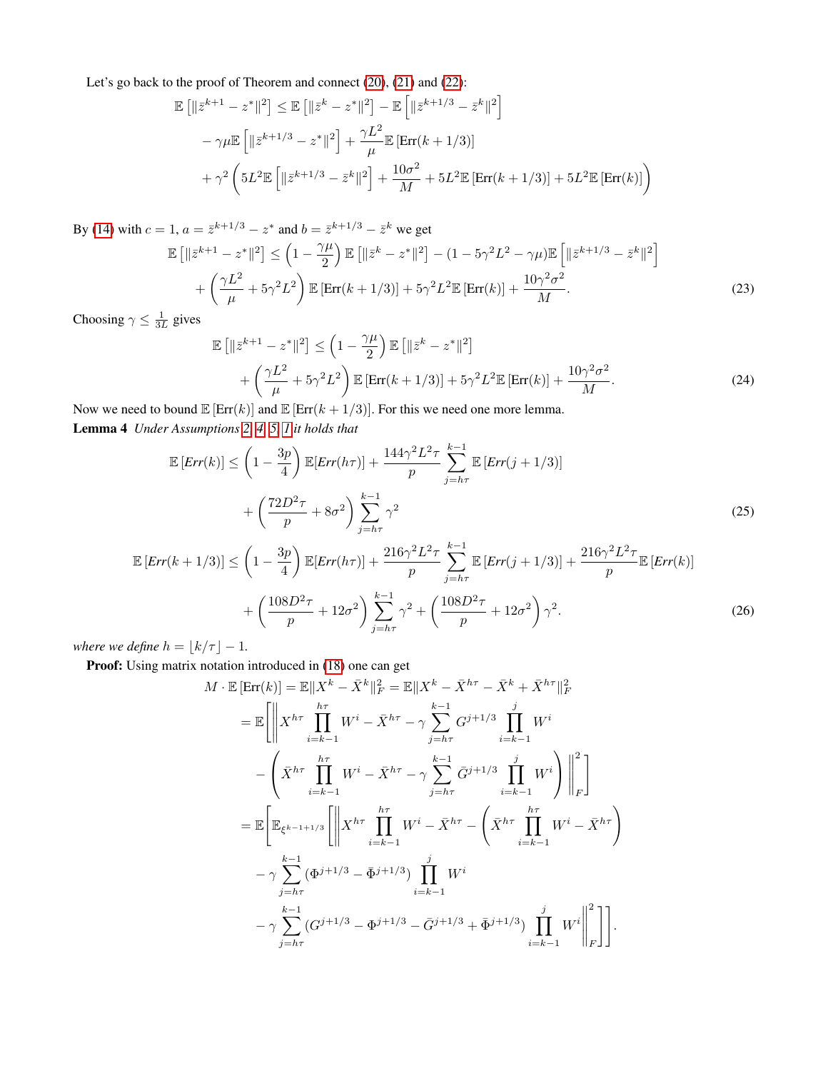Let's go back to the proof of Theorem and connect (20), (21) and (22):

$$
\begin{aligned}
\mathbb{E}\left[\|\bar{z}^{k+1} - z^*\|^2\right] &\leq \mathbb{E}\left[\|\bar{z}^{k} - z^*\|^2\right] - \mathbb{E}\left[\|\bar{z}^{k+1/3} - \bar{z}^k\|^2\right] \\
&- \gamma\mu \mathbb{E}\left[\|\bar{z}^{k+1/3} - z^*\|^2\right] + \frac{\gamma L^2}{\mu}\mathbb{E}\left[\text{Err}(k+1/3)\right] \\
&+ \gamma^2\left(5L^2 \mathbb{E}\left[\|\bar{z}^{k+1/3} - \bar{z}^k\|^2\right] + \frac{10\sigma^2}{M} + 5L^2\mathbb{E}\left[\text{Err}(k+1/3)\right] + 5L^2\mathbb{E}\left[\text{Err}(k)\right]\right)
\end{aligned}
$$

By (14) with $c = 1$, $a = \bar{z}^{k+1/3} - z^*$ and $b = \bar{z}^{k+1/3} - \bar{z}^k$ we get

$$
\begin{aligned}
\mathbb{E}\left[\|\bar{z}^{k+1} - z^*\|^2\right] &\leq \left(1 - \frac{\gamma\mu}{2}\right)\mathbb{E}\left[\|\bar{z}^{k} - z^*\|^2\right] - (1 - 5\gamma^2L^2 - \gamma\mu)\mathbb{E}\left[\|\bar{z}^{k+1/3} - \bar{z}^k\|^2\right] \\
&+ \left(\frac{\gamma L^2}{\mu} + 5\gamma^2L^2\right)\mathbb{E}\left[\text{Err}(k+1/3)\right] + 5\gamma^2L^2\mathbb{E}\left[\text{Err}(k)\right] + \frac{10\gamma^2\sigma^2}{M}.
\end{aligned}
\tag{23}
$$

Choosing $\gamma \leq \frac{1}{3L}$ gives

$$
\begin{aligned}
\mathbb{E}\left[\|\bar{z}^{k+1} - z^*\|^2\right] &\leq \left(1 - \frac{\gamma\mu}{2}\right)\mathbb{E}\left[\|\bar{z}^{k} - z^*\|^2\right] \\
&+ \left(\frac{\gamma L^2}{\mu} + 5\gamma^2L^2\right)\mathbb{E}\left[\text{Err}(k+1/3)\right] + 5\gamma^2L^2\mathbb{E}\left[\text{Err}(k)\right] + \frac{10\gamma^2\sigma^2}{M}.
\end{aligned}
\tag{24}
$$

Now we need to bound $\mathbb{E}\left[\text{Err}(k)\right]$ and $\mathbb{E}\left[\text{Err}(k+1/3)\right]$. For this we need one more lemma.

**Lemma 4** *Under Assumptions 2, 4, 5, 1 it holds that*

$$
\begin{aligned}
\mathbb{E}\left[Err(k)\right] &\leq \left(1 - \frac{3p}{4}\right)\mathbb{E}[Err(h\tau)] + \frac{144\gamma^2L^2\tau}{p}\sum_{j=h\tau}^{k-1}\mathbb{E}\left[Err(j+1/3)\right] \\
&+ \left(\frac{72D^2\tau}{p} + 8\sigma^2\right)\sum_{j=h\tau}^{k-1}\gamma^2
\end{aligned}
\tag{25}
$$

$$
\begin{aligned}
\mathbb{E}\left[Err(k+1/3)\right] &\leq \left(1 - \frac{3p}{4}\right)\mathbb{E}[Err(h\tau)] + \frac{216\gamma^2L^2\tau}{p}\sum_{j=h\tau}^{k-1}\mathbb{E}\left[Err(j+1/3)\right] + \frac{216\gamma^2L^2\tau}{p}\mathbb{E}\left[Err(k)\right] \\
&+ \left(\frac{108D^2\tau}{p} + 12\sigma^2\right)\sum_{j=h\tau}^{k-1}\gamma^2 + \left(\frac{108D^2\tau}{p} + 12\sigma^2\right)\gamma^2.
\end{aligned}
\tag{26}
$$

*where we define* $h = \lfloor k/\tau \rfloor - 1$.

**Proof:** Using matrix notation introduced in (18) one can get

$$
\begin{aligned}
M \cdot \mathbb{E}\left[\text{Err}(k)\right] &= \mathbb{E}\|X^k - \bar{X}^k\|_F^2 = \mathbb{E}\|X^k - \bar{X}^{h\tau} - \bar{X}^k + \bar{X}^{h\tau}\|_F^2 \\
&= \mathbb{E}\left[\left\| X^{h\tau}\prod_{i=k-1}^{h\tau}W^i - \bar{X}^{h\tau} - \gamma\sum_{j=h\tau}^{k-1}G^{j+1/3}\prod_{i=k-1}^{j}W^i \right.\right. \\
&\left.\left. - \left(\bar{X}^{h\tau}\prod_{i=k-1}^{h\tau}W^i - \bar{X}^{h\tau} - \gamma\sum_{j=h\tau}^{k-1}\bar{G}^{j+1/3}\prod_{i=k-1}^{j}W^i\right)\right\|_F^2\right] \\
&= \mathbb{E}\left[\mathbb{E}_{\xi^{k-1+1/3}}\left[\left\| X^{h\tau}\prod_{i=k-1}^{h\tau}W^i - \bar{X}^{h\tau} - \left(\bar{X}^{h\tau}\prod_{i=k-1}^{h\tau}W^i - \bar{X}^{h\tau}\right)\right.\right.\right. \\
&- \gamma\sum_{j=h\tau}^{k-1}(\Phi^{j+1/3} - \bar{\Phi}^{j+1/3})\prod_{i=k-1}^{j}W^i \\
&\left.\left.\left. - \gamma\sum_{j=h\tau}^{k-1}(G^{j+1/3} - \Phi^{j+1/3} - \bar{G}^{j+1/3} + \bar{\Phi}^{j+1/3})\prod_{i=k-1}^{j}W^i\right\|_F^2\right]\right].
\end{aligned}
$$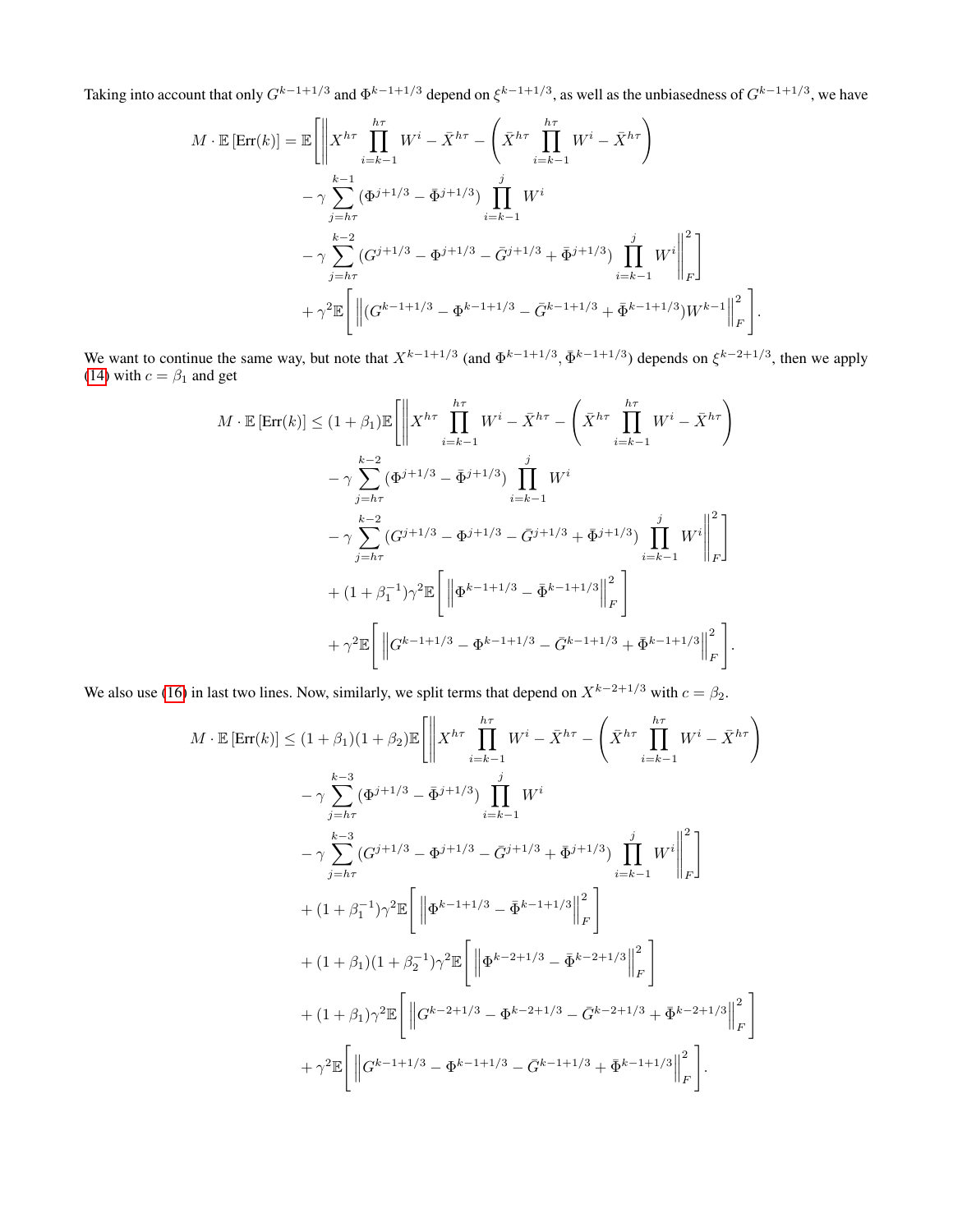Taking into account that only $G^{k-1+1/3}$ and $\Phi^{k-1+1/3}$ depend on $\xi^{k-1+1/3}$, as well as the unbiasedness of $G^{k-1+1/3}$, we have

$$
\begin{aligned}
M \cdot \mathbb{E}\left[\text{Err}(k)\right] = \mathbb{E}\Bigg[\Bigg\| & X^{h\tau} \prod_{i=k-1}^{h\tau} W^i - \bar{X}^{h\tau} - \left(\bar{X}^{h\tau} \prod_{i=k-1}^{h\tau} W^i - \bar{X}^{h\tau}\right) \\
& - \gamma \sum_{j=h\tau}^{k-1} (\Phi^{j+1/3} - \bar{\Phi}^{j+1/3}) \prod_{i=k-1}^{j} W^i \\
& - \gamma \sum_{j=h\tau}^{k-2} (G^{j+1/3} - \Phi^{j+1/3} - \bar{G}^{j+1/3} + \bar{\Phi}^{j+1/3}) \prod_{i=k-1}^{j} W^i \Bigg\|_F^2\Bigg] \\
& + \gamma^2 \mathbb{E}\left[\left\|(G^{k-1+1/3} - \Phi^{k-1+1/3} - \bar{G}^{k-1+1/3} + \bar{\Phi}^{k-1+1/3}) W^{k-1}\right\|_F^2\right].
\end{aligned}
$$

We want to continue the same way, but note that $X^{k-1+1/3}$ (and $\Phi^{k-1+1/3}, \bar{\Phi}^{k-1+1/3}$) depends on $\xi^{k-2+1/3}$, then we apply (14) with $c = \beta_1$ and get

$$
\begin{aligned}
M \cdot \mathbb{E}\left[\text{Err}(k)\right] \leq (1+\beta_1)\mathbb{E}\Bigg[\Bigg\| & X^{h\tau} \prod_{i=k-1}^{h\tau} W^i - \bar{X}^{h\tau} - \left(\bar{X}^{h\tau} \prod_{i=k-1}^{h\tau} W^i - \bar{X}^{h\tau}\right) \\
& - \gamma \sum_{j=h\tau}^{k-2} (\Phi^{j+1/3} - \bar{\Phi}^{j+1/3}) \prod_{i=k-1}^{j} W^i \\
& - \gamma \sum_{j=h\tau}^{k-2} (G^{j+1/3} - \Phi^{j+1/3} - \bar{G}^{j+1/3} + \bar{\Phi}^{j+1/3}) \prod_{i=k-1}^{j} W^i \Bigg\|_F^2\Bigg] \\
& + (1+\beta_1^{-1})\gamma^2 \mathbb{E}\left[\left\|\Phi^{k-1+1/3} - \bar{\Phi}^{k-1+1/3}\right\|_F^2\right] \\
& + \gamma^2 \mathbb{E}\left[\left\|G^{k-1+1/3} - \Phi^{k-1+1/3} - \bar{G}^{k-1+1/3} + \bar{\Phi}^{k-1+1/3}\right\|_F^2\right].
\end{aligned}
$$

We also use (16) in last two lines. Now, similarly, we split terms that depend on $X^{k-2+1/3}$ with $c = \beta_2$.

$$
\begin{aligned}
M \cdot \mathbb{E}\left[\text{Err}(k)\right] \leq (1+\beta_1)(1+\beta_2)\mathbb{E}\Bigg[\Bigg\| & X^{h\tau} \prod_{i=k-1}^{h\tau} W^i - \bar{X}^{h\tau} - \left(\bar{X}^{h\tau} \prod_{i=k-1}^{h\tau} W^i - \bar{X}^{h\tau}\right) \\
& - \gamma \sum_{j=h\tau}^{k-3} (\Phi^{j+1/3} - \bar{\Phi}^{j+1/3}) \prod_{i=k-1}^{j} W^i \\
& - \gamma \sum_{j=h\tau}^{k-3} (G^{j+1/3} - \Phi^{j+1/3} - \bar{G}^{j+1/3} + \bar{\Phi}^{j+1/3}) \prod_{i=k-1}^{j} W^i \Bigg\|_F^2\Bigg] \\
& + (1+\beta_1^{-1})\gamma^2 \mathbb{E}\left[\left\|\Phi^{k-1+1/3} - \bar{\Phi}^{k-1+1/3}\right\|_F^2\right] \\
& + (1+\beta_1)(1+\beta_2^{-1})\gamma^2 \mathbb{E}\left[\left\|\Phi^{k-2+1/3} - \bar{\Phi}^{k-2+1/3}\right\|_F^2\right] \\
& + (1+\beta_1)\gamma^2 \mathbb{E}\left[\left\|G^{k-2+1/3} - \Phi^{k-2+1/3} - \bar{G}^{k-2+1/3} + \bar{\Phi}^{k-2+1/3}\right\|_F^2\right] \\
& + \gamma^2 \mathbb{E}\left[\left\|G^{k-1+1/3} - \Phi^{k-1+1/3} - \bar{G}^{k-1+1/3} + \bar{\Phi}^{k-1+1/3}\right\|_F^2\right].
\end{aligned}
$$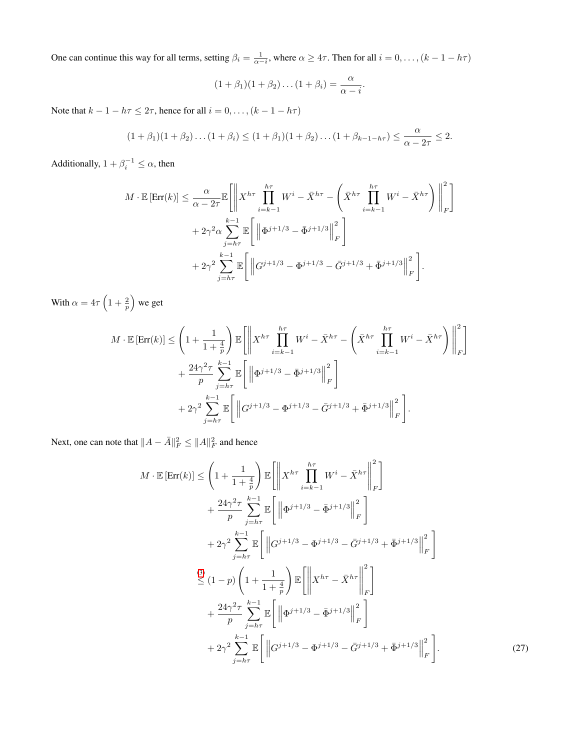One can continue this way for all terms, setting $\beta_i = \frac{1}{\alpha - i}$, where $\alpha \geq 4\tau$. Then for all $i = 0, \ldots, (k - 1 - h\tau)$

$$(1 + \beta_1)(1 + \beta_2) \ldots (1 + \beta_i) = \frac{\alpha}{\alpha - i}.$$

Note that $k - 1 - h\tau \leq 2\tau$, hence for all $i = 0, \ldots, (k - 1 - h\tau)$

$$(1 + \beta_1)(1 + \beta_2) \ldots (1 + \beta_i) \leq (1 + \beta_1)(1 + \beta_2) \ldots (1 + \beta_{k-1-h\tau}) \leq \frac{\alpha}{\alpha - 2\tau} \leq 2.$$

Additionally, $1 + \beta_i^{-1} \leq \alpha$, then

$$\begin{aligned}
M \cdot \mathbb{E}\left[\mathrm{Err}(k)\right] \leq \frac{\alpha}{\alpha - 2\tau} \mathbb{E}\left[\left\| X^{h\tau} \prod_{i=k-1}^{h\tau} W^i - \bar{X}^{h\tau} - \left( \bar{X}^{h\tau} \prod_{i=k-1}^{h\tau} W^i - \bar{X}^{h\tau} \right) \right\|_F^2\right] \\
+ 2\gamma^2 \alpha \sum_{j=h\tau}^{k-1} \mathbb{E}\left[ \left\| \Phi^{j+1/3} - \bar{\Phi}^{j+1/3} \right\|_F^2 \right] \\
+ 2\gamma^2 \sum_{j=h\tau}^{k-1} \mathbb{E}\left[ \left\| G^{j+1/3} - \Phi^{j+1/3} - \bar{G}^{j+1/3} + \bar{\Phi}^{j+1/3} \right\|_F^2 \right].
\end{aligned}$$

With $\alpha = 4\tau\left(1 + \frac{2}{p}\right)$ we get

$$\begin{aligned}
M \cdot \mathbb{E}\left[\mathrm{Err}(k)\right] \leq \left(1 + \frac{1}{1 + \frac{4}{p}}\right) \mathbb{E}\left[\left\| X^{h\tau} \prod_{i=k-1}^{h\tau} W^i - \bar{X}^{h\tau} - \left( \bar{X}^{h\tau} \prod_{i=k-1}^{h\tau} W^i - \bar{X}^{h\tau} \right) \right\|_F^2\right] \\
+ \frac{24\gamma^2 \tau}{p} \sum_{j=h\tau}^{k-1} \mathbb{E}\left[ \left\| \Phi^{j+1/3} - \bar{\Phi}^{j+1/3} \right\|_F^2 \right] \\
+ 2\gamma^2 \sum_{j=h\tau}^{k-1} \mathbb{E}\left[ \left\| G^{j+1/3} - \Phi^{j+1/3} - \bar{G}^{j+1/3} + \bar{\Phi}^{j+1/3} \right\|_F^2 \right].
\end{aligned}$$

Next, one can note that $\|A - \bar{A}\|_F^2 \leq \|A\|_F^2$ and hence

$$\begin{aligned}
M \cdot \mathbb{E}\left[\mathrm{Err}(k)\right] &\leq \left(1 + \frac{1}{1 + \frac{4}{p}}\right) \mathbb{E}\left[\left\| X^{h\tau} \prod_{i=k-1}^{h\tau} W^i - \bar{X}^{h\tau} \right\|_F^2\right] \\
&\quad + \frac{24\gamma^2 \tau}{p} \sum_{j=h\tau}^{k-1} \mathbb{E}\left[ \left\| \Phi^{j+1/3} - \bar{\Phi}^{j+1/3} \right\|_F^2 \right] \\
&\quad + 2\gamma^2 \sum_{j=h\tau}^{k-1} \mathbb{E}\left[ \left\| G^{j+1/3} - \Phi^{j+1/3} - \bar{G}^{j+1/3} + \bar{\Phi}^{j+1/3} \right\|_F^2 \right] \\
&\overset{(3)}{\leq} (1 - p)\left(1 + \frac{1}{1 + \frac{4}{p}}\right) \mathbb{E}\left[\left\| X^{h\tau} - \bar{X}^{h\tau} \right\|_F^2\right] \\
&\quad + \frac{24\gamma^2 \tau}{p} \sum_{j=h\tau}^{k-1} \mathbb{E}\left[ \left\| \Phi^{j+1/3} - \bar{\Phi}^{j+1/3} \right\|_F^2 \right] \\
&\quad + 2\gamma^2 \sum_{j=h\tau}^{k-1} \mathbb{E}\left[ \left\| G^{j+1/3} - \Phi^{j+1/3} - \bar{G}^{j+1/3} + \bar{\Phi}^{j+1/3} \right\|_F^2 \right]. \qquad (27)
\end{aligned}$$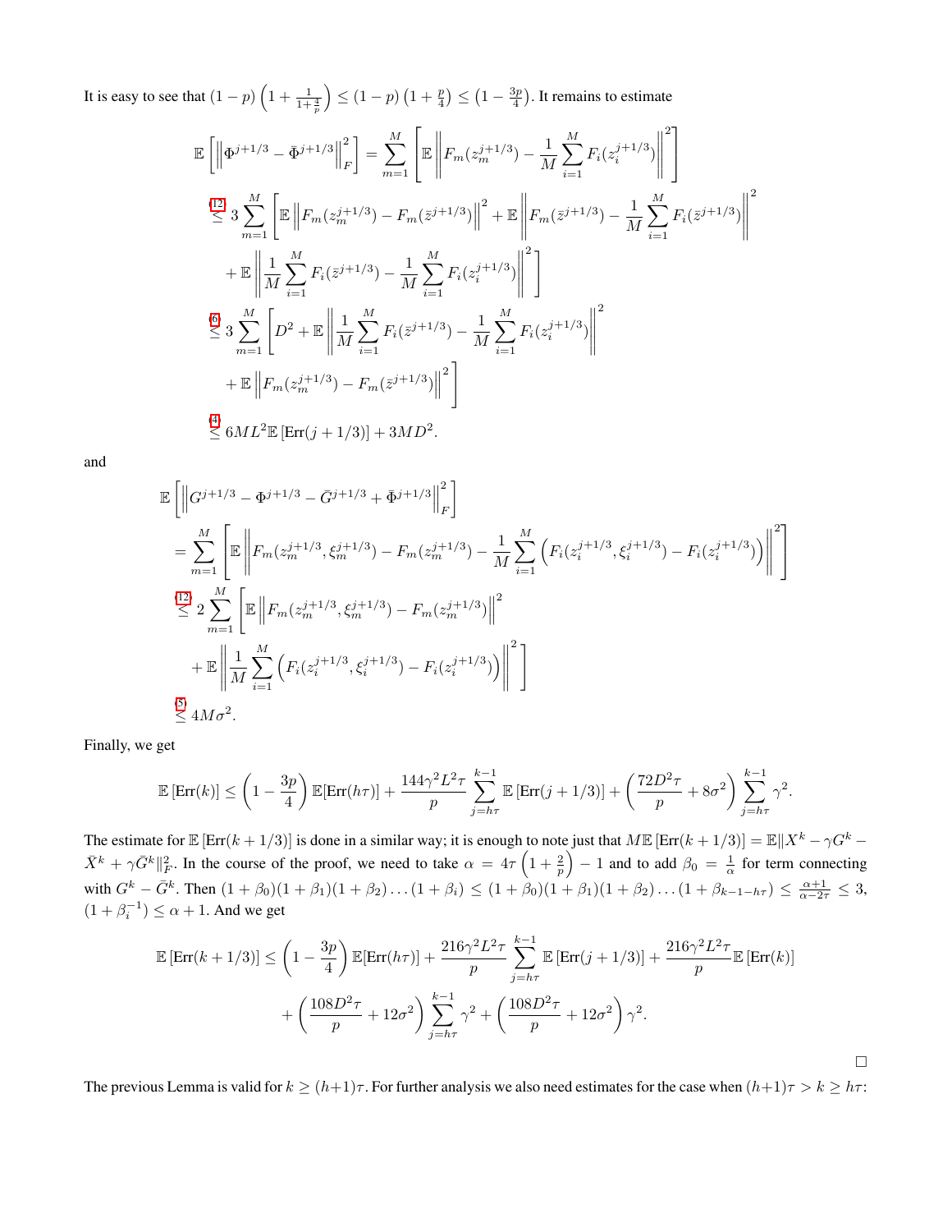It is easy to see that $(1-p)\left(1+\frac{1}{1+\frac{4}{p}}\right) \leq (1-p)\left(1+\frac{p}{4}\right) \leq \left(1-\frac{3p}{4}\right)$. It remains to estimate

$$
\begin{aligned}
\mathbb{E}\left[\left\|\Phi^{j+1/3}-\bar{\Phi}^{j+1/3}\right\|_F^2\right] &= \sum_{m=1}^M \left[\mathbb{E}\left\|F_m(z_m^{j+1/3}) - \frac{1}{M}\sum_{i=1}^M F_i(z_i^{j+1/3})\right\|^2\right] \\
&\overset{(12)}{\leq} 3\sum_{m=1}^M \left[\mathbb{E}\left\|F_m(z_m^{j+1/3}) - F_m(\bar{z}^{j+1/3})\right\|^2 + \mathbb{E}\left\|F_m(\bar{z}^{j+1/3}) - \frac{1}{M}\sum_{i=1}^M F_i(\bar{z}^{j+1/3})\right\|^2\right. \\
&\quad \left. + \mathbb{E}\left\|\frac{1}{M}\sum_{i=1}^M F_i(\bar{z}^{j+1/3}) - \frac{1}{M}\sum_{i=1}^M F_i(z_i^{j+1/3})\right\|^2\right] \\
&\overset{(6)}{\leq} 3\sum_{m=1}^M \left[D^2 + \mathbb{E}\left\|\frac{1}{M}\sum_{i=1}^M F_i(\bar{z}^{j+1/3}) - \frac{1}{M}\sum_{i=1}^M F_i(z_i^{j+1/3})\right\|^2\right. \\
&\quad \left. + \mathbb{E}\left\|F_m(z_m^{j+1/3}) - F_m(\bar{z}^{j+1/3})\right\|^2\right] \\
&\overset{(4)}{\leq} 6ML^2\mathbb{E}\left[\text{Err}(j+1/3)\right] + 3MD^2.
\end{aligned}
$$

and

$$
\begin{aligned}
&\mathbb{E}\left[\left\|G^{j+1/3} - \Phi^{j+1/3} - \bar{G}^{j+1/3} + \bar{\Phi}^{j+1/3}\right\|_F^2\right] \\
&= \sum_{m=1}^M \left[\mathbb{E}\left\|F_m(z_m^{j+1/3}, \xi_m^{j+1/3}) - F_m(z_m^{j+1/3}) - \frac{1}{M}\sum_{i=1}^M \left(F_i(z_i^{j+1/3}, \xi_i^{j+1/3}) - F_i(z_i^{j+1/3})\right)\right\|^2\right] \\
&\overset{(12)}{\leq} 2\sum_{m=1}^M \left[\mathbb{E}\left\|F_m(z_m^{j+1/3}, \xi_m^{j+1/3}) - F_m(z_m^{j+1/3})\right\|^2\right. \\
&\quad \left. + \mathbb{E}\left\|\frac{1}{M}\sum_{i=1}^M \left(F_i(z_i^{j+1/3}, \xi_i^{j+1/3}) - F_i(z_i^{j+1/3})\right)\right\|^2\right] \\
&\overset{(5)}{\leq} 4M\sigma^2.
\end{aligned}
$$

Finally, we get

$$
\mathbb{E}\left[\text{Err}(k)\right] \leq \left(1-\frac{3p}{4}\right)\mathbb{E}[\text{Err}(h\tau)] + \frac{144\gamma^2 L^2 \tau}{p}\sum_{j=h\tau}^{k-1}\mathbb{E}\left[\text{Err}(j+1/3)\right] + \left(\frac{72D^2\tau}{p} + 8\sigma^2\right)\sum_{j=h\tau}^{k-1}\gamma^2.
$$

The estimate for $\mathbb{E}\left[\text{Err}(k+1/3)\right]$ is done in a similar way; it is enough to note just that $M\mathbb{E}\left[\text{Err}(k+1/3)\right] = \mathbb{E}\|X^k - \gamma G^k - \bar{X}^k + \gamma\bar{G}^k\|_F^2$. In the course of the proof, we need to take $\alpha = 4\tau\left(1+\frac{2}{p}\right) - 1$ and to add $\beta_0 = \frac{1}{\alpha}$ for term connecting with $G^k - \bar{G}^k$. Then $(1+\beta_0)(1+\beta_1)(1+\beta_2)\dots(1+\beta_i) \leq (1+\beta_0)(1+\beta_1)(1+\beta_2)\dots(1+\beta_{k-1-h\tau}) \leq \frac{\alpha+1}{\alpha-2\tau} \leq 3$, $(1+\beta_i^{-1}) \leq \alpha+1$. And we get

$$
\begin{aligned}
\mathbb{E}\left[\text{Err}(k+1/3)\right] &\leq \left(1-\frac{3p}{4}\right)\mathbb{E}[\text{Err}(h\tau)] + \frac{216\gamma^2 L^2 \tau}{p}\sum_{j=h\tau}^{k-1}\mathbb{E}\left[\text{Err}(j+1/3)\right] + \frac{216\gamma^2 L^2\tau}{p}\mathbb{E}\left[\text{Err}(k)\right] \\
&\quad + \left(\frac{108D^2\tau}{p} + 12\sigma^2\right)\sum_{j=h\tau}^{k-1}\gamma^2 + \left(\frac{108D^2\tau}{p} + 12\sigma^2\right)\gamma^2.
\end{aligned}
$$

□

The previous Lemma is valid for $k \geq (h+1)\tau$. For further analysis we also need estimates for the case when $(h+1)\tau > k \geq h\tau$: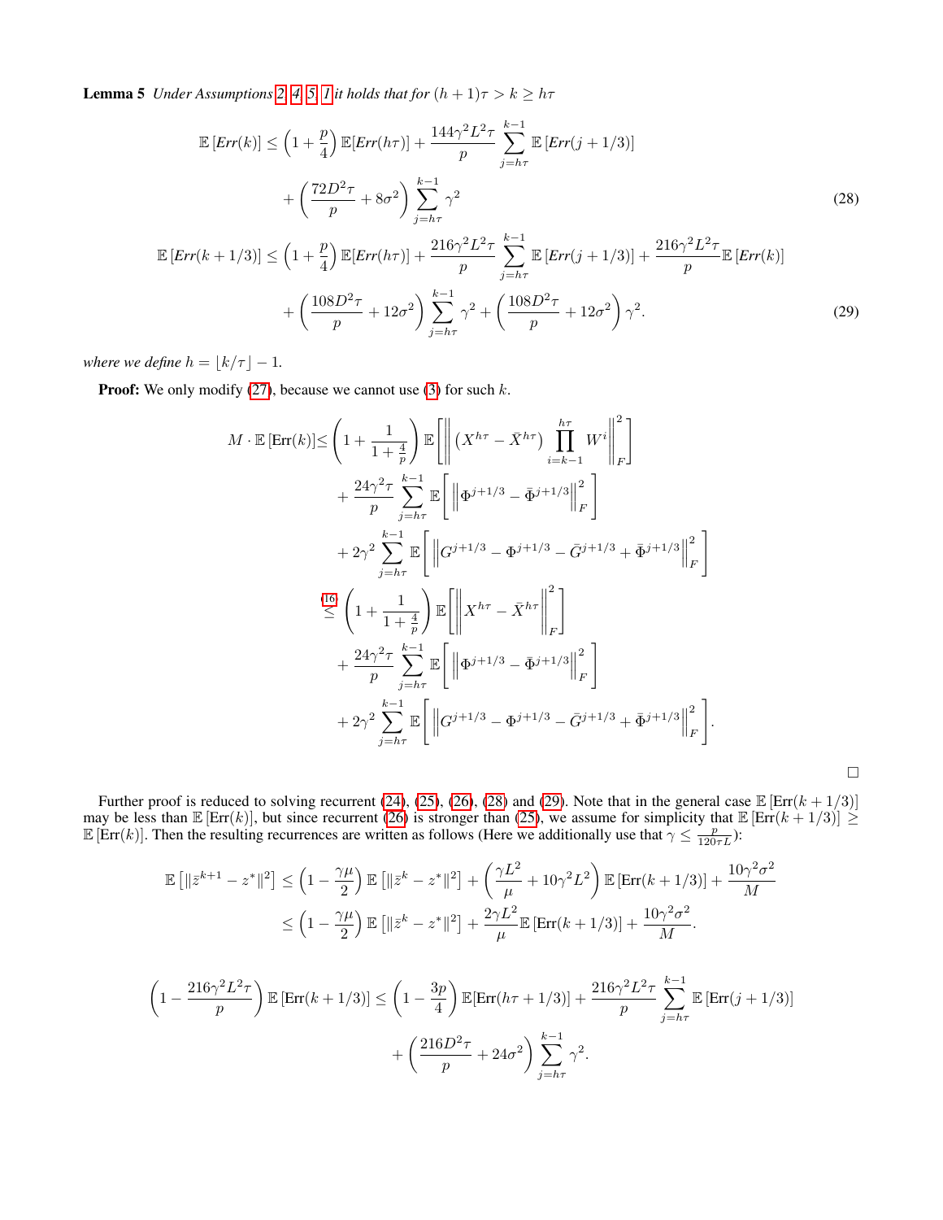**Lemma 5** *Under Assumptions 2, 4, 5, 1 it holds that for $(h+1)\tau > k \geq h\tau$*

$$
\begin{aligned}
\mathbb{E}\left[Err(k)\right] \leq& \left(1+\frac{p}{4}\right)\mathbb{E}[Err(h\tau)] + \frac{144\gamma^2 L^2 \tau}{p}\sum_{j=h\tau}^{k-1}\mathbb{E}\left[Err(j+1/3)\right] \\
&+ \left(\frac{72D^2\tau}{p} + 8\sigma^2\right)\sum_{j=h\tau}^{k-1}\gamma^2 \qquad (28)\\
\mathbb{E}\left[Err(k+1/3)\right] \leq& \left(1+\frac{p}{4}\right)\mathbb{E}[Err(h\tau)] + \frac{216\gamma^2 L^2 \tau}{p}\sum_{j=h\tau}^{k-1}\mathbb{E}\left[Err(j+1/3)\right] + \frac{216\gamma^2 L^2 \tau}{p}\mathbb{E}\left[Err(k)\right] \\
&+ \left(\frac{108D^2\tau}{p} + 12\sigma^2\right)\sum_{j=h\tau}^{k-1}\gamma^2 + \left(\frac{108D^2\tau}{p} + 12\sigma^2\right)\gamma^2. \qquad (29)
\end{aligned}
$$

*where we define $h = \lfloor k/\tau \rfloor - 1$.*

**Proof:** We only modify (27), because we cannot use (3) for such $k$.

$$
\begin{aligned}
M\cdot\mathbb{E}\left[\mathrm{Err}(k)\right] \leq& \left(1+\frac{1}{1+\frac{4}{p}}\right)\mathbb{E}\left[\left\|\left(X^{h\tau}-\bar{X}^{h\tau}\right)\prod_{i=k-1}^{h\tau}W^i\right\|_F^2\right] \\
&+ \frac{24\gamma^2\tau}{p}\sum_{j=h\tau}^{k-1}\mathbb{E}\left[\left\|\Phi^{j+1/3}-\bar{\Phi}^{j+1/3}\right\|_F^2\right] \\
&+ 2\gamma^2\sum_{j=h\tau}^{k-1}\mathbb{E}\left[\left\|G^{j+1/3}-\Phi^{j+1/3}-\bar{G}^{j+1/3}+\bar{\Phi}^{j+1/3}\right\|_F^2\right] \\
\overset{(16)}{\leq}& \left(1+\frac{1}{1+\frac{4}{p}}\right)\mathbb{E}\left[\left\|X^{h\tau}-\bar{X}^{h\tau}\right\|_F^2\right] \\
&+ \frac{24\gamma^2\tau}{p}\sum_{j=h\tau}^{k-1}\mathbb{E}\left[\left\|\Phi^{j+1/3}-\bar{\Phi}^{j+1/3}\right\|_F^2\right] \\
&+ 2\gamma^2\sum_{j=h\tau}^{k-1}\mathbb{E}\left[\left\|G^{j+1/3}-\Phi^{j+1/3}-\bar{G}^{j+1/3}+\bar{\Phi}^{j+1/3}\right\|_F^2\right].
\end{aligned}
$$

□

Further proof is reduced to solving recurrent (24), (25), (26), (28) and (29). Note that in the general case $\mathbb{E}\left[\mathrm{Err}(k+1/3)\right]$ may be less than $\mathbb{E}\left[\mathrm{Err}(k)\right]$, but since recurrent (26) is stronger than (25), we assume for simplicity that $\mathbb{E}\left[\mathrm{Err}(k+1/3)\right] \geq \mathbb{E}\left[\mathrm{Err}(k)\right]$. Then the resulting recurrences are written as follows (Here we additionally use that $\gamma \leq \frac{p}{120\tau L}$):

$$
\begin{aligned}
\mathbb{E}\left[\|\bar{z}^{k+1}-z^*\|^2\right] &\leq \left(1-\frac{\gamma\mu}{2}\right)\mathbb{E}\left[\|\bar{z}^k-z^*\|^2\right] + \left(\frac{\gamma L^2}{\mu}+10\gamma^2L^2\right)\mathbb{E}\left[\mathrm{Err}(k+1/3)\right] + \frac{10\gamma^2\sigma^2}{M} \\
&\leq \left(1-\frac{\gamma\mu}{2}\right)\mathbb{E}\left[\|\bar{z}^k-z^*\|^2\right] + \frac{2\gamma L^2}{\mu}\mathbb{E}\left[\mathrm{Err}(k+1/3)\right] + \frac{10\gamma^2\sigma^2}{M}.
\end{aligned}
$$

$$
\begin{aligned}
\left(1-\frac{216\gamma^2L^2\tau}{p}\right)\mathbb{E}\left[\mathrm{Err}(k+1/3)\right] \leq& \left(1-\frac{3p}{4}\right)\mathbb{E}[\mathrm{Err}(h\tau+1/3)] + \frac{216\gamma^2L^2\tau}{p}\sum_{j=h\tau}^{k-1}\mathbb{E}\left[\mathrm{Err}(j+1/3)\right] \\
&+ \left(\frac{216D^2\tau}{p}+24\sigma^2\right)\sum_{j=h\tau}^{k-1}\gamma^2.
\end{aligned}
$$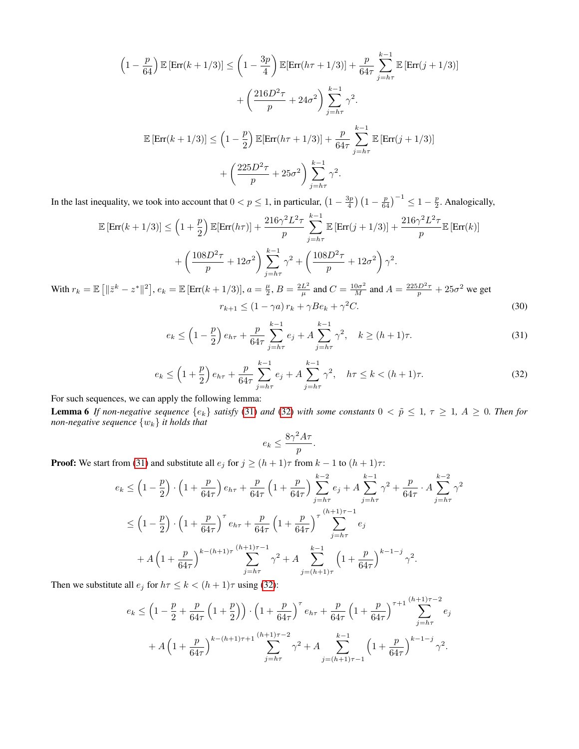$$
\left(1-\frac{p}{64}\right)\mathbb{E}\left[\mathrm{Err}(k+1/3)\right] \leq \left(1-\frac{3p}{4}\right)\mathbb{E}[\mathrm{Err}(h\tau+1/3)] + \frac{p}{64\tau}\sum_{j=h\tau}^{k-1}\mathbb{E}\left[\mathrm{Err}(j+1/3)\right]
$$

$$
+\left(\frac{216D^2\tau}{p}+24\sigma^2\right)\sum_{j=h\tau}^{k-1}\gamma^2.
$$

$$
\mathbb{E}\left[\mathrm{Err}(k+1/3)\right] \leq \left(1-\frac{p}{2}\right)\mathbb{E}[\mathrm{Err}(h\tau+1/3)] + \frac{p}{64\tau}\sum_{j=h\tau}^{k-1}\mathbb{E}\left[\mathrm{Err}(j+1/3)\right]
$$

$$
+\left(\frac{225D^2\tau}{p}+25\sigma^2\right)\sum_{j=h\tau}^{k-1}\gamma^2.
$$

In the last inequality, we took into account that $0 < p \leq 1$, in particular, $\left(1-\frac{3p}{4}\right)\left(1-\frac{p}{64}\right)^{-1} \leq 1-\frac{p}{2}$. Analogically,

$$
\mathbb{E}\left[\mathrm{Err}(k+1/3)\right] \leq \left(1+\frac{p}{2}\right)\mathbb{E}[\mathrm{Err}(h\tau)] + \frac{216\gamma^2L^2\tau}{p}\sum_{j=h\tau}^{k-1}\mathbb{E}\left[\mathrm{Err}(j+1/3)\right] + \frac{216\gamma^2L^2\tau}{p}\mathbb{E}\left[\mathrm{Err}(k)\right]
$$

$$
+\left(\frac{108D^2\tau}{p}+12\sigma^2\right)\sum_{j=h\tau}^{k-1}\gamma^2 + \left(\frac{108D^2\tau}{p}+12\sigma^2\right)\gamma^2.
$$

With $r_k = \mathbb{E}\left[\|\bar{z}^k - z^*\|^2\right]$, $e_k = \mathbb{E}\left[\mathrm{Err}(k+1/3)\right]$, $a = \frac{\mu}{2}$, $B = \frac{2L^2}{\mu}$ and $C = \frac{10\sigma^2}{M}$ and $A = \frac{225D^2\tau}{p} + 25\sigma^2$ we get

$$
r_{k+1} \leq (1-\gamma a)\, r_k + \gamma B e_k + \gamma^2 C. \tag{30}
$$

$$
e_k \leq \left(1-\frac{p}{2}\right)e_{h\tau} + \frac{p}{64\tau}\sum_{j=h\tau}^{k-1}e_j + A\sum_{j=h\tau}^{k-1}\gamma^2, \quad k \geq (h+1)\tau. \tag{31}
$$

$$
e_k \leq \left(1+\frac{p}{2}\right)e_{h\tau} + \frac{p}{64\tau}\sum_{j=h\tau}^{k-1}e_j + A\sum_{j=h\tau}^{k-1}\gamma^2, \quad h\tau \leq k < (h+1)\tau. \tag{32}
$$

For such sequences, we can apply the following lemma:

**Lemma 6** *If non-negative sequence $\{e_k\}$ satisfy (31) and (32) with some constants $0 < \tilde{p} \leq 1$, $\tau \geq 1$, $A \geq 0$. Then for non-negative sequence $\{w_k\}$ it holds that*

$$
e_k \leq \frac{8\gamma^2 A\tau}{p}.
$$

**Proof:** We start from (31) and substitute all $e_j$ for $j \geq (h+1)\tau$ from $k-1$ to $(h+1)\tau$:

$$
e_k \leq \left(1-\frac{p}{2}\right)\cdot\left(1+\frac{p}{64\tau}\right)e_{h\tau} + \frac{p}{64\tau}\left(1+\frac{p}{64\tau}\right)\sum_{j=h\tau}^{k-2}e_j + A\sum_{j=h\tau}^{k-1}\gamma^2 + \frac{p}{64\tau}\cdot A\sum_{j=h\tau}^{k-2}\gamma^2
$$

$$
\leq \left(1-\frac{p}{2}\right)\cdot\left(1+\frac{p}{64\tau}\right)^{\tau}e_{h\tau} + \frac{p}{64\tau}\left(1+\frac{p}{64\tau}\right)^{\tau}\sum_{j=h\tau}^{(h+1)\tau-1}e_j
$$

$$
+ A\left(1+\frac{p}{64\tau}\right)^{k-(h+1)\tau}\sum_{j=h\tau}^{(h+1)\tau-1}\gamma^2 + A\sum_{j=(h+1)\tau}^{k-1}\left(1+\frac{p}{64\tau}\right)^{k-1-j}\gamma^2.
$$

Then we substitute all $e_j$ for $h\tau \leq k < (h+1)\tau$ using (32):

$$
e_k \leq \left(1-\frac{p}{2}+\frac{p}{64\tau}\left(1+\frac{p}{2}\right)\right)\cdot\left(1+\frac{p}{64\tau}\right)^{\tau}e_{h\tau} + \frac{p}{64\tau}\left(1+\frac{p}{64\tau}\right)^{\tau+1}\sum_{j=h\tau}^{(h+1)\tau-2}e_j
$$

$$
+ A\left(1+\frac{p}{64\tau}\right)^{k-(h+1)\tau+1}\sum_{j=h\tau}^{(h+1)\tau-2}\gamma^2 + A\sum_{j=(h+1)\tau-1}^{k-1}\left(1+\frac{p}{64\tau}\right)^{k-1-j}\gamma^2.
$$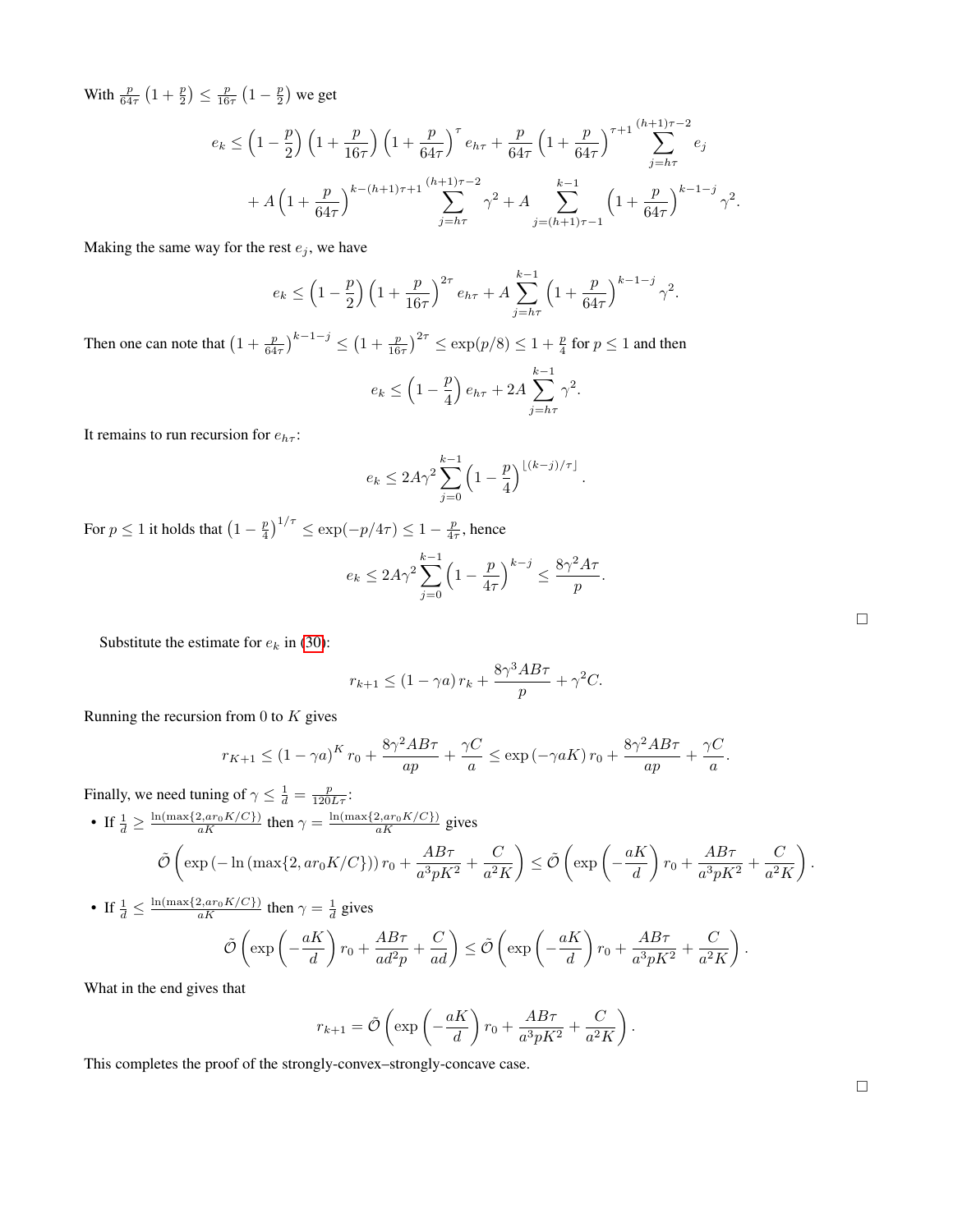With $\frac{p}{64\tau}\left(1+\frac{p}{2}\right) \leq \frac{p}{16\tau}\left(1-\frac{p}{2}\right)$ we get

$$
e_k \leq \left(1-\frac{p}{2}\right)\left(1+\frac{p}{16\tau}\right)\left(1+\frac{p}{64\tau}\right)^{\tau} e_{h\tau} + \frac{p}{64\tau}\left(1+\frac{p}{64\tau}\right)^{\tau+1}\sum_{j=h\tau}^{(h+1)\tau-2} e_j
$$

$$
+ A\left(1+\frac{p}{64\tau}\right)^{k-(h+1)\tau+1}\sum_{j=h\tau}^{(h+1)\tau-2}\gamma^2 + A\sum_{j=(h+1)\tau-1}^{k-1}\left(1+\frac{p}{64\tau}\right)^{k-1-j}\gamma^2.
$$

Making the same way for the rest $e_j$, we have

$$
e_k \leq \left(1-\frac{p}{2}\right)\left(1+\frac{p}{16\tau}\right)^{2\tau} e_{h\tau} + A\sum_{j=h\tau}^{k-1}\left(1+\frac{p}{64\tau}\right)^{k-1-j}\gamma^2.
$$

Then one can note that $\left(1+\frac{p}{64\tau}\right)^{k-1-j} \leq \left(1+\frac{p}{16\tau}\right)^{2\tau} \leq \exp(p/8) \leq 1+\frac{p}{4}$ for $p \leq 1$ and then

$$
e_k \leq \left(1-\frac{p}{4}\right)e_{h\tau} + 2A\sum_{j=h\tau}^{k-1}\gamma^2.
$$

It remains to run recursion for $e_{h\tau}$:

$$
e_k \leq 2A\gamma^2\sum_{j=0}^{k-1}\left(1-\frac{p}{4}\right)^{\lfloor (k-j)/\tau \rfloor}.
$$

For $p \leq 1$ it holds that $\left(1-\frac{p}{4}\right)^{1/\tau} \leq \exp(-p/4\tau) \leq 1-\frac{p}{4\tau}$, hence

$$
e_k \leq 2A\gamma^2\sum_{j=0}^{k-1}\left(1-\frac{p}{4\tau}\right)^{k-j} \leq \frac{8\gamma^2 A\tau}{p}.
$$

□

Substitute the estimate for $e_k$ in (30):

$$
r_{k+1} \leq (1-\gamma a)\, r_k + \frac{8\gamma^3 AB\tau}{p} + \gamma^2 C.
$$

Running the recursion from 0 to $K$ gives

$$
r_{K+1} \leq (1-\gamma a)^K r_0 + \frac{8\gamma^2 AB\tau}{ap} + \frac{\gamma C}{a} \leq \exp(-\gamma a K)\, r_0 + \frac{8\gamma^2 AB\tau}{ap} + \frac{\gamma C}{a}.
$$

Finally, we need tuning of $\gamma \leq \frac{1}{d} = \frac{p}{120L\tau}$:

- If $\frac{1}{d} \geq \frac{\ln(\max\{2, a r_0 K/C\})}{aK}$ then $\gamma = \frac{\ln(\max\{2, a r_0 K/C\})}{aK}$ gives

$$
\tilde{\mathcal{O}}\left(\exp\left(-\ln\left(\max\{2, a r_0 K/C\}\right)\right) r_0 + \frac{AB\tau}{a^3 pK^2} + \frac{C}{a^2 K}\right) \leq \tilde{\mathcal{O}}\left(\exp\left(-\frac{aK}{d}\right) r_0 + \frac{AB\tau}{a^3 pK^2} + \frac{C}{a^2 K}\right).
$$

- If $\frac{1}{d} \leq \frac{\ln(\max\{2, a r_0 K/C\})}{aK}$ then $\gamma = \frac{1}{d}$ gives

$$
\tilde{\mathcal{O}}\left(\exp\left(-\frac{aK}{d}\right) r_0 + \frac{AB\tau}{ad^2 p} + \frac{C}{ad}\right) \leq \tilde{\mathcal{O}}\left(\exp\left(-\frac{aK}{d}\right) r_0 + \frac{AB\tau}{a^3 pK^2} + \frac{C}{a^2 K}\right).
$$

What in the end gives that

$$
r_{k+1} = \tilde{\mathcal{O}}\left(\exp\left(-\frac{aK}{d}\right) r_0 + \frac{AB\tau}{a^3 pK^2} + \frac{C}{a^2 K}\right).
$$

This completes the proof of the strongly-convex–strongly-concave case.

□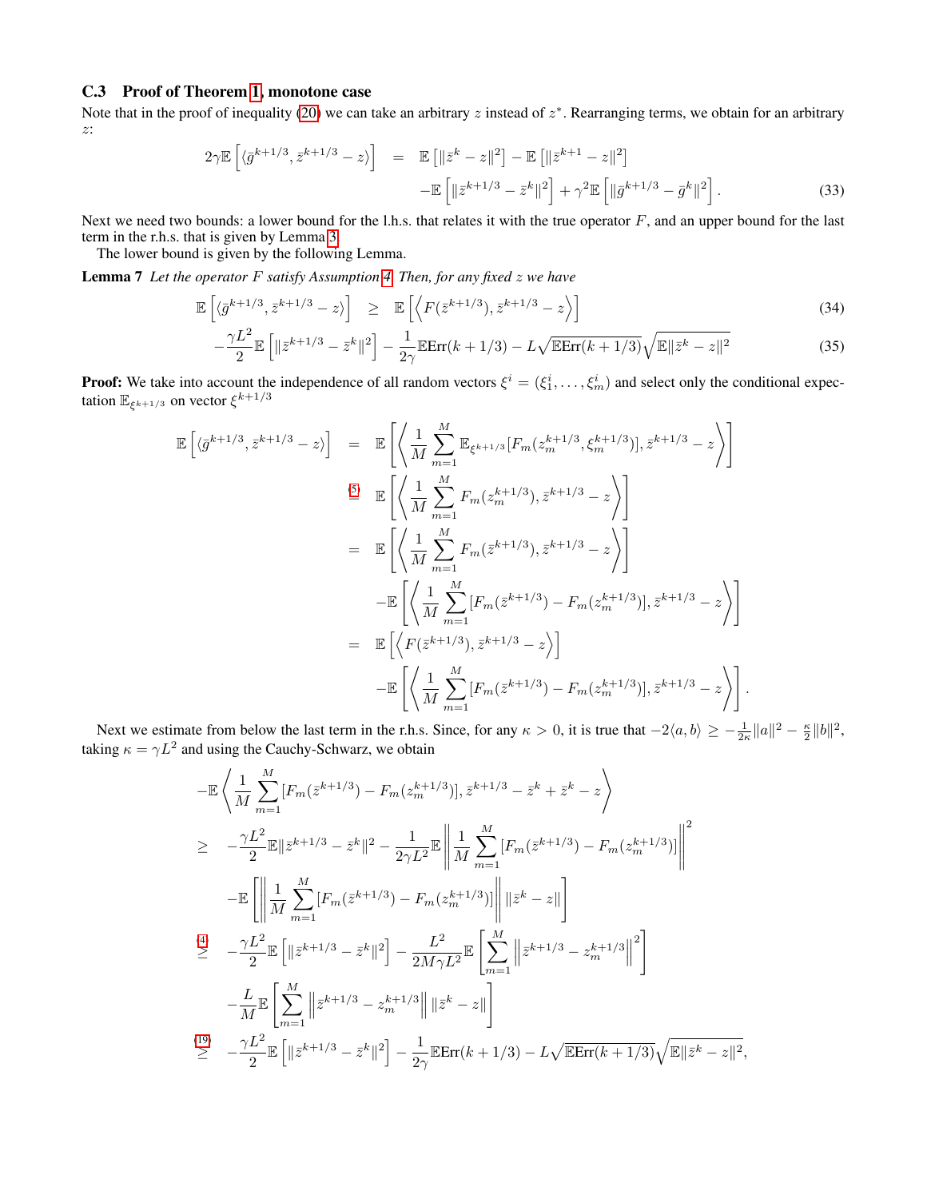### C.3 Proof of Theorem 1, monotone case

Note that in the proof of inequality (20) we can take an arbitrary $z$ instead of $z^*$. Rearranging terms, we obtain for an arbitrary $z$:

$$
\begin{aligned}
2\gamma\mathbb{E}\left[\langle \bar{g}^{k+1/3}, \bar{z}^{k+1/3} - z\rangle\right] \quad &= \quad \mathbb{E}\left[\|\bar{z}^k - z\|^2\right] - \mathbb{E}\left[\|\bar{z}^{k+1} - z\|^2\right] \\
&\quad -\mathbb{E}\left[\|\bar{z}^{k+1/3} - \bar{z}^k\|^2\right] + \gamma^2\mathbb{E}\left[\|\bar{g}^{k+1/3} - \bar{g}^k\|^2\right]. \qquad (33)
\end{aligned}
$$

Next we need two bounds: a lower bound for the l.h.s. that relates it with the true operator $F$, and an upper bound for the last term in the r.h.s. that is given by Lemma 3.

The lower bound is given by the following Lemma.

**Lemma 7** *Let the operator $F$ satisfy Assumption 4. Then, for any fixed $z$ we have*

$$
\begin{aligned}
\mathbb{E}\left[\langle \bar{g}^{k+1/3}, \bar{z}^{k+1/3} - z\rangle\right] \quad &\geq \quad \mathbb{E}\left[\left\langle F(\bar{z}^{k+1/3}), \bar{z}^{k+1/3} - z\right\rangle\right] \qquad (34)\\
-\frac{\gamma L^2}{2}\mathbb{E}\left[\|\bar{z}^{k+1/3} - \bar{z}^k\|^2\right] &- \frac{1}{2\gamma}\mathbb{E}\mathrm{Err}(k+1/3) - L\sqrt{\mathbb{E}\mathrm{Err}(k+1/3)}\sqrt{\mathbb{E}\|\bar{z}^k - z\|^2} \qquad (35)
\end{aligned}
$$

**Proof:** We take into account the independence of all random vectors $\xi^i = (\xi_1^i, \ldots, \xi_m^i)$ and select only the conditional expectation $\mathbb{E}_{\xi^{k+1/3}}$ on vector $\xi^{k+1/3}$

$$
\begin{aligned}
\mathbb{E}\left[\langle \bar{g}^{k+1/3}, \bar{z}^{k+1/3} - z\rangle\right] \quad &= \quad \mathbb{E}\left[\left\langle \frac{1}{M}\sum_{m=1}^M \mathbb{E}_{\xi^{k+1/3}}[F_m(z_m^{k+1/3}, \xi_m^{k+1/3})], \bar{z}^{k+1/3} - z\right\rangle\right] \\
&\overset{(5)}{=} \quad \mathbb{E}\left[\left\langle \frac{1}{M}\sum_{m=1}^M F_m(z_m^{k+1/3}), \bar{z}^{k+1/3} - z\right\rangle\right] \\
&= \quad \mathbb{E}\left[\left\langle \frac{1}{M}\sum_{m=1}^M F_m(\bar{z}^{k+1/3}), \bar{z}^{k+1/3} - z\right\rangle\right] \\
&\quad -\mathbb{E}\left[\left\langle \frac{1}{M}\sum_{m=1}^M [F_m(\bar{z}^{k+1/3}) - F_m(z_m^{k+1/3})], \bar{z}^{k+1/3} - z\right\rangle\right] \\
&= \quad \mathbb{E}\left[\left\langle F(\bar{z}^{k+1/3}), \bar{z}^{k+1/3} - z\right\rangle\right] \\
&\quad -\mathbb{E}\left[\left\langle \frac{1}{M}\sum_{m=1}^M [F_m(\bar{z}^{k+1/3}) - F_m(z_m^{k+1/3})], \bar{z}^{k+1/3} - z\right\rangle\right].
\end{aligned}
$$

Next we estimate from below the last term in the r.h.s. Since, for any $\kappa > 0$, it is true that $-2\langle a, b\rangle \geq -\frac{1}{2\kappa}\|a\|^2 - \frac{\kappa}{2}\|b\|^2$, taking $\kappa = \gamma L^2$ and using the Cauchy-Schwarz, we obtain

$$
\begin{aligned}
&-\mathbb{E}\left\langle \frac{1}{M}\sum_{m=1}^M [F_m(\bar{z}^{k+1/3}) - F_m(z_m^{k+1/3})], \bar{z}^{k+1/3} - \bar{z}^k + \bar{z}^k - z\right\rangle \\
\geq \quad & -\frac{\gamma L^2}{2}\mathbb{E}\|\bar{z}^{k+1/3} - \bar{z}^k\|^2 - \frac{1}{2\gamma L^2}\mathbb{E}\left\|\frac{1}{M}\sum_{m=1}^M [F_m(\bar{z}^{k+1/3}) - F_m(z_m^{k+1/3})]\right\|^2 \\
&-\mathbb{E}\left[\left\|\frac{1}{M}\sum_{m=1}^M [F_m(\bar{z}^{k+1/3}) - F_m(z_m^{k+1/3})]\right\|\|\bar{z}^k - z\|\right] \\
\overset{(4)}{\geq} \quad & -\frac{\gamma L^2}{2}\mathbb{E}\left[\|\bar{z}^{k+1/3} - \bar{z}^k\|^2\right] - \frac{L^2}{2M\gamma L^2}\mathbb{E}\left[\sum_{m=1}^M \left\|\bar{z}^{k+1/3} - z_m^{k+1/3}\right\|^2\right] \\
&-\frac{L}{M}\mathbb{E}\left[\sum_{m=1}^M \left\|\bar{z}^{k+1/3} - z_m^{k+1/3}\right\|\|\bar{z}^k - z\|\right] \\
\overset{(19)}{\geq} \quad & -\frac{\gamma L^2}{2}\mathbb{E}\left[\|\bar{z}^{k+1/3} - \bar{z}^k\|^2\right] - \frac{1}{2\gamma}\mathbb{E}\mathrm{Err}(k+1/3) - L\sqrt{\mathbb{E}\mathrm{Err}(k+1/3)}\sqrt{\mathbb{E}\|\bar{z}^k - z\|^2},
\end{aligned}
$$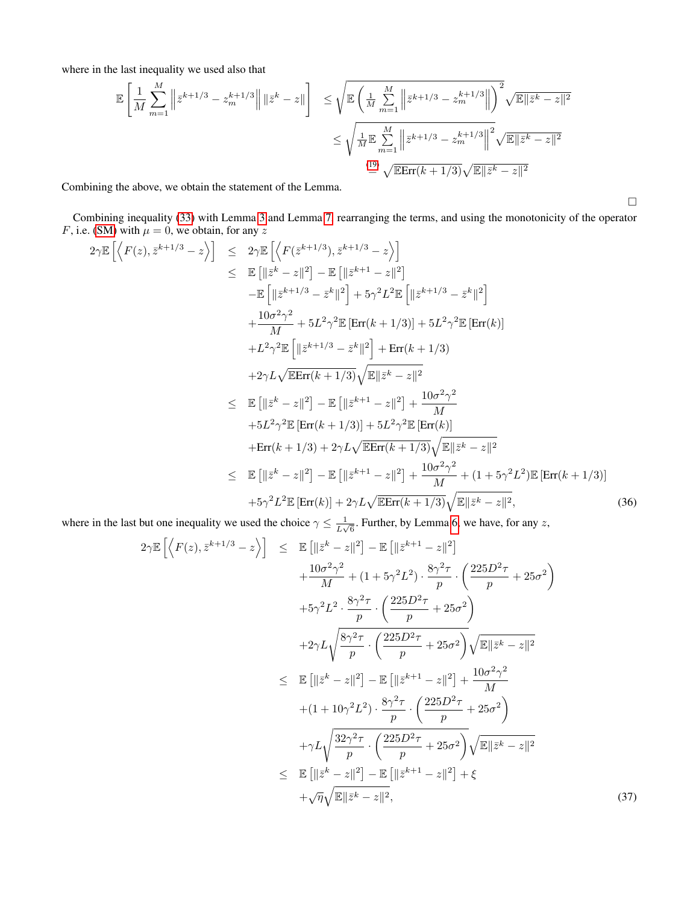where in the last inequality we used also that

$$
\begin{aligned}
\mathbb{E}\left[\frac{1}{M}\sum_{m=1}^{M}\left\|\bar{z}^{k+1/3}-z_m^{k+1/3}\right\|\|\bar{z}^k-z\|\right] &\leq \sqrt{\mathbb{E}\left(\frac{1}{M}\sum_{m=1}^{M}\left\|\bar{z}^{k+1/3}-z_m^{k+1/3}\right\|\right)^2}\sqrt{\mathbb{E}\|\bar{z}^k-z\|^2} \\
&\leq \sqrt{\frac{1}{M}\mathbb{E}\sum_{m=1}^{M}\left\|\bar{z}^{k+1/3}-z_m^{k+1/3}\right\|^2}\sqrt{\mathbb{E}\|\bar{z}^k-z\|^2} \\
&\overset{(19)}{=} \sqrt{\mathbb{E}\mathrm{Err}(k+1/3)}\sqrt{\mathbb{E}\|\bar{z}^k-z\|^2}
\end{aligned}
$$

Combining the above, we obtain the statement of the Lemma.

□

Combining inequality (33) with Lemma 3 and Lemma 7, rearranging the terms, and using the monotonicity of the operator $F$, i.e. (SM) with $\mu=0$, we obtain, for any $z$

$$
\begin{aligned}
2\gamma\mathbb{E}\left[\left\langle F(z),\bar{z}^{k+1/3}-z\right\rangle\right] &\leq 2\gamma\mathbb{E}\left[\left\langle F(\bar{z}^{k+1/3}),\bar{z}^{k+1/3}-z\right\rangle\right] \\
&\leq \mathbb{E}\left[\|\bar{z}^k-z\|^2\right]-\mathbb{E}\left[\|\bar{z}^{k+1}-z\|^2\right] \\
&\quad -\mathbb{E}\left[\|\bar{z}^{k+1/3}-\bar{z}^k\|^2\right]+5\gamma^2L^2\mathbb{E}\left[\|\bar{z}^{k+1/3}-\bar{z}^k\|^2\right] \\
&\quad +\frac{10\sigma^2\gamma^2}{M}+5L^2\gamma^2\mathbb{E}\left[\mathrm{Err}(k+1/3)\right]+5L^2\gamma^2\mathbb{E}\left[\mathrm{Err}(k)\right] \\
&\quad +L^2\gamma^2\mathbb{E}\left[\|\bar{z}^{k+1/3}-\bar{z}^k\|^2\right]+\mathrm{Err}(k+1/3) \\
&\quad +2\gamma L\sqrt{\mathbb{E}\mathrm{Err}(k+1/3)}\sqrt{\mathbb{E}\|\bar{z}^k-z\|^2} \\
&\leq \mathbb{E}\left[\|\bar{z}^k-z\|^2\right]-\mathbb{E}\left[\|\bar{z}^{k+1}-z\|^2\right]+\frac{10\sigma^2\gamma^2}{M} \\
&\quad +5L^2\gamma^2\mathbb{E}\left[\mathrm{Err}(k+1/3)\right]+5L^2\gamma^2\mathbb{E}\left[\mathrm{Err}(k)\right] \\
&\quad +\mathrm{Err}(k+1/3)+2\gamma L\sqrt{\mathbb{E}\mathrm{Err}(k+1/3)}\sqrt{\mathbb{E}\|\bar{z}^k-z\|^2} \\
&\leq \mathbb{E}\left[\|\bar{z}^k-z\|^2\right]-\mathbb{E}\left[\|\bar{z}^{k+1}-z\|^2\right]+\frac{10\sigma^2\gamma^2}{M}+(1+5\gamma^2L^2)\mathbb{E}\left[\mathrm{Err}(k+1/3)\right] \\
&\quad +5\gamma^2L^2\mathbb{E}\left[\mathrm{Err}(k)\right]+2\gamma L\sqrt{\mathbb{E}\mathrm{Err}(k+1/3)}\sqrt{\mathbb{E}\|\bar{z}^k-z\|^2},
\end{aligned}
\tag{36}
$$

where in the last but one inequality we used the choice $\gamma\leq\frac{1}{L\sqrt{6}}$. Further, by Lemma 6, we have, for any $z$,

$$
\begin{aligned}
2\gamma\mathbb{E}\left[\left\langle F(z),\bar{z}^{k+1/3}-z\right\rangle\right] &\leq \mathbb{E}\left[\|\bar{z}^k-z\|^2\right]-\mathbb{E}\left[\|\bar{z}^{k+1}-z\|^2\right] \\
&\quad +\frac{10\sigma^2\gamma^2}{M}+(1+5\gamma^2L^2)\cdot\frac{8\gamma^2\tau}{p}\cdot\left(\frac{225D^2\tau}{p}+25\sigma^2\right) \\
&\quad +5\gamma^2L^2\cdot\frac{8\gamma^2\tau}{p}\cdot\left(\frac{225D^2\tau}{p}+25\sigma^2\right) \\
&\quad +2\gamma L\sqrt{\frac{8\gamma^2\tau}{p}\cdot\left(\frac{225D^2\tau}{p}+25\sigma^2\right)}\sqrt{\mathbb{E}\|\bar{z}^k-z\|^2} \\
&\leq \mathbb{E}\left[\|\bar{z}^k-z\|^2\right]-\mathbb{E}\left[\|\bar{z}^{k+1}-z\|^2\right]+\frac{10\sigma^2\gamma^2}{M} \\
&\quad +(1+10\gamma^2L^2)\cdot\frac{8\gamma^2\tau}{p}\cdot\left(\frac{225D^2\tau}{p}+25\sigma^2\right) \\
&\quad +\gamma L\sqrt{\frac{32\gamma^2\tau}{p}\cdot\left(\frac{225D^2\tau}{p}+25\sigma^2\right)}\sqrt{\mathbb{E}\|\bar{z}^k-z\|^2} \\
&\leq \mathbb{E}\left[\|\bar{z}^k-z\|^2\right]-\mathbb{E}\left[\|\bar{z}^{k+1}-z\|^2\right]+\xi \\
&\quad +\sqrt{\eta}\sqrt{\mathbb{E}\|\bar{z}^k-z\|^2},
\end{aligned}
\tag{37}
$$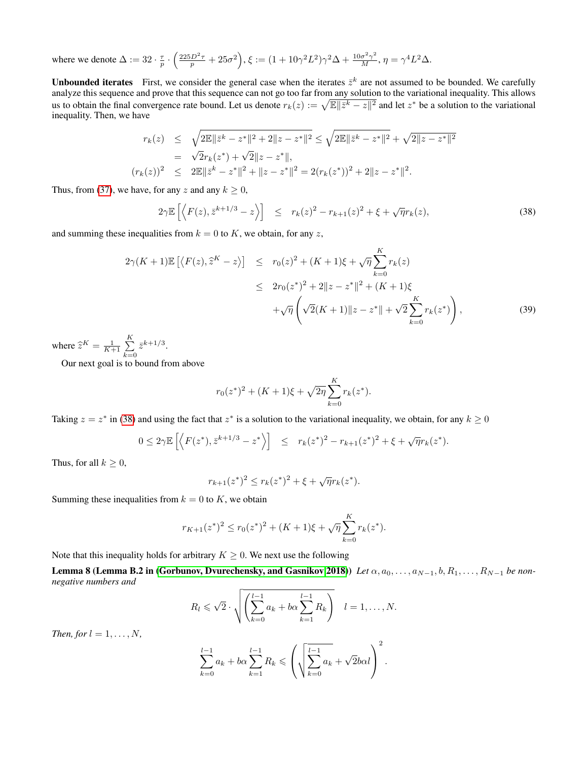where we denote $\Delta := 32 \cdot \frac{\tau}{p} \cdot \left(\frac{225 D^2 \tau}{p} + 25\sigma^2\right)$, $\xi := (1 + 10\gamma^2 L^2)\gamma^2 \Delta + \frac{10\sigma^2\gamma^2}{M}$, $\eta = \gamma^4 L^2 \Delta$.

**Unbounded iterates** First, we consider the general case when the iterates $\bar{z}^k$ are not assumed to be bounded. We carefully analyze this sequence and prove that this sequence can not go too far from any solution to the variational inequality. This allows us to obtain the final convergence rate bound. Let us denote $r_k(z) := \sqrt{\mathbb{E}\|\bar{z}^k - z\|^2}$ and let $z^*$ be a solution to the variational inequality. Then, we have

$$
\begin{aligned}
r_k(z) &\leq \sqrt{2\mathbb{E}\|\bar{z}^k - z^*\|^2 + 2\|z - z^*\|^2} \leq \sqrt{2\mathbb{E}\|\bar{z}^k - z^*\|^2} + \sqrt{2\|z - z^*\|^2} \\
&= \sqrt{2} r_k(z^*) + \sqrt{2}\|z - z^*\|, \\
(r_k(z))^2 &\leq 2\mathbb{E}\|\bar{z}^k - z^*\|^2 + \|z - z^*\|^2 = 2(r_k(z^*))^2 + 2\|z - z^*\|^2.
\end{aligned}
$$

Thus, from (37), we have, for any $z$ and any $k \geq 0$,

$$
2\gamma \mathbb{E}\left[\left\langle F(z), \bar{z}^{k+1/3} - z \right\rangle\right] \leq r_k(z)^2 - r_{k+1}(z)^2 + \xi + \sqrt{\eta} r_k(z), \tag{38}
$$

and summing these inequalities from $k = 0$ to $K$, we obtain, for any $z$,

$$
\begin{aligned}
2\gamma(K+1)\mathbb{E}\left[\left\langle F(z), \hat{z}^K - z \right\rangle\right] &\leq r_0(z)^2 + (K+1)\xi + \sqrt{\eta}\sum_{k=0}^{K} r_k(z) \\
&\leq 2r_0(z^*)^2 + 2\|z - z^*\|^2 + (K+1)\xi \\
&\quad + \sqrt{\eta}\left(\sqrt{2}(K+1)\|z - z^*\| + \sqrt{2}\sum_{k=0}^{K} r_k(z^*)\right),
\end{aligned} \tag{39}
$$

where $\hat{z}^K = \frac{1}{K+1}\sum_{k=0}^{K} \bar{z}^{k+1/3}$.

Our next goal is to bound from above

$$
r_0(z^*)^2 + (K+1)\xi + \sqrt{2\eta}\sum_{k=0}^{K} r_k(z^*).
$$

Taking $z = z^*$ in (38) and using the fact that $z^*$ is a solution to the variational inequality, we obtain, for any $k \geq 0$

$$
0 \leq 2\gamma \mathbb{E}\left[\left\langle F(z^*), \bar{z}^{k+1/3} - z^* \right\rangle\right] \leq r_k(z^*)^2 - r_{k+1}(z^*)^2 + \xi + \sqrt{\eta} r_k(z^*).
$$

Thus, for all $k \geq 0$,

$$
r_{k+1}(z^*)^2 \leq r_k(z^*)^2 + \xi + \sqrt{\eta} r_k(z^*).
$$

Summing these inequalities from $k = 0$ to $K$, we obtain

$$
r_{K+1}(z^*)^2 \leq r_0(z^*)^2 + (K+1)\xi + \sqrt{\eta}\sum_{k=0}^{K} r_k(z^*).
$$

Note that this inequality holds for arbitrary $K \geq 0$. We next use the following

**Lemma 8 (Lemma B.2 in (Gorbunov, Dvurechensky, and Gasnikov 2018))** *Let $\alpha, a_0, \ldots, a_{N-1}, b, R_1, \ldots, R_{N-1}$ be non-negative numbers and*

$$
R_l \leqslant \sqrt{2} \cdot \sqrt{\left(\sum_{k=0}^{l-1} a_k + b\alpha \sum_{k=1}^{l-1} R_k\right)} \quad l = 1, \ldots, N.
$$

*Then, for $l = 1, \ldots, N$,*

$$
\sum_{k=0}^{l-1} a_k + b\alpha \sum_{k=1}^{l-1} R_k \leqslant \left(\sqrt{\sum_{k=0}^{l-1} a_k} + \sqrt{2} b\alpha l\right)^2.
$$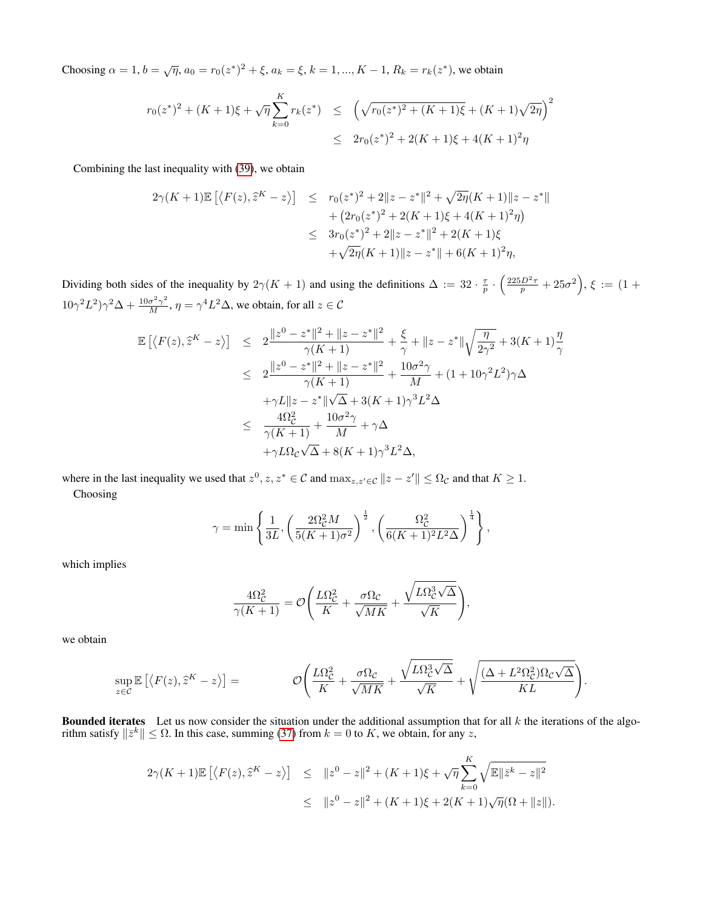Choosing $\alpha = 1$, $b = \sqrt{\eta}$, $a_0 = r_0(z^*)^2 + \xi$, $a_k = \xi$, $k = 1, ..., K-1$, $R_k = r_k(z^*)$, we obtain

$$
\begin{aligned}
r_0(z^*)^2 + (K+1)\xi + \sqrt{\eta}\sum_{k=0}^{K} r_k(z^*) &\leq \left(\sqrt{r_0(z^*)^2 + (K+1)\xi} + (K+1)\sqrt{2\eta}\right)^2 \\
&\leq 2r_0(z^*)^2 + 2(K+1)\xi + 4(K+1)^2\eta
\end{aligned}
$$

Combining the last inequality with (39), we obtain

$$
\begin{aligned}
2\gamma(K+1)\mathbb{E}\left[\langle F(z), \widehat{z}^K - z\rangle\right] &\leq r_0(z^*)^2 + 2\|z - z^*\|^2 + \sqrt{2\eta}(K+1)\|z - z^*\| \\
&\quad + \left(2r_0(z^*)^2 + 2(K+1)\xi + 4(K+1)^2\eta\right) \\
&\leq 3r_0(z^*)^2 + 2\|z - z^*\|^2 + 2(K+1)\xi \\
&\quad + \sqrt{2\eta}(K+1)\|z - z^*\| + 6(K+1)^2\eta,
\end{aligned}
$$

Dividing both sides of the inequality by $2\gamma(K+1)$ and using the definitions $\Delta := 32 \cdot \frac{\tau}{p} \cdot \left(\frac{225D^2\tau}{p} + 25\sigma^2\right)$, $\xi := (1 + 10\gamma^2L^2)\gamma^2\Delta + \frac{10\sigma^2\gamma^2}{M}$, $\eta = \gamma^4L^2\Delta$, we obtain, for all $z \in \mathcal{C}$

$$
\begin{aligned}
\mathbb{E}\left[\langle F(z), \widehat{z}^K - z\rangle\right] &\leq 2\frac{\|z^0 - z^*\|^2 + \|z - z^*\|^2}{\gamma(K+1)} + \frac{\xi}{\gamma} + \|z - z^*\|\sqrt{\frac{\eta}{2\gamma^2}} + 3(K+1)\frac{\eta}{\gamma} \\
&\leq 2\frac{\|z^0 - z^*\|^2 + \|z - z^*\|^2}{\gamma(K+1)} + \frac{10\sigma^2\gamma}{M} + (1 + 10\gamma^2L^2)\gamma\Delta \\
&\quad + \gamma L\|z - z^*\|\sqrt{\Delta} + 3(K+1)\gamma^3L^2\Delta \\
&\leq \frac{4\Omega_{\mathcal{C}}^2}{\gamma(K+1)} + \frac{10\sigma^2\gamma}{M} + \gamma\Delta \\
&\quad + \gamma L\Omega_{\mathcal{C}}\sqrt{\Delta} + 8(K+1)\gamma^3L^2\Delta,
\end{aligned}
$$

where in the last inequality we used that $z^0, z, z^* \in \mathcal{C}$ and $\max_{z,z' \in \mathcal{C}} \|z - z'\| \leq \Omega_{\mathcal{C}}$ and that $K \geq 1$.

Choosing

$$
\gamma = \min\left\{\frac{1}{3L}, \left(\frac{2\Omega_{\mathcal{C}}^2 M}{5(K+1)\sigma^2}\right)^{\frac{1}{2}}, \left(\frac{\Omega_{\mathcal{C}}^2}{6(K+1)^2L^2\Delta}\right)^{\frac{1}{4}}\right\},
$$

which implies

$$
\frac{4\Omega_{\mathcal{C}}^2}{\gamma(K+1)} = \mathcal{O}\left(\frac{L\Omega_{\mathcal{C}}^2}{K} + \frac{\sigma\Omega_{\mathcal{C}}}{\sqrt{MK}} + \frac{\sqrt{L\Omega_{\mathcal{C}}^3\sqrt{\Delta}}}{\sqrt{K}}\right),
$$

we obtain

$$
\sup_{z \in \mathcal{C}} \mathbb{E}\left[\langle F(z), \widehat{z}^K - z\rangle\right] = \mathcal{O}\left(\frac{L\Omega_{\mathcal{C}}^2}{K} + \frac{\sigma\Omega_{\mathcal{C}}}{\sqrt{MK}} + \frac{\sqrt{L\Omega_{\mathcal{C}}^3\sqrt{\Delta}}}{\sqrt{K}} + \sqrt{\frac{(\Delta + L^2\Omega_{\mathcal{C}}^2)\Omega_{\mathcal{C}}\sqrt{\Delta}}{KL}}\right).
$$

**Bounded iterates** Let us now consider the situation under the additional assumption that for all $k$ the iterations of the algorithm satisfy $\|\bar{z}^k\| \leq \Omega$. In this case, summing (37) from $k = 0$ to $K$, we obtain, for any $z$,

$$
\begin{aligned}
2\gamma(K+1)\mathbb{E}\left[\langle F(z), \widehat{z}^K - z\rangle\right] &\leq \|z^0 - z\|^2 + (K+1)\xi + \sqrt{\eta}\sum_{k=0}^{K}\sqrt{\mathbb{E}\|\bar{z}^k - z\|^2} \\
&\leq \|z^0 - z\|^2 + (K+1)\xi + 2(K+1)\sqrt{\eta}(\Omega + \|z\|).
\end{aligned}
$$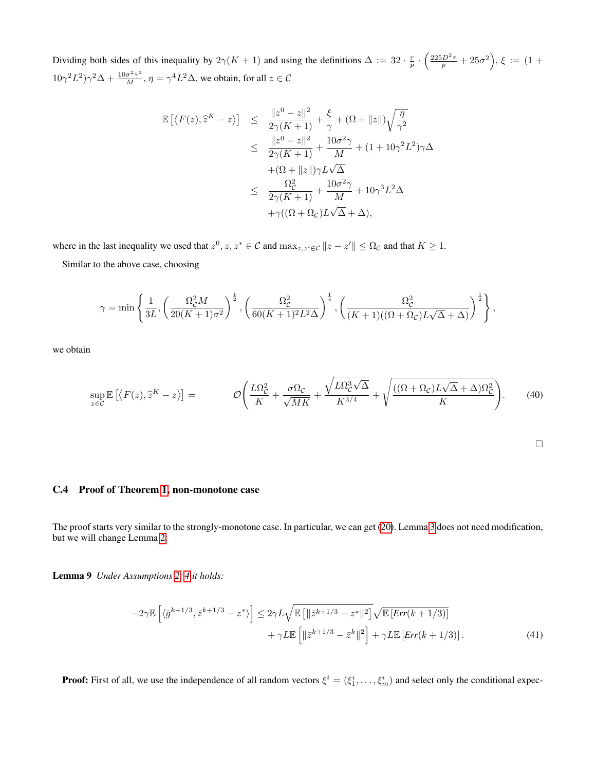Dividing both sides of this inequality by $2\gamma(K+1)$ and using the definitions $\Delta := 32 \cdot \frac{\tau}{p} \cdot \left(\frac{225 D^2 \tau}{p} + 25\sigma^2\right)$, $\xi := (1 + 10\gamma^2 L^2)\gamma^2 \Delta + \frac{10\sigma^2\gamma^2}{M}$, $\eta = \gamma^4 L^2 \Delta$, we obtain, for all $z \in \mathcal{C}$

$$
\begin{aligned}
\mathbb{E}\left[\langle F(z), \widehat{z}^K - z\rangle\right] &\leq \frac{\|z^0 - z\|^2}{2\gamma(K+1)} + \frac{\xi}{\gamma} + (\Omega + \|z\|)\sqrt{\frac{\eta}{\gamma^2}} \\
&\leq \frac{\|z^0 - z\|^2}{2\gamma(K+1)} + \frac{10\sigma^2\gamma}{M} + (1 + 10\gamma^2 L^2)\gamma\Delta \\
&\quad + (\Omega + \|z\|)\gamma L\sqrt{\Delta} \\
&\leq \frac{\Omega_{\mathcal{C}}^2}{2\gamma(K+1)} + \frac{10\sigma^2\gamma}{M} + 10\gamma^3 L^2 \Delta \\
&\quad + \gamma((\Omega + \Omega_{\mathcal{C}})L\sqrt{\Delta} + \Delta),
\end{aligned}
$$

where in the last inequality we used that $z^0, z, z^* \in \mathcal{C}$ and $\max_{z,z' \in \mathcal{C}} \|z - z'\| \leq \Omega_{\mathcal{C}}$ and that $K \geq 1$.

Similar to the above case, choosing

$$
\gamma = \min\left\{\frac{1}{3L}, \left(\frac{\Omega_{\mathcal{C}}^2 M}{20(K+1)\sigma^2}\right)^{\frac{1}{2}}, \left(\frac{\Omega_{\mathcal{C}}^2}{60(K+1)^2 L^2 \Delta}\right)^{\frac{1}{4}}, \left(\frac{\Omega_{\mathcal{C}}^2}{(K+1)((\Omega + \Omega_{\mathcal{C}})L\sqrt{\Delta} + \Delta)}\right)^{\frac{1}{2}}\right\},
$$

we obtain

$$
\sup_{z \in \mathcal{C}} \mathbb{E}\left[\langle F(z), \widehat{z}^K - z\rangle\right] = \mathcal{O}\left(\frac{L\Omega_{\mathcal{C}}^2}{K} + \frac{\sigma\Omega_{\mathcal{C}}}{\sqrt{MK}} + \frac{\sqrt{L\Omega_{\mathcal{C}}^3\sqrt{\Delta}}}{K^{3/4}} + \sqrt{\frac{((\Omega + \Omega_{\mathcal{C}})L\sqrt{\Delta} + \Delta)\Omega_{\mathcal{C}}^2}{K}}\right). \tag{40}
$$

□

### C.4 Proof of Theorem 1, non-monotone case

The proof starts very similar to the strongly-monotone case. In particular, we can get (20). Lemma 3 does not need modification, but we will change Lemma 2:

**Lemma 9** *Under Assumptions 2, 4 it holds:*

$$
\begin{aligned}
-2\gamma\mathbb{E}\left[\langle \bar{g}^{k+1/3}, \bar{z}^{k+1/3} - z^*\rangle\right] &\leq 2\gamma L\sqrt{\mathbb{E}\left[\|\bar{z}^{k+1/3} - z^*\|^2\right]}\sqrt{\mathbb{E}\left[Err(k+1/3)\right]} \\
&\quad + \gamma L\mathbb{E}\left[\|\bar{z}^{k+1/3} - \bar{z}^k\|^2\right] + \gamma L\mathbb{E}\left[Err(k+1/3)\right].
\end{aligned} \tag{41}
$$

**Proof:** First of all, we use the independence of all random vectors $\xi^i = (\xi_1^i, \ldots, \xi_m^i)$ and select only the conditional expec-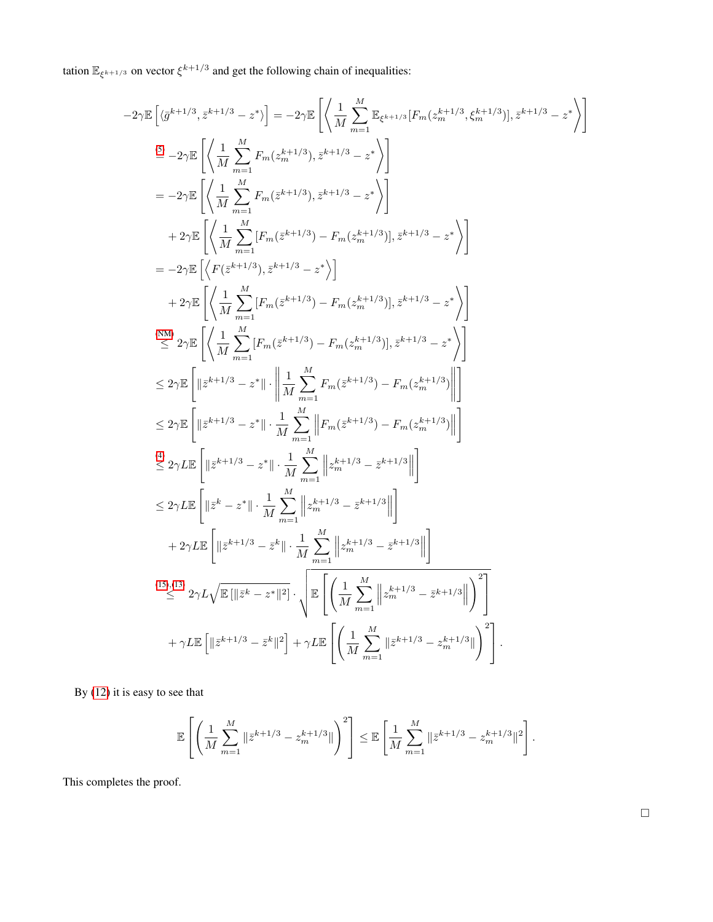tation $\mathbb{E}_{\xi^{k+1/3}}$ on vector $\xi^{k+1/3}$ and get the following chain of inequalities:

$$
\begin{aligned}
-2\gamma\mathbb{E}\left[\langle \bar{g}^{k+1/3}, \bar{z}^{k+1/3} - z^*\rangle\right] &= -2\gamma\mathbb{E}\left[\left\langle \frac{1}{M}\sum_{m=1}^{M}\mathbb{E}_{\xi^{k+1/3}}[F_m(z_m^{k+1/3}, \xi_m^{k+1/3})], \bar{z}^{k+1/3} - z^*\right\rangle\right] \\
&\overset{(5)}{=} -2\gamma\mathbb{E}\left[\left\langle \frac{1}{M}\sum_{m=1}^{M} F_m(z_m^{k+1/3}), \bar{z}^{k+1/3} - z^*\right\rangle\right] \\
&= -2\gamma\mathbb{E}\left[\left\langle \frac{1}{M}\sum_{m=1}^{M} F_m(\bar{z}^{k+1/3}), \bar{z}^{k+1/3} - z^*\right\rangle\right] \\
&\quad + 2\gamma\mathbb{E}\left[\left\langle \frac{1}{M}\sum_{m=1}^{M} [F_m(\bar{z}^{k+1/3}) - F_m(z_m^{k+1/3})], \bar{z}^{k+1/3} - z^*\right\rangle\right] \\
&= -2\gamma\mathbb{E}\left[\left\langle F(\bar{z}^{k+1/3}), \bar{z}^{k+1/3} - z^*\right\rangle\right] \\
&\quad + 2\gamma\mathbb{E}\left[\left\langle \frac{1}{M}\sum_{m=1}^{M} [F_m(\bar{z}^{k+1/3}) - F_m(z_m^{k+1/3})], \bar{z}^{k+1/3} - z^*\right\rangle\right] \\
&\overset{(NM)}{\leq} 2\gamma\mathbb{E}\left[\left\langle \frac{1}{M}\sum_{m=1}^{M} [F_m(\bar{z}^{k+1/3}) - F_m(z_m^{k+1/3})], \bar{z}^{k+1/3} - z^*\right\rangle\right] \\
&\leq 2\gamma\mathbb{E}\left[\|\bar{z}^{k+1/3} - z^*\| \cdot \left\| \frac{1}{M}\sum_{m=1}^{M} F_m(\bar{z}^{k+1/3}) - F_m(z_m^{k+1/3})\right\|\right] \\
&\leq 2\gamma\mathbb{E}\left[\|\bar{z}^{k+1/3} - z^*\| \cdot \frac{1}{M}\sum_{m=1}^{M} \left\|F_m(\bar{z}^{k+1/3}) - F_m(z_m^{k+1/3})\right\|\right] \\
&\overset{(4)}{\leq} 2\gamma L\mathbb{E}\left[\|\bar{z}^{k+1/3} - z^*\| \cdot \frac{1}{M}\sum_{m=1}^{M} \left\|z_m^{k+1/3} - \bar{z}^{k+1/3}\right\|\right] \\
&\leq 2\gamma L\mathbb{E}\left[\|\bar{z}^{k} - z^*\| \cdot \frac{1}{M}\sum_{m=1}^{M} \left\|z_m^{k+1/3} - \bar{z}^{k+1/3}\right\|\right] \\
&\quad + 2\gamma L\mathbb{E}\left[\|\bar{z}^{k+1/3} - \bar{z}^{k}\| \cdot \frac{1}{M}\sum_{m=1}^{M} \left\|z_m^{k+1/3} - \bar{z}^{k+1/3}\right\|\right] \\
&\overset{(15),(13)}{\leq} 2\gamma L\sqrt{\mathbb{E}\left[\|\bar{z}^{k} - z^*\|^2\right]} \cdot \sqrt{\mathbb{E}\left[\left(\frac{1}{M}\sum_{m=1}^{M} \left\|z_m^{k+1/3} - \bar{z}^{k+1/3}\right\|\right)^2\right]} \\
&\quad + \gamma L\mathbb{E}\left[\|\bar{z}^{k+1/3} - \bar{z}^{k}\|^2\right] + \gamma L\mathbb{E}\left[\left(\frac{1}{M}\sum_{m=1}^{M} \|\bar{z}^{k+1/3} - z_m^{k+1/3}\|\right)^2\right].
\end{aligned}
$$

By (12) it is easy to see that

$$
\mathbb{E}\left[\left(\frac{1}{M}\sum_{m=1}^{M} \|\bar{z}^{k+1/3} - z_m^{k+1/3}\|\right)^2\right] \leq \mathbb{E}\left[\frac{1}{M}\sum_{m=1}^{M} \|\bar{z}^{k+1/3} - z_m^{k+1/3}\|^2\right].
$$

This completes the proof.

$\square$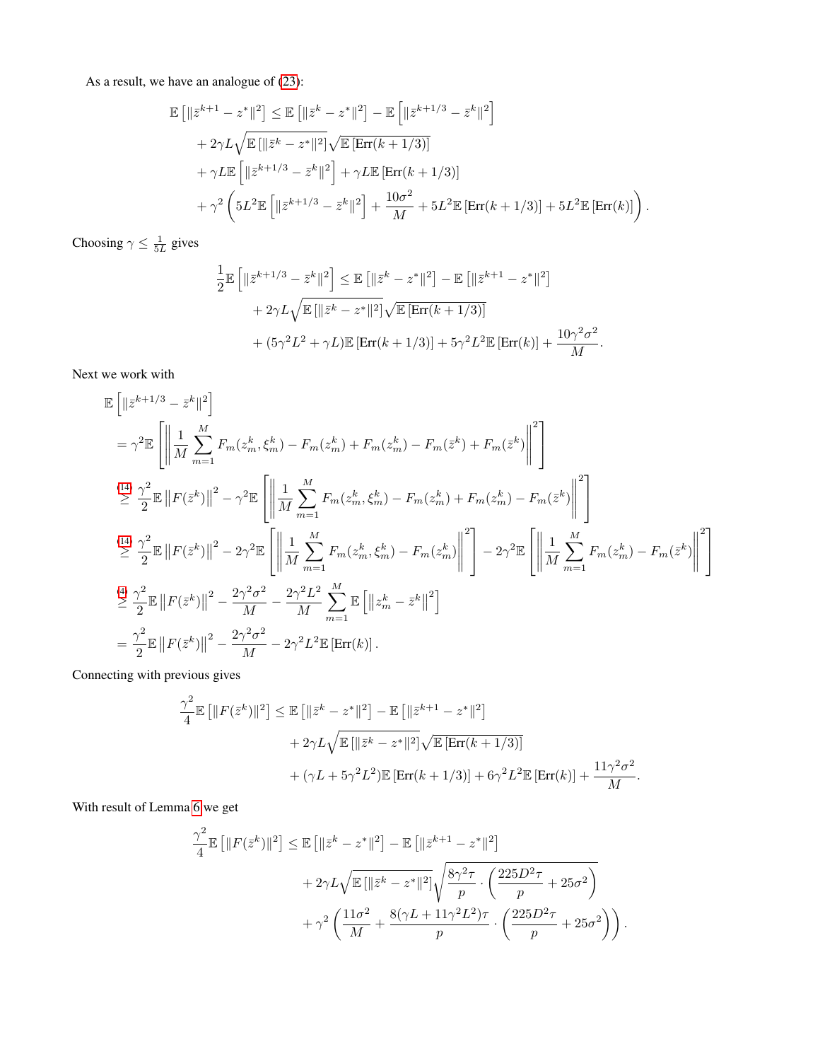As a result, we have an analogue of (23):

$$
\begin{aligned}
\mathbb{E}\left[\|\bar{z}^{k+1} - z^*\|^2\right] \leq\ & \mathbb{E}\left[\|\bar{z}^{k} - z^*\|^2\right] - \mathbb{E}\left[\|\bar{z}^{k+1/3} - \bar{z}^{k}\|^2\right] \\
& + 2\gamma L \sqrt{\mathbb{E}\left[\|\bar{z}^{k} - z^*\|^2\right]}\sqrt{\mathbb{E}\left[\mathrm{Err}(k+1/3)\right]} \\
& + \gamma L \mathbb{E}\left[\|\bar{z}^{k+1/3} - \bar{z}^{k}\|^2\right] + \gamma L \mathbb{E}\left[\mathrm{Err}(k+1/3)\right] \\
& + \gamma^2 \left( 5L^2 \mathbb{E}\left[\|\bar{z}^{k+1/3} - \bar{z}^{k}\|^2\right] + \frac{10\sigma^2}{M} + 5L^2 \mathbb{E}\left[\mathrm{Err}(k+1/3)\right] + 5L^2 \mathbb{E}\left[\mathrm{Err}(k)\right] \right).
\end{aligned}
$$

Choosing $\gamma \leq \frac{1}{5L}$ gives

$$
\begin{aligned}
\frac{1}{2}\mathbb{E}\left[\|\bar{z}^{k+1/3} - \bar{z}^{k}\|^2\right] \leq\ & \mathbb{E}\left[\|\bar{z}^{k} - z^*\|^2\right] - \mathbb{E}\left[\|\bar{z}^{k+1} - z^*\|^2\right] \\
& + 2\gamma L \sqrt{\mathbb{E}\left[\|\bar{z}^{k} - z^*\|^2\right]}\sqrt{\mathbb{E}\left[\mathrm{Err}(k+1/3)\right]} \\
& + (5\gamma^2 L^2 + \gamma L)\mathbb{E}\left[\mathrm{Err}(k+1/3)\right] + 5\gamma^2 L^2 \mathbb{E}\left[\mathrm{Err}(k)\right] + \frac{10\gamma^2\sigma^2}{M}.
\end{aligned}
$$

Next we work with

$$
\begin{aligned}
&\mathbb{E}\left[\|\bar{z}^{k+1/3} - \bar{z}^{k}\|^2\right] \\
&= \gamma^2 \mathbb{E}\left[\left\|\frac{1}{M}\sum_{m=1}^{M} F_m(z_m^k, \xi_m^k) - F_m(z_m^k) + F_m(z_m^k) - F_m(\bar{z}^k) + F_m(\bar{z}^k)\right\|^2\right] \\
&\overset{(14)}{\geq} \frac{\gamma^2}{2}\mathbb{E}\left\|F(\bar{z}^k)\right\|^2 - \gamma^2 \mathbb{E}\left[\left\|\frac{1}{M}\sum_{m=1}^{M} F_m(z_m^k, \xi_m^k) - F_m(z_m^k) + F_m(z_m^k) - F_m(\bar{z}^k)\right\|^2\right] \\
&\overset{(14)}{\geq} \frac{\gamma^2}{2}\mathbb{E}\left\|F(\bar{z}^k)\right\|^2 - 2\gamma^2 \mathbb{E}\left[\left\|\frac{1}{M}\sum_{m=1}^{M} F_m(z_m^k, \xi_m^k) - F_m(z_m^k)\right\|^2\right] - 2\gamma^2 \mathbb{E}\left[\left\|\frac{1}{M}\sum_{m=1}^{M} F_m(z_m^k) - F_m(\bar{z}^k)\right\|^2\right] \\
&\overset{(4)}{\geq} \frac{\gamma^2}{2}\mathbb{E}\left\|F(\bar{z}^k)\right\|^2 - \frac{2\gamma^2\sigma^2}{M} - \frac{2\gamma^2 L^2}{M}\sum_{m=1}^{M}\mathbb{E}\left[\left\|z_m^k - \bar{z}^k\right\|^2\right] \\
&= \frac{\gamma^2}{2}\mathbb{E}\left\|F(\bar{z}^k)\right\|^2 - \frac{2\gamma^2\sigma^2}{M} - 2\gamma^2 L^2 \mathbb{E}\left[\mathrm{Err}(k)\right].
\end{aligned}
$$

Connecting with previous gives

$$
\begin{aligned}
\frac{\gamma^2}{4}\mathbb{E}\left[\|F(\bar{z}^k)\|^2\right] \leq\ & \mathbb{E}\left[\|\bar{z}^{k} - z^*\|^2\right] - \mathbb{E}\left[\|\bar{z}^{k+1} - z^*\|^2\right] \\
& + 2\gamma L \sqrt{\mathbb{E}\left[\|\bar{z}^{k} - z^*\|^2\right]}\sqrt{\mathbb{E}\left[\mathrm{Err}(k+1/3)\right]} \\
& + (\gamma L + 5\gamma^2 L^2)\mathbb{E}\left[\mathrm{Err}(k+1/3)\right] + 6\gamma^2 L^2 \mathbb{E}\left[\mathrm{Err}(k)\right] + \frac{11\gamma^2\sigma^2}{M}.
\end{aligned}
$$

With result of Lemma 6 we get

$$
\begin{aligned}
\frac{\gamma^2}{4}\mathbb{E}\left[\|F(\bar{z}^k)\|^2\right] \leq\ & \mathbb{E}\left[\|\bar{z}^{k} - z^*\|^2\right] - \mathbb{E}\left[\|\bar{z}^{k+1} - z^*\|^2\right] \\
& + 2\gamma L \sqrt{\mathbb{E}\left[\|\bar{z}^{k} - z^*\|^2\right]}\sqrt{\frac{8\gamma^2\tau}{p}\cdot\left(\frac{225D^2\tau}{p} + 25\sigma^2\right)} \\
& + \gamma^2\left(\frac{11\sigma^2}{M} + \frac{8(\gamma L + 11\gamma^2 L^2)\tau}{p}\cdot\left(\frac{225D^2\tau}{p} + 25\sigma^2\right)\right).
\end{aligned}
$$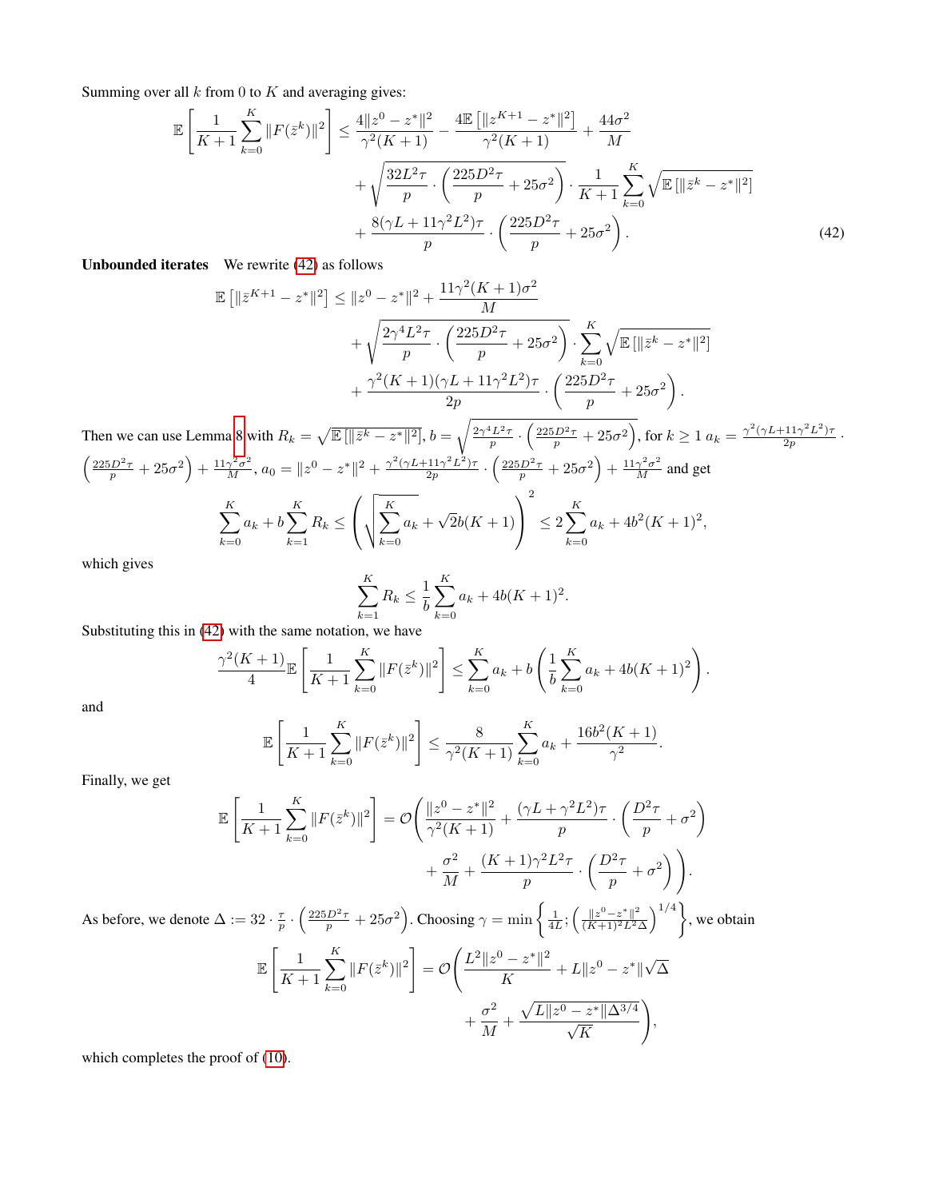Summing over all $k$ from 0 to $K$ and averaging gives:

$$
\begin{aligned}
\mathbb{E}\left[\frac{1}{K+1}\sum_{k=0}^{K}\|F(\bar{z}^k)\|^2\right] \leq & \frac{4\|z^0-z^*\|^2}{\gamma^2(K+1)} - \frac{4\mathbb{E}\left[\|z^{K+1}-z^*\|^2\right]}{\gamma^2(K+1)} + \frac{44\sigma^2}{M} \\
& + \sqrt{\frac{32L^2\tau}{p}\cdot\left(\frac{225D^2\tau}{p}+25\sigma^2\right)}\cdot\frac{1}{K+1}\sum_{k=0}^{K}\sqrt{\mathbb{E}\left[\|\bar{z}^k-z^*\|^2\right]} \\
& + \frac{8(\gamma L + 11\gamma^2L^2)\tau}{p}\cdot\left(\frac{225D^2\tau}{p}+25\sigma^2\right).
\end{aligned} \tag{42}
$$

**Unbounded iterates** We rewrite (42) as follows

$$
\begin{aligned}
\mathbb{E}\left[\|\bar{z}^{K+1}-z^*\|^2\right] \leq & \|z^0-z^*\|^2 + \frac{11\gamma^2(K+1)\sigma^2}{M} \\
& + \sqrt{\frac{2\gamma^4L^2\tau}{p}\cdot\left(\frac{225D^2\tau}{p}+25\sigma^2\right)}\cdot\sum_{k=0}^{K}\sqrt{\mathbb{E}\left[\|\bar{z}^k-z^*\|^2\right]} \\
& + \frac{\gamma^2(K+1)(\gamma L+11\gamma^2L^2)\tau}{2p}\cdot\left(\frac{225D^2\tau}{p}+25\sigma^2\right).
\end{aligned}
$$

Then we can use Lemma 8 with $R_k = \sqrt{\mathbb{E}\left[\|\bar{z}^k-z^*\|^2\right]}$, $b = \sqrt{\frac{2\gamma^4L^2\tau}{p}\cdot\left(\frac{225D^2\tau}{p}+25\sigma^2\right)}$, for $k \geq 1$ $a_k = \frac{\gamma^2(\gamma L+11\gamma^2L^2)\tau}{2p}\cdot\left(\frac{225D^2\tau}{p}+25\sigma^2\right)+\frac{11\gamma^2\sigma^2}{M}$, $a_0 = \|z^0-z^*\|^2 + \frac{\gamma^2(\gamma L+11\gamma^2L^2)\tau}{2p}\cdot\left(\frac{225D^2\tau}{p}+25\sigma^2\right)+\frac{11\gamma^2\sigma^2}{M}$ and get

$$
\sum_{k=0}^{K}a_k + b\sum_{k=1}^{K}R_k \leq \left(\sqrt{\sum_{k=0}^{K}a_k}+\sqrt{2}b(K+1)\right)^2 \leq 2\sum_{k=0}^{K}a_k + 4b^2(K+1)^2,
$$

which gives

$$
\sum_{k=1}^{K}R_k \leq \frac{1}{b}\sum_{k=0}^{K}a_k + 4b(K+1)^2.
$$

Substituting this in (42) with the same notation, we have

$$
\frac{\gamma^2(K+1)}{4}\mathbb{E}\left[\frac{1}{K+1}\sum_{k=0}^{K}\|F(\bar{z}^k)\|^2\right] \leq \sum_{k=0}^{K}a_k + b\left(\frac{1}{b}\sum_{k=0}^{K}a_k + 4b(K+1)^2\right).
$$

and

$$
\mathbb{E}\left[\frac{1}{K+1}\sum_{k=0}^{K}\|F(\bar{z}^k)\|^2\right] \leq \frac{8}{\gamma^2(K+1)}\sum_{k=0}^{K}a_k + \frac{16b^2(K+1)}{\gamma^2}.
$$

Finally, we get

$$
\begin{aligned}
\mathbb{E}\left[\frac{1}{K+1}\sum_{k=0}^{K}\|F(\bar{z}^k)\|^2\right] = \mathcal{O}\Bigg( & \frac{\|z^0-z^*\|^2}{\gamma^2(K+1)} + \frac{(\gamma L+\gamma^2L^2)\tau}{p}\cdot\left(\frac{D^2\tau}{p}+\sigma^2\right) \\
& + \frac{\sigma^2}{M} + \frac{(K+1)\gamma^2L^2\tau}{p}\cdot\left(\frac{D^2\tau}{p}+\sigma^2\right)\Bigg).
\end{aligned}
$$

As before, we denote $\Delta := 32\cdot\frac{\tau}{p}\cdot\left(\frac{225D^2\tau}{p}+25\sigma^2\right)$. Choosing $\gamma = \min\left\{\frac{1}{4L}; \left(\frac{\|z^0-z^*\|^2}{(K+1)^2L^2\Delta}\right)^{1/4}\right\}$, we obtain

$$
\begin{aligned}
\mathbb{E}\left[\frac{1}{K+1}\sum_{k=0}^{K}\|F(\bar{z}^k)\|^2\right] = \mathcal{O}\Bigg( & \frac{L^2\|z^0-z^*\|^2}{K} + L\|z^0-z^*\|\sqrt{\Delta} \\
& + \frac{\sigma^2}{M} + \frac{\sqrt{L\|z^0-z^*\|\Delta^{3/4}}}{\sqrt{K}}\Bigg),
\end{aligned}
$$

which completes the proof of (10).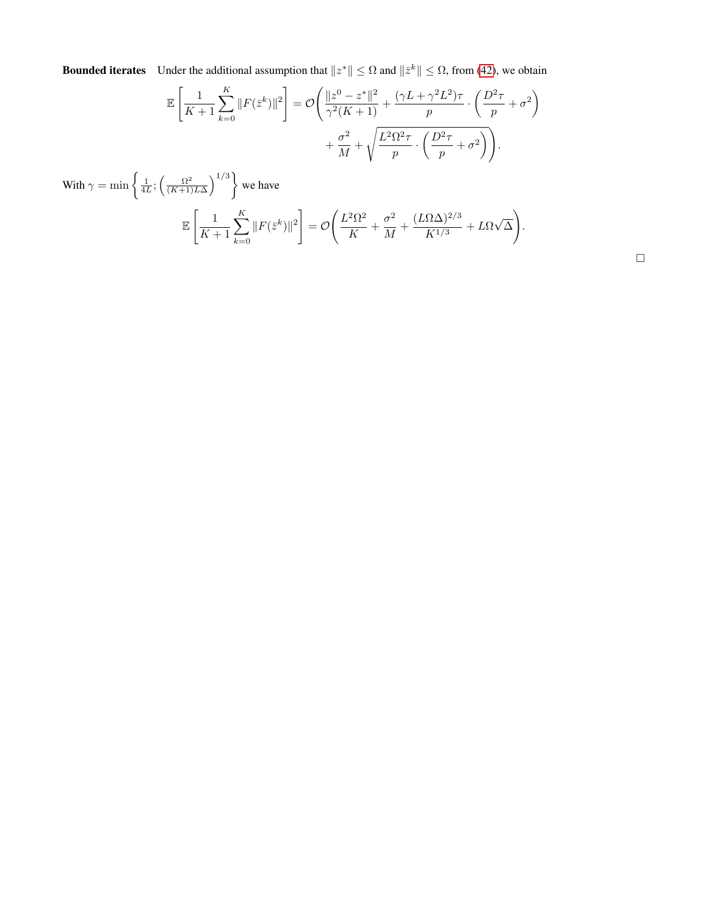**Bounded iterates** Under the additional assumption that $\|z^*\| \leq \Omega$ and $\|\bar{z}^k\| \leq \Omega$, from (42), we obtain

$$
\mathbb{E}\left[\frac{1}{K+1}\sum_{k=0}^{K}\|F(\bar{z}^k)\|^2\right] = \mathcal{O}\Bigg(\frac{\|z^0 - z^*\|^2}{\gamma^2(K+1)} + \frac{(\gamma L + \gamma^2 L^2)\tau}{p}\cdot\left(\frac{D^2\tau}{p} + \sigma^2\right) + \frac{\sigma^2}{M} + \sqrt{\frac{L^2\Omega^2\tau}{p}\cdot\left(\frac{D^2\tau}{p} + \sigma^2\right)}\Bigg).
$$

With $\gamma = \min\left\{\frac{1}{4L}; \left(\frac{\Omega^2}{(K+1)L\Delta}\right)^{1/3}\right\}$ we have

$$
\mathbb{E}\left[\frac{1}{K+1}\sum_{k=0}^{K}\|F(\bar{z}^k)\|^2\right] = \mathcal{O}\Bigg(\frac{L^2\Omega^2}{K} + \frac{\sigma^2}{M} + \frac{(L\Omega\Delta)^{2/3}}{K^{1/3}} + L\Omega\sqrt{\Delta}\Bigg).
$$

$\square$